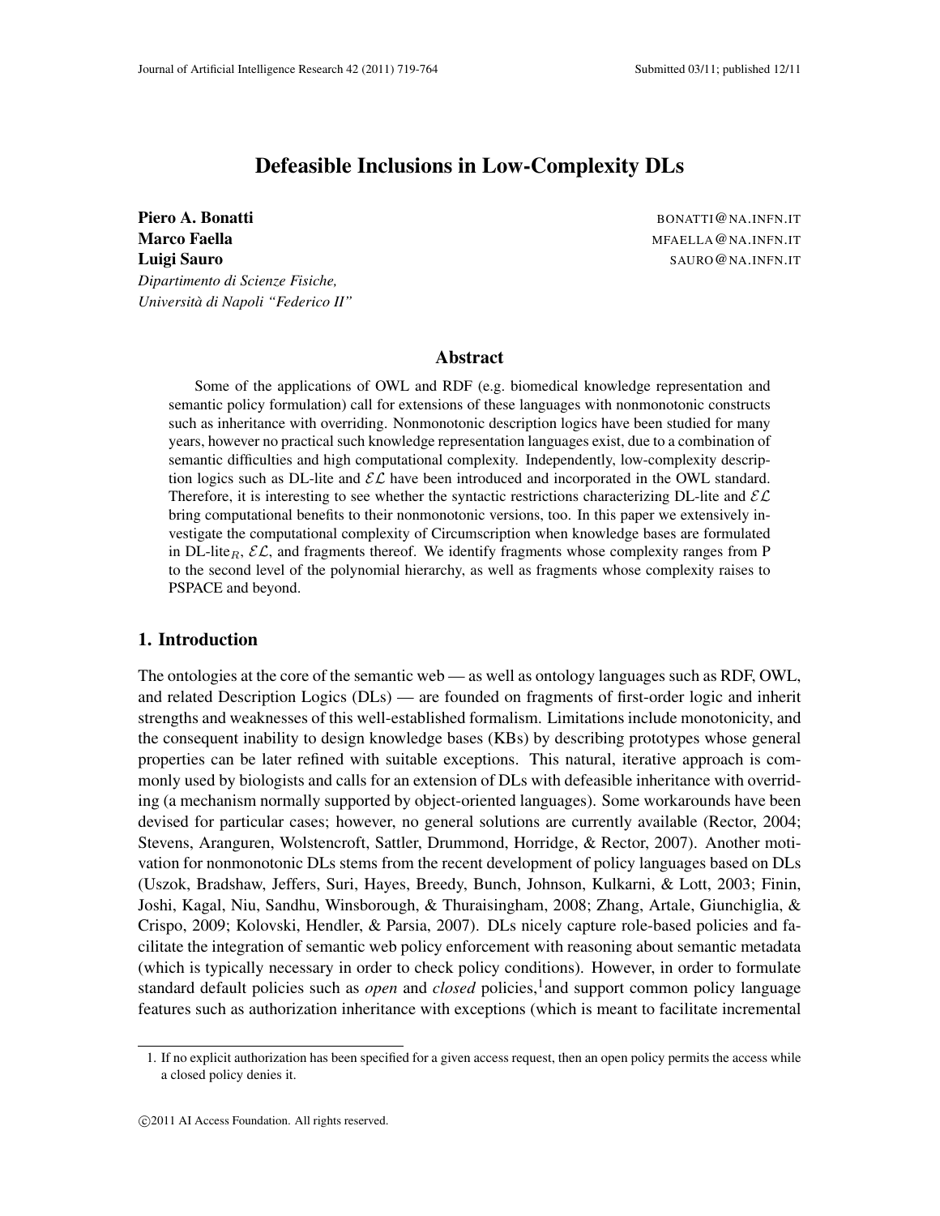# Defeasible Inclusions in Low-Complexity DLs

**Piero A. Bonatti** BONATTI@NA.INFN.IT
**Marco Faella** MFAELLA@NA.INFN.IT
**Luigi Sauro** SAURO@NA.INFN.IT
*Dipartimento di Scienze Fisiche,*
*Università di Napoli "Federico II"*

## Abstract

Some of the applications of OWL and RDF (e.g. biomedical knowledge representation and semantic policy formulation) call for extensions of these languages with nonmonotonic constructs such as inheritance with overriding. Nonmonotonic description logics have been studied for many years, however no practical such knowledge representation languages exist, due to a combination of semantic difficulties and high computational complexity. Independently, low-complexity description logics such as DL-lite and $\mathcal{EL}$ have been introduced and incorporated in the OWL standard. Therefore, it is interesting to see whether the syntactic restrictions characterizing DL-lite and $\mathcal{EL}$ bring computational benefits to their nonmonotonic versions, too. In this paper we extensively investigate the computational complexity of Circumscription when knowledge bases are formulated in DL-lite$_R$, $\mathcal{EL}$, and fragments thereof. We identify fragments whose complexity ranges from P to the second level of the polynomial hierarchy, as well as fragments whose complexity raises to PSPACE and beyond.

## 1. Introduction

The ontologies at the core of the semantic web — as well as ontology languages such as RDF, OWL, and related Description Logics (DLs) — are founded on fragments of first-order logic and inherit strengths and weaknesses of this well-established formalism. Limitations include monotonicity, and the consequent inability to design knowledge bases (KBs) by describing prototypes whose general properties can be later refined with suitable exceptions. This natural, iterative approach is commonly used by biologists and calls for an extension of DLs with defeasible inheritance with overriding (a mechanism normally supported by object-oriented languages). Some workarounds have been devised for particular cases; however, no general solutions are currently available (Rector, 2004; Stevens, Aranguren, Wolstencroft, Sattler, Drummond, Horridge, & Rector, 2007). Another motivation for nonmonotonic DLs stems from the recent development of policy languages based on DLs (Uszok, Bradshaw, Jeffers, Suri, Hayes, Breedy, Bunch, Johnson, Kulkarni, & Lott, 2003; Finin, Joshi, Kagal, Niu, Sandhu, Winsborough, & Thuraisingham, 2008; Zhang, Artale, Giunchiglia, & Crispo, 2009; Kolovski, Hendler, & Parsia, 2007). DLs nicely capture role-based policies and facilitate the integration of semantic web policy enforcement with reasoning about semantic metadata (which is typically necessary in order to check policy conditions). However, in order to formulate standard default policies such as *open* and *closed* policies,[1] and support common policy language features such as authorization inheritance with exceptions (which is meant to facilitate incremental

1. If no explicit authorization has been specified for a given access request, then an open policy permits the access while a closed policy denies it.

©2011 AI Access Foundation. All rights reserved.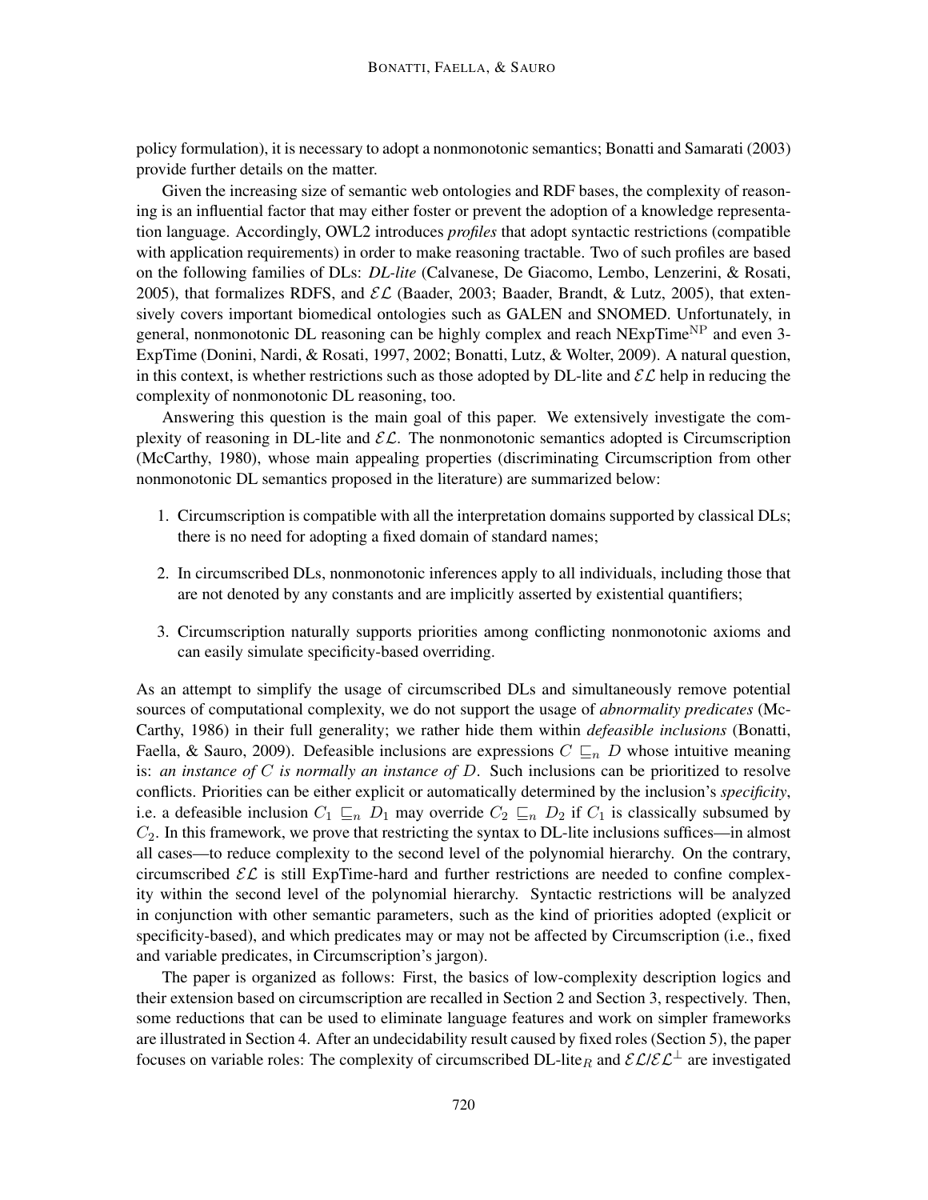policy formulation), it is necessary to adopt a nonmonotonic semantics; Bonatti and Samarati (2003) provide further details on the matter.

Given the increasing size of semantic web ontologies and RDF bases, the complexity of reasoning is an influential factor that may either foster or prevent the adoption of a knowledge representation language. Accordingly, OWL2 introduces *profiles* that adopt syntactic restrictions (compatible with application requirements) in order to make reasoning tractable. Two of such profiles are based on the following families of DLs: *DL-lite* (Calvanese, De Giacomo, Lembo, Lenzerini, & Rosati, 2005), that formalizes RDFS, and $\mathcal{EL}$ (Baader, 2003; Baader, Brandt, & Lutz, 2005), that extensively covers important biomedical ontologies such as GALEN and SNOMED. Unfortunately, in general, nonmonotonic DL reasoning can be highly complex and reach $\text{NExpTime}^{\text{NP}}$ and even 3-ExpTime (Donini, Nardi, & Rosati, 1997, 2002; Bonatti, Lutz, & Wolter, 2009). A natural question, in this context, is whether restrictions such as those adopted by DL-lite and $\mathcal{EL}$ help in reducing the complexity of nonmonotonic DL reasoning, too.

Answering this question is the main goal of this paper. We extensively investigate the complexity of reasoning in DL-lite and $\mathcal{EL}$. The nonmonotonic semantics adopted is Circumscription (McCarthy, 1980), whose main appealing properties (discriminating Circumscription from other nonmonotonic DL semantics proposed in the literature) are summarized below:

1. Circumscription is compatible with all the interpretation domains supported by classical DLs; there is no need for adopting a fixed domain of standard names;
2. In circumscribed DLs, nonmonotonic inferences apply to all individuals, including those that are not denoted by any constants and are implicitly asserted by existential quantifiers;
3. Circumscription naturally supports priorities among conflicting nonmonotonic axioms and can easily simulate specificity-based overriding.

As an attempt to simplify the usage of circumscribed DLs and simultaneously remove potential sources of computational complexity, we do not support the usage of *abnormality predicates* (McCarthy, 1986) in their full generality; we rather hide them within *defeasible inclusions* (Bonatti, Faella, & Sauro, 2009). Defeasible inclusions are expressions $C \sqsubseteq_n D$ whose intuitive meaning is: *an instance of $C$ is normally an instance of $D$*. Such inclusions can be prioritized to resolve conflicts. Priorities can be either explicit or automatically determined by the inclusion's *specificity*, i.e. a defeasible inclusion $C_1 \sqsubseteq_n D_1$ may override $C_2 \sqsubseteq_n D_2$ if $C_1$ is classically subsumed by $C_2$. In this framework, we prove that restricting the syntax to DL-lite inclusions suffices—in almost all cases—to reduce complexity to the second level of the polynomial hierarchy. On the contrary, circumscribed $\mathcal{EL}$ is still ExpTime-hard and further restrictions are needed to confine complexity within the second level of the polynomial hierarchy. Syntactic restrictions will be analyzed in conjunction with other semantic parameters, such as the kind of priorities adopted (explicit or specificity-based), and which predicates may or may not be affected by Circumscription (i.e., fixed and variable predicates, in Circumscription's jargon).

The paper is organized as follows: First, the basics of low-complexity description logics and their extension based on circumscription are recalled in Section 2 and Section 3, respectively. Then, some reductions that can be used to eliminate language features and work on simpler frameworks are illustrated in Section 4. After an undecidability result caused by fixed roles (Section 5), the paper focuses on variable roles: The complexity of circumscribed DL-lite$_R$ and $\mathcal{EL}$/$\mathcal{EL}^{\perp}$ are investigated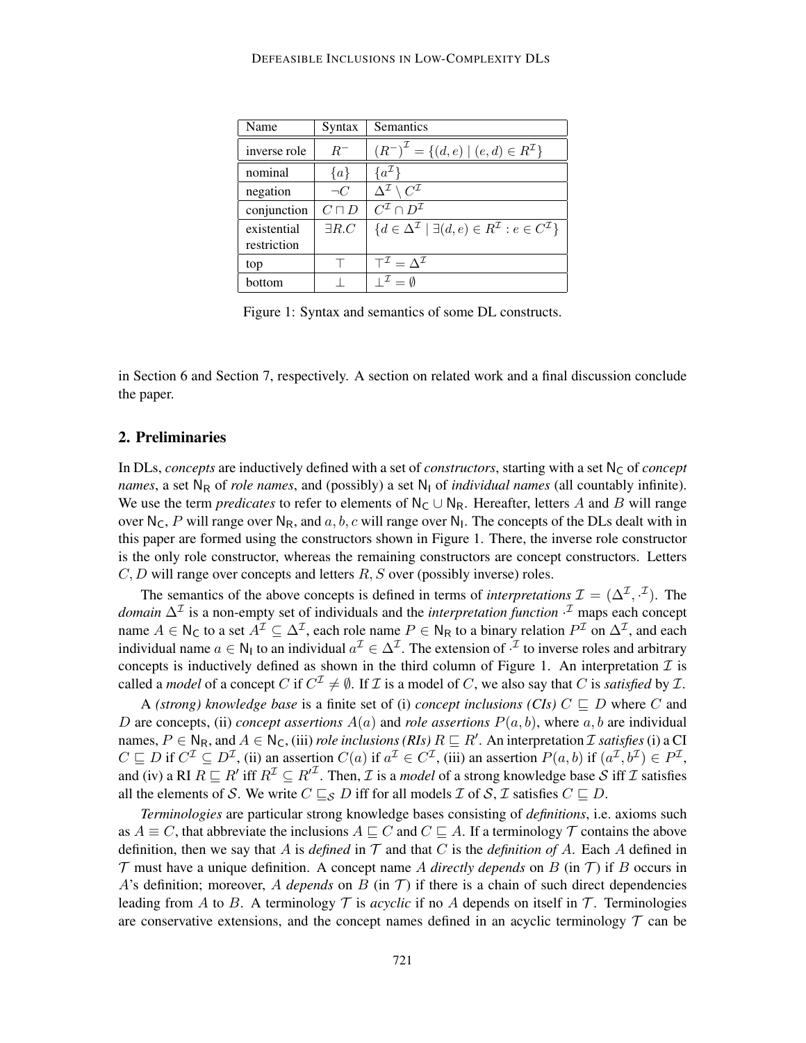| Name | Syntax | Semantics |
|---|---|---|
| inverse role | $R^-$ | $(R^-)^\mathcal{I} = \{(d,e) \mid (e,d) \in R^\mathcal{I}\}$ |
| nominal | $\{a\}$ | $\{a^\mathcal{I}\}$ |
| negation | $\neg C$ | $\Delta^\mathcal{I} \setminus C^\mathcal{I}$ |
| conjunction | $C \sqcap D$ | $C^\mathcal{I} \cap D^\mathcal{I}$ |
| existential restriction | $\exists R.C$ | $\{d \in \Delta^\mathcal{I} \mid \exists (d,e) \in R^\mathcal{I} : e \in C^\mathcal{I}\}$ |
| top | $\top$ | $\top^\mathcal{I} = \Delta^\mathcal{I}$ |
| bottom | $\bot$ | $\bot^\mathcal{I} = \emptyset$ |

Figure 1: Syntax and semantics of some DL constructs.

in Section 6 and Section 7, respectively. A section on related work and a final discussion conclude the paper.

## 2. Preliminaries

In DLs, *concepts* are inductively defined with a set of *constructors*, starting with a set $\mathsf{N_C}$ of *concept names*, a set $\mathsf{N_R}$ of *role names*, and (possibly) a set $\mathsf{N_I}$ of *individual names* (all countably infinite). We use the term *predicates* to refer to elements of $\mathsf{N_C} \cup \mathsf{N_R}$. Hereafter, letters $A$ and $B$ will range over $\mathsf{N_C}$, $P$ will range over $\mathsf{N_R}$, and $a, b, c$ will range over $\mathsf{N_I}$. The concepts of the DLs dealt with in this paper are formed using the constructors shown in Figure 1. There, the inverse role constructor is the only role constructor, whereas the remaining constructors are concept constructors. Letters $C, D$ will range over concepts and letters $R, S$ over (possibly inverse) roles.

The semantics of the above concepts is defined in terms of *interpretations* $\mathcal{I} = (\Delta^\mathcal{I}, \cdot^\mathcal{I})$. The *domain* $\Delta^\mathcal{I}$ is a non-empty set of individuals and the *interpretation function* $\cdot^\mathcal{I}$ maps each concept name $A \in \mathsf{N_C}$ to a set $A^\mathcal{I} \subseteq \Delta^\mathcal{I}$, each role name $P \in \mathsf{N_R}$ to a binary relation $P^\mathcal{I}$ on $\Delta^\mathcal{I}$, and each individual name $a \in \mathsf{N_I}$ to an individual $a^\mathcal{I} \in \Delta^\mathcal{I}$. The extension of $\cdot^\mathcal{I}$ to inverse roles and arbitrary concepts is inductively defined as shown in the third column of Figure 1. An interpretation $\mathcal{I}$ is called a *model* of a concept $C$ if $C^\mathcal{I} \neq \emptyset$. If $\mathcal{I}$ is a model of $C$, we also say that $C$ is *satisfied* by $\mathcal{I}$.

A *(strong) knowledge base* is a finite set of (i) *concept inclusions (CIs)* $C \sqsubseteq D$ where $C$ and $D$ are concepts, (ii) *concept assertions* $A(a)$ and *role assertions* $P(a, b)$, where $a, b$ are individual names, $P \in \mathsf{N_R}$, and $A \in \mathsf{N_C}$, (iii) *role inclusions (RIs)* $R \sqsubseteq R'$. An interpretation $\mathcal{I}$ *satisfies* (i) a CI $C \sqsubseteq D$ if $C^\mathcal{I} \subseteq D^\mathcal{I}$, (ii) an assertion $C(a)$ if $a^\mathcal{I} \in C^\mathcal{I}$, (iii) an assertion $P(a, b)$ if $(a^\mathcal{I}, b^\mathcal{I}) \in P^\mathcal{I}$, and (iv) a RI $R \sqsubseteq R'$ iff $R^\mathcal{I} \subseteq R'^\mathcal{I}$. Then, $\mathcal{I}$ is a *model* of a strong knowledge base $\mathcal{S}$ iff $\mathcal{I}$ satisfies all the elements of $\mathcal{S}$. We write $C \sqsubseteq_\mathcal{S} D$ iff for all models $\mathcal{I}$ of $\mathcal{S}$, $\mathcal{I}$ satisfies $C \sqsubseteq D$.

*Terminologies* are particular strong knowledge bases consisting of *definitions*, i.e. axioms such as $A \equiv C$, that abbreviate the inclusions $A \sqsubseteq C$ and $C \sqsubseteq A$. If a terminology $\mathcal{T}$ contains the above definition, then we say that $A$ is *defined* in $\mathcal{T}$ and that $C$ is the *definition of* $A$. Each $A$ defined in $\mathcal{T}$ must have a unique definition. A concept name $A$ *directly depends* on $B$ (in $\mathcal{T}$) if $B$ occurs in $A$'s definition; moreover, $A$ *depends* on $B$ (in $\mathcal{T}$) if there is a chain of such direct dependencies leading from $A$ to $B$. A terminology $\mathcal{T}$ is *acyclic* if no $A$ depends on itself in $\mathcal{T}$. Terminologies are conservative extensions, and the concept names defined in an acyclic terminology $\mathcal{T}$ can be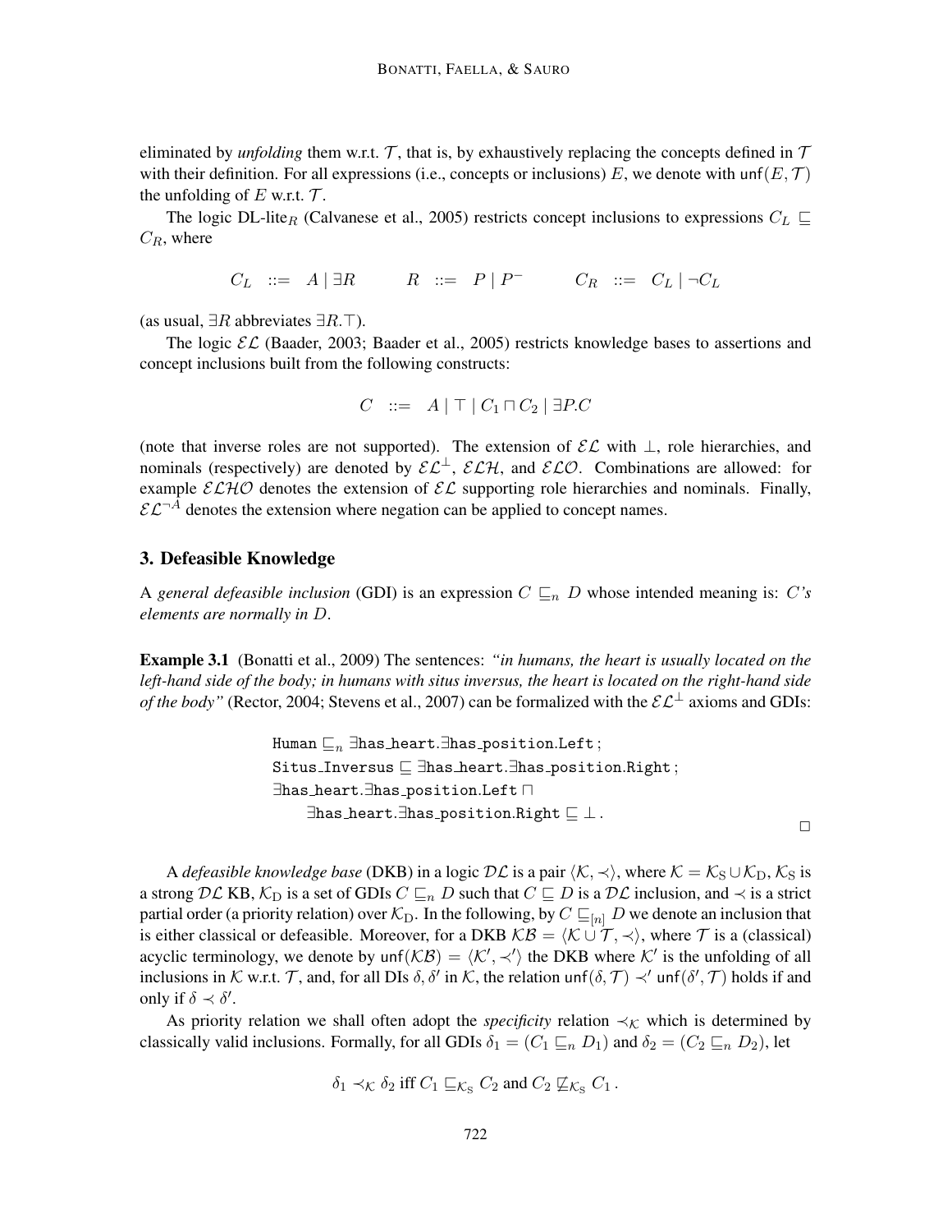eliminated by *unfolding* them w.r.t. $\mathcal{T}$, that is, by exhaustively replacing the concepts defined in $\mathcal{T}$ with their definition. For all expressions (i.e., concepts or inclusions) $E$, we denote with $\mathsf{unf}(E, \mathcal{T})$ the unfolding of $E$ w.r.t. $\mathcal{T}$.

The logic DL-lite$_R$ (Calvanese et al., 2005) restricts concept inclusions to expressions $C_L \sqsubseteq C_R$, where

$$C_L \;::=\; A \mid \exists R \qquad R \;::=\; P \mid P^- \qquad C_R \;::=\; C_L \mid \neg C_L$$

(as usual, $\exists R$ abbreviates $\exists R.\top$).

The logic $\mathcal{EL}$ (Baader, 2003; Baader et al., 2005) restricts knowledge bases to assertions and concept inclusions built from the following constructs:

$$C \;::=\; A \mid \top \mid C_1 \sqcap C_2 \mid \exists P.C$$

(note that inverse roles are not supported). The extension of $\mathcal{EL}$ with $\bot$, role hierarchies, and nominals (respectively) are denoted by $\mathcal{EL}^\bot$, $\mathcal{ELH}$, and $\mathcal{ELO}$. Combinations are allowed: for example $\mathcal{ELHO}$ denotes the extension of $\mathcal{EL}$ supporting role hierarchies and nominals. Finally, $\mathcal{EL}^{\neg A}$ denotes the extension where negation can be applied to concept names.

## 3. Defeasible Knowledge

A *general defeasible inclusion* (GDI) is an expression $C \sqsubseteq_n D$ whose intended meaning is: *C's elements are normally in D.*

**Example 3.1** (Bonatti et al., 2009) The sentences: *"in humans, the heart is usually located on the left-hand side of the body; in humans with situs inversus, the heart is located on the right-hand side of the body"* (Rector, 2004; Stevens et al., 2007) can be formalized with the $\mathcal{EL}^\bot$ axioms and GDIs:

$$\begin{aligned}
&\mathtt{Human} \sqsubseteq_n \exists \mathtt{has\_heart}.\exists \mathtt{has\_position}.\mathtt{Left}\,;\\
&\mathtt{Situs\_Inversus} \sqsubseteq \exists \mathtt{has\_heart}.\exists \mathtt{has\_position}.\mathtt{Right}\,;\\
&\exists \mathtt{has\_heart}.\exists \mathtt{has\_position}.\mathtt{Left} \sqcap\\
&\quad \exists \mathtt{has\_heart}.\exists \mathtt{has\_position}.\mathtt{Right} \sqsubseteq \bot\,.
\end{aligned}$$

□

A *defeasible knowledge base* (DKB) in a logic $\mathcal{DL}$ is a pair $\langle \mathcal{K}, \prec \rangle$, where $\mathcal{K} = \mathcal{K}_\mathrm{S} \cup \mathcal{K}_\mathrm{D}$, $\mathcal{K}_\mathrm{S}$ is a strong $\mathcal{DL}$ KB, $\mathcal{K}_\mathrm{D}$ is a set of GDIs $C \sqsubseteq_n D$ such that $C \sqsubseteq D$ is a $\mathcal{DL}$ inclusion, and $\prec$ is a strict partial order (a priority relation) over $\mathcal{K}_\mathrm{D}$. In the following, by $C \sqsubseteq_{[n]} D$ we denote an inclusion that is either classical or defeasible. Moreover, for a DKB $\mathcal{KB} = \langle \mathcal{K} \cup \mathcal{T}, \prec \rangle$, where $\mathcal{T}$ is a (classical) acyclic terminology, we denote by $\mathsf{unf}(\mathcal{KB}) = \langle \mathcal{K}', \prec' \rangle$ the DKB where $\mathcal{K}'$ is the unfolding of all inclusions in $\mathcal{K}$ w.r.t. $\mathcal{T}$, and, for all DIs $\delta, \delta'$ in $\mathcal{K}$, the relation $\mathsf{unf}(\delta, \mathcal{T}) \prec' \mathsf{unf}(\delta', \mathcal{T})$ holds if and only if $\delta \prec \delta'$.

As priority relation we shall often adopt the *specificity* relation $\prec_\mathcal{K}$ which is determined by classically valid inclusions. Formally, for all GDIs $\delta_1 = (C_1 \sqsubseteq_n D_1)$ and $\delta_2 = (C_2 \sqsubseteq_n D_2)$, let

$$\delta_1 \prec_\mathcal{K} \delta_2 \text{ iff } C_1 \sqsubseteq_{\mathcal{K}_\mathrm{S}} C_2 \text{ and } C_2 \not\sqsubseteq_{\mathcal{K}_\mathrm{S}} C_1\,.$$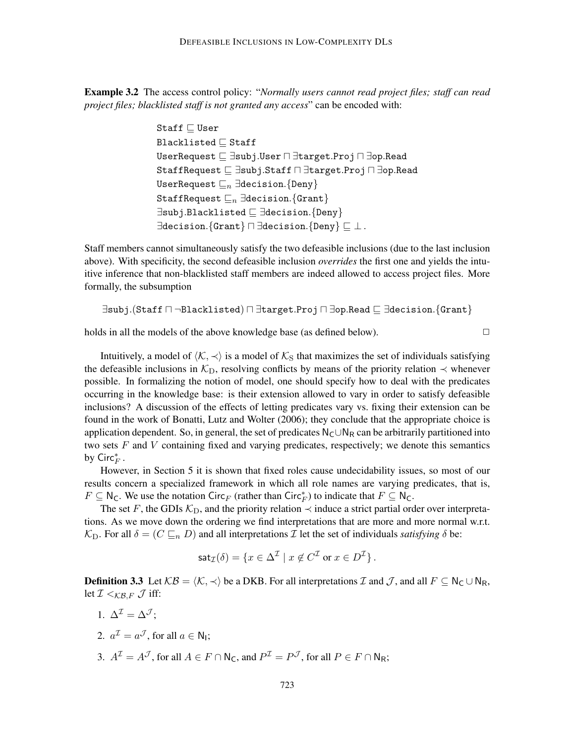**Example 3.2** The access control policy: "*Normally users cannot read project files; staff can read project files; blacklisted staff is not granted any access*" can be encoded with:

$$\begin{aligned}
&\mathtt{Staff} \sqsubseteq \mathtt{User}\\
&\mathtt{Blacklisted} \sqsubseteq \mathtt{Staff}\\
&\mathtt{UserRequest} \sqsubseteq \exists\mathtt{subj.User} \sqcap \exists\mathtt{target.Proj} \sqcap \exists\mathtt{op.Read}\\
&\mathtt{StaffRequest} \sqsubseteq \exists\mathtt{subj.Staff} \sqcap \exists\mathtt{target.Proj} \sqcap \exists\mathtt{op.Read}\\
&\mathtt{UserRequest} \sqsubseteq_n \exists\mathtt{decision}.\{\mathtt{Deny}\}\\
&\mathtt{StaffRequest} \sqsubseteq_n \exists\mathtt{decision}.\{\mathtt{Grant}\}\\
&\exists\mathtt{subj.Blacklisted} \sqsubseteq \exists\mathtt{decision}.\{\mathtt{Deny}\}\\
&\exists\mathtt{decision}.\{\mathtt{Grant}\} \sqcap \exists\mathtt{decision}.\{\mathtt{Deny}\} \sqsubseteq \bot\,.
\end{aligned}$$

Staff members cannot simultaneously satisfy the two defeasible inclusions (due to the last inclusion above). With specificity, the second defeasible inclusion *overrides* the first one and yields the intuitive inference that non-blacklisted staff members are indeed allowed to access project files. More formally, the subsumption

$$\exists\mathtt{subj}.(\mathtt{Staff} \sqcap \neg\mathtt{Blacklisted}) \sqcap \exists\mathtt{target.Proj} \sqcap \exists\mathtt{op.Read} \sqsubseteq \exists\mathtt{decision}.\{\mathtt{Grant}\}$$

holds in all the models of the above knowledge base (as defined below). □

Intuitively, a model of $\langle \mathcal{K}, \prec \rangle$ is a model of $\mathcal{K}_{\mathrm{S}}$ that maximizes the set of individuals satisfying the defeasible inclusions in $\mathcal{K}_{\mathrm{D}}$, resolving conflicts by means of the priority relation $\prec$ whenever possible. In formalizing the notion of model, one should specify how to deal with the predicates occurring in the knowledge base: is their extension allowed to vary in order to satisfy defeasible inclusions? A discussion of the effects of letting predicates vary vs. fixing their extension can be found in the work of Bonatti, Lutz and Wolter (2006); they conclude that the appropriate choice is application dependent. So, in general, the set of predicates $\mathsf{N_C} \cup \mathsf{N_R}$ can be arbitrarily partitioned into two sets $F$ and $V$ containing fixed and varying predicates, respectively; we denote this semantics by $\mathsf{Circ}^*_F$.

However, in Section 5 it is shown that fixed roles cause undecidability issues, so most of our results concern a specialized framework in which all role names are varying predicates, that is, $F \subseteq \mathsf{N_C}$. We use the notation $\mathsf{Circ}_F$ (rather than $\mathsf{Circ}^*_F$) to indicate that $F \subseteq \mathsf{N_C}$.

The set $F$, the GDIs $\mathcal{K}_{\mathrm{D}}$, and the priority relation $\prec$ induce a strict partial order over interpretations. As we move down the ordering we find interpretations that are more and more normal w.r.t. $\mathcal{K}_{\mathrm{D}}$. For all $\delta = (C \sqsubseteq_n D)$ and all interpretations $\mathcal{I}$ let the set of individuals *satisfying* $\delta$ be:

$$\mathsf{sat}_{\mathcal{I}}(\delta) = \{x \in \Delta^{\mathcal{I}} \mid x \notin C^{\mathcal{I}} \text{ or } x \in D^{\mathcal{I}}\}\,.$$

**Definition 3.3** Let $\mathcal{KB} = \langle \mathcal{K}, \prec \rangle$ be a DKB. For all interpretations $\mathcal{I}$ and $\mathcal{J}$, and all $F \subseteq \mathsf{N_C} \cup \mathsf{N_R}$, let $\mathcal{I} <_{\mathcal{KB},F} \mathcal{J}$ iff:

1. $\Delta^{\mathcal{I}} = \Delta^{\mathcal{J}}$;
2. $a^{\mathcal{I}} = a^{\mathcal{J}}$, for all $a \in \mathsf{N_I}$;
3. $A^{\mathcal{I}} = A^{\mathcal{J}}$, for all $A \in F \cap \mathsf{N_C}$, and $P^{\mathcal{I}} = P^{\mathcal{J}}$, for all $P \in F \cap \mathsf{N_R}$;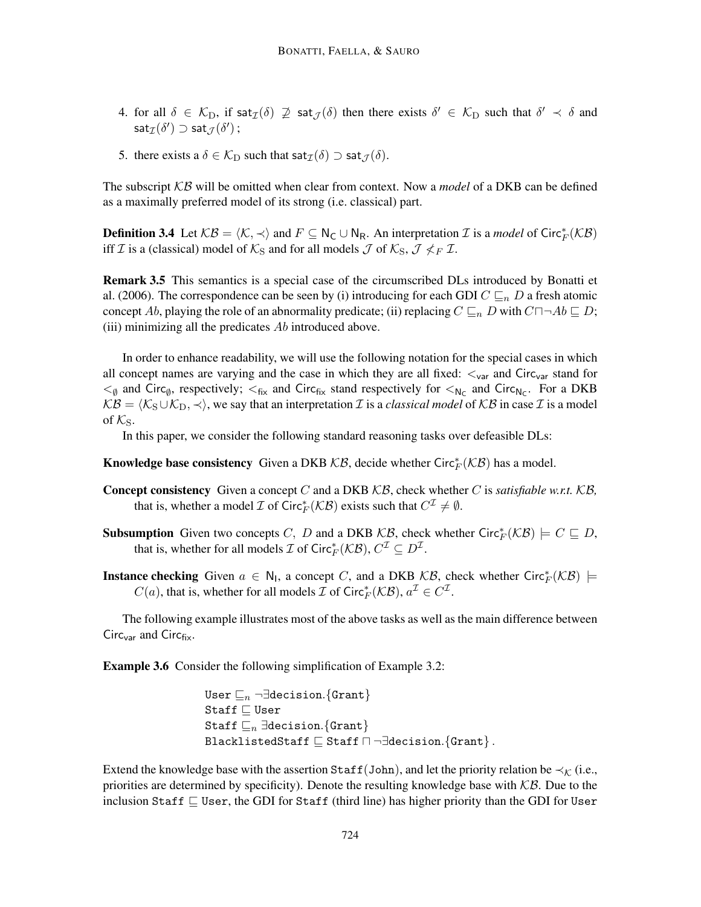4. for all $\delta \in \mathcal{K}_\mathrm{D}$, if $\mathsf{sat}_\mathcal{I}(\delta) \not\supseteq \mathsf{sat}_\mathcal{J}(\delta)$ then there exists $\delta' \in \mathcal{K}_\mathrm{D}$ such that $\delta' \prec \delta$ and $\mathsf{sat}_\mathcal{I}(\delta') \supset \mathsf{sat}_\mathcal{J}(\delta')$ ;

5. there exists a $\delta \in \mathcal{K}_\mathrm{D}$ such that $\mathsf{sat}_\mathcal{I}(\delta) \supset \mathsf{sat}_\mathcal{J}(\delta)$.

The subscript $\mathcal{KB}$ will be omitted when clear from context. Now a *model* of a DKB can be defined as a maximally preferred model of its strong (i.e. classical) part.

**Definition 3.4** Let $\mathcal{KB} = \langle \mathcal{K}, \prec \rangle$ and $F \subseteq \mathsf{N_C} \cup \mathsf{N_R}$. An interpretation $\mathcal{I}$ is a *model* of $\mathsf{Circ}^*_F(\mathcal{KB})$ iff $\mathcal{I}$ is a (classical) model of $\mathcal{K}_\mathrm{S}$ and for all models $\mathcal{J}$ of $\mathcal{K}_\mathrm{S}$, $\mathcal{J} \not<_F \mathcal{I}$.

**Remark 3.5** This semantics is a special case of the circumscribed DLs introduced by Bonatti et al. (2006). The correspondence can be seen by (i) introducing for each GDI $C \sqsubseteq_n D$ a fresh atomic concept $Ab$, playing the role of an abnormality predicate; (ii) replacing $C \sqsubseteq_n D$ with $C \sqcap \neg Ab \sqsubseteq D$; (iii) minimizing all the predicates $Ab$ introduced above.

In order to enhance readability, we will use the following notation for the special cases in which all concept names are varying and the case in which they are all fixed: $<_\mathsf{var}$ and $\mathsf{Circ}_\mathsf{var}$ stand for $<_\emptyset$ and $\mathsf{Circ}_\emptyset$, respectively; $<_\mathsf{fix}$ and $\mathsf{Circ}_\mathsf{fix}$ stand respectively for $<_{\mathsf{N_C}}$ and $\mathsf{Circ}_{\mathsf{N_C}}$. For a DKB $\mathcal{KB} = \langle \mathcal{K}_\mathrm{S} \cup \mathcal{K}_\mathrm{D}, \prec \rangle$, we say that an interpretation $\mathcal{I}$ is a *classical model* of $\mathcal{KB}$ in case $\mathcal{I}$ is a model of $\mathcal{K}_\mathrm{S}$.

In this paper, we consider the following standard reasoning tasks over defeasible DLs:

**Knowledge base consistency** Given a DKB $\mathcal{KB}$, decide whether $\mathsf{Circ}^*_F(\mathcal{KB})$ has a model.

**Concept consistency** Given a concept $C$ and a DKB $\mathcal{KB}$, check whether $C$ is *satisfiable w.r.t.* $\mathcal{KB}$, that is, whether a model $\mathcal{I}$ of $\mathsf{Circ}^*_F(\mathcal{KB})$ exists such that $C^\mathcal{I} \neq \emptyset$.

**Subsumption** Given two concepts $C$, $D$ and a DKB $\mathcal{KB}$, check whether $\mathsf{Circ}^*_F(\mathcal{KB}) \models C \sqsubseteq D$, that is, whether for all models $\mathcal{I}$ of $\mathsf{Circ}^*_F(\mathcal{KB})$, $C^\mathcal{I} \subseteq D^\mathcal{I}$.

**Instance checking** Given $a \in \mathsf{N_I}$, a concept $C$, and a DKB $\mathcal{KB}$, check whether $\mathsf{Circ}^*_F(\mathcal{KB}) \models C(a)$, that is, whether for all models $\mathcal{I}$ of $\mathsf{Circ}^*_F(\mathcal{KB})$, $a^\mathcal{I} \in C^\mathcal{I}$.

The following example illustrates most of the above tasks as well as the main difference between $\mathsf{Circ}_\mathsf{var}$ and $\mathsf{Circ}_\mathsf{fix}$.

**Example 3.6** Consider the following simplification of Example 3.2:

$$
\begin{array}{l}
\mathtt{User} \sqsubseteq_n \neg\exists \mathtt{decision}.\{\mathtt{Grant}\} \\
\mathtt{Staff} \sqsubseteq \mathtt{User} \\
\mathtt{Staff} \sqsubseteq_n \exists \mathtt{decision}.\{\mathtt{Grant}\} \\
\mathtt{BlacklistedStaff} \sqsubseteq \mathtt{Staff} \sqcap \neg\exists \mathtt{decision}.\{\mathtt{Grant}\}\,.
\end{array}
$$

Extend the knowledge base with the assertion Staff(John), and let the priority relation be $\prec_\mathcal{K}$ (i.e., priorities are determined by specificity). Denote the resulting knowledge base with $\mathcal{KB}$. Due to the inclusion Staff $\sqsubseteq$ User, the GDI for Staff (third line) has higher priority than the GDI for User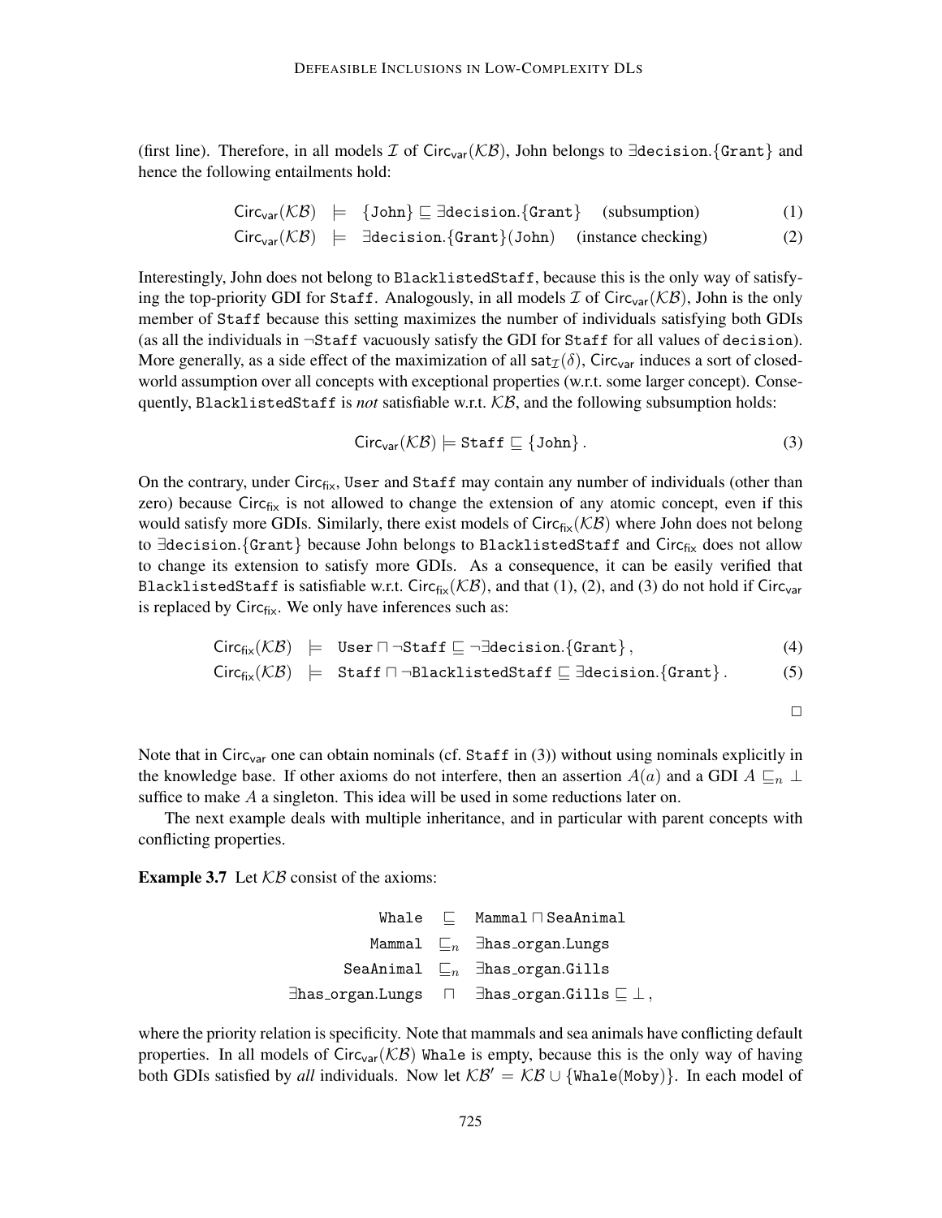(first line). Therefore, in all models $\mathcal{I}$ of $\mathsf{Circ}_{\mathsf{var}}(\mathcal{KB})$, John belongs to $\exists\mathtt{decision}.\{\mathtt{Grant}\}$ and hence the following entailments hold:

$$\mathsf{Circ}_{\mathsf{var}}(\mathcal{KB}) \models \{\mathtt{John}\} \sqsubseteq \exists\mathtt{decision}.\{\mathtt{Grant}\} \quad \text{(subsumption)} \tag{1}$$

$$\mathsf{Circ}_{\mathsf{var}}(\mathcal{KB}) \models \exists\mathtt{decision}.\{\mathtt{Grant}\}(\mathtt{John}) \quad \text{(instance checking)} \tag{2}$$

Interestingly, John does not belong to BlacklistedStaff, because this is the only way of satisfying the top-priority GDI for Staff. Analogously, in all models $\mathcal{I}$ of $\mathsf{Circ}_{\mathsf{var}}(\mathcal{KB})$, John is the only member of Staff because this setting maximizes the number of individuals satisfying both GDIs (as all the individuals in $\neg$Staff vacuously satisfy the GDI for Staff for all values of decision). More generally, as a side effect of the maximization of all $\mathsf{sat}_{\mathcal{I}}(\delta)$, $\mathsf{Circ}_{\mathsf{var}}$ induces a sort of closed-world assumption over all concepts with exceptional properties (w.r.t. some larger concept). Consequently, BlacklistedStaff is *not* satisfiable w.r.t. $\mathcal{KB}$, and the following subsumption holds:

$$\mathsf{Circ}_{\mathsf{var}}(\mathcal{KB}) \models \mathtt{Staff} \sqsubseteq \{\mathtt{John}\}\,. \tag{3}$$

On the contrary, under $\mathsf{Circ}_{\mathsf{fix}}$, User and Staff may contain any number of individuals (other than zero) because $\mathsf{Circ}_{\mathsf{fix}}$ is not allowed to change the extension of any atomic concept, even if this would satisfy more GDIs. Similarly, there exist models of $\mathsf{Circ}_{\mathsf{fix}}(\mathcal{KB})$ where John does not belong to $\exists\mathtt{decision}.\{\mathtt{Grant}\}$ because John belongs to BlacklistedStaff and $\mathsf{Circ}_{\mathsf{fix}}$ does not allow to change its extension to satisfy more GDIs. As a consequence, it can be easily verified that BlacklistedStaff is satisfiable w.r.t. $\mathsf{Circ}_{\mathsf{fix}}(\mathcal{KB})$, and that (1), (2), and (3) do not hold if $\mathsf{Circ}_{\mathsf{var}}$ is replaced by $\mathsf{Circ}_{\mathsf{fix}}$. We only have inferences such as:

$$\mathsf{Circ}_{\mathsf{fix}}(\mathcal{KB}) \models \mathtt{User} \sqcap \neg\mathtt{Staff} \sqsubseteq \neg\exists\mathtt{decision}.\{\mathtt{Grant}\}\,, \tag{4}$$

$$\mathsf{Circ}_{\mathsf{fix}}(\mathcal{KB}) \models \mathtt{Staff} \sqcap \neg\mathtt{BlacklistedStaff} \sqsubseteq \exists\mathtt{decision}.\{\mathtt{Grant}\}\,. \tag{5}$$

□

Note that in $\mathsf{Circ}_{\mathsf{var}}$ one can obtain nominals (cf. Staff in (3)) without using nominals explicitly in the knowledge base. If other axioms do not interfere, then an assertion $A(a)$ and a GDI $A \sqsubseteq_n \bot$ suffice to make $A$ a singleton. This idea will be used in some reductions later on.

The next example deals with multiple inheritance, and in particular with parent concepts with conflicting properties.

**Example 3.7** Let $\mathcal{KB}$ consist of the axioms:

$$\begin{aligned}
\mathtt{Whale} &\sqsubseteq \mathtt{Mammal} \sqcap \mathtt{SeaAnimal}\\
\mathtt{Mammal} &\sqsubseteq_n \exists\mathtt{has\_organ}.\mathtt{Lungs}\\
\mathtt{SeaAnimal} &\sqsubseteq_n \exists\mathtt{has\_organ}.\mathtt{Gills}\\
\exists\mathtt{has\_organ}.\mathtt{Lungs} &\sqcap \exists\mathtt{has\_organ}.\mathtt{Gills} \sqsubseteq \bot\,,
\end{aligned}$$

where the priority relation is specificity. Note that mammals and sea animals have conflicting default properties. In all models of $\mathsf{Circ}_{\mathsf{var}}(\mathcal{KB})$ Whale is empty, because this is the only way of having both GDIs satisfied by *all* individuals. Now let $\mathcal{KB}' = \mathcal{KB} \cup \{\mathtt{Whale}(\mathtt{Moby})\}$. In each model of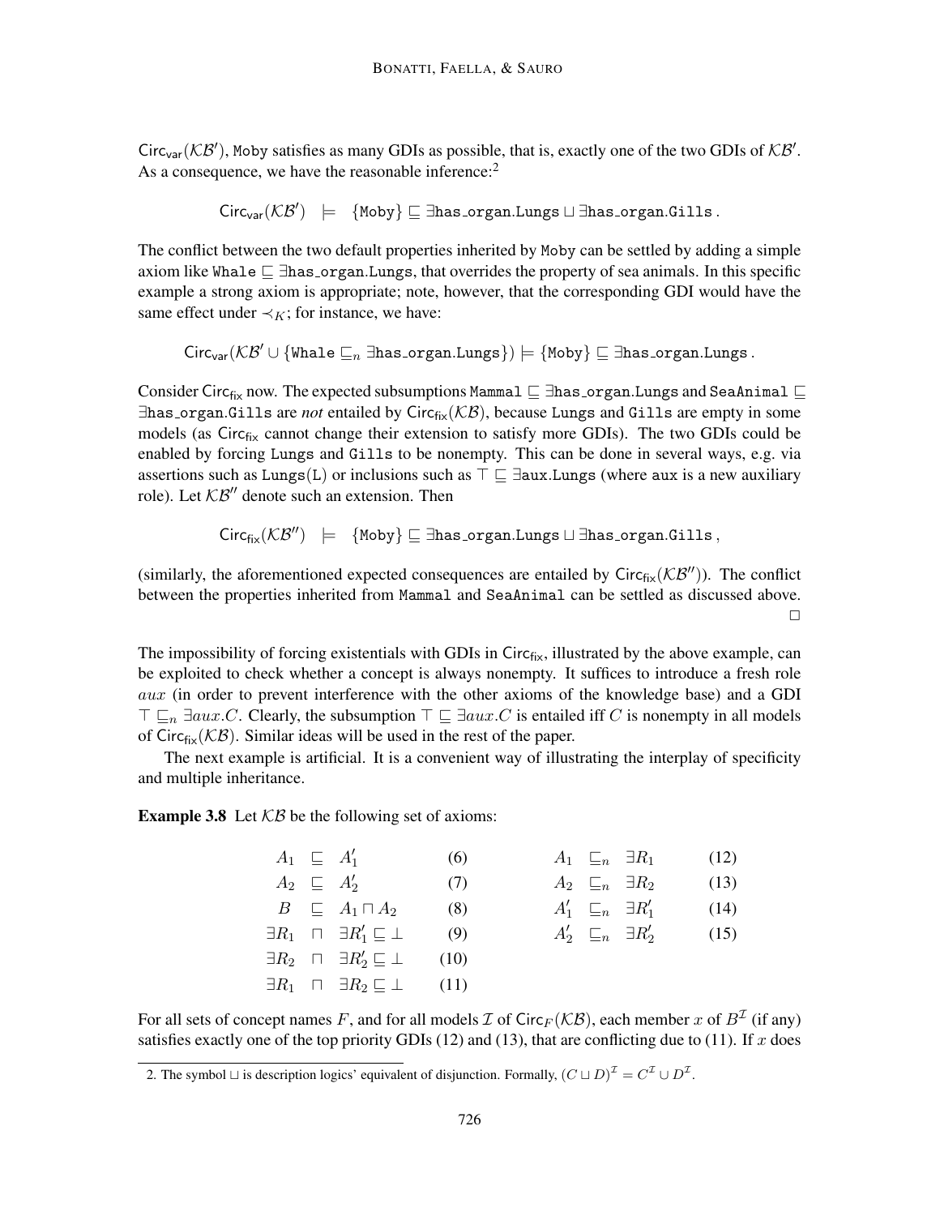$\mathsf{Circ}_{\mathsf{var}}(\mathcal{KB}')$, Moby satisfies as many GDIs as possible, that is, exactly one of the two GDIs of $\mathcal{KB}'$. As a consequence, we have the reasonable inference:[2]

$$\mathsf{Circ}_{\mathsf{var}}(\mathcal{KB}') \quad \models \quad \{\texttt{Moby}\} \sqsubseteq \exists \texttt{has\_organ}.\texttt{Lungs} \sqcup \exists \texttt{has\_organ}.\texttt{Gills}\,.$$

The conflict between the two default properties inherited by Moby can be settled by adding a simple axiom like $\texttt{Whale} \sqsubseteq \exists \texttt{has\_organ}.\texttt{Lungs}$, that overrides the property of sea animals. In this specific example a strong axiom is appropriate; note, however, that the corresponding GDI would have the same effect under $\prec_K$; for instance, we have:

$$\mathsf{Circ}_{\mathsf{var}}(\mathcal{KB}' \cup \{\texttt{Whale} \sqsubseteq_n \exists \texttt{has\_organ}.\texttt{Lungs}\}) \models \{\texttt{Moby}\} \sqsubseteq \exists \texttt{has\_organ}.\texttt{Lungs}\,.$$

Consider $\mathsf{Circ}_{\mathsf{fix}}$ now. The expected subsumptions $\texttt{Mammal} \sqsubseteq \exists \texttt{has\_organ}.\texttt{Lungs}$ and $\texttt{SeaAnimal} \sqsubseteq \exists \texttt{has\_organ}.\texttt{Gills}$ are *not* entailed by $\mathsf{Circ}_{\mathsf{fix}}(\mathcal{KB})$, because Lungs and Gills are empty in some models (as $\mathsf{Circ}_{\mathsf{fix}}$ cannot change their extension to satisfy more GDIs). The two GDIs could be enabled by forcing Lungs and Gills to be nonempty. This can be done in several ways, e.g. via assertions such as Lungs(L) or inclusions such as $\top \sqsubseteq \exists \texttt{aux}.\texttt{Lungs}$ (where aux is a new auxiliary role). Let $\mathcal{KB}''$ denote such an extension. Then

$$\mathsf{Circ}_{\mathsf{fix}}(\mathcal{KB}'') \quad \models \quad \{\texttt{Moby}\} \sqsubseteq \exists \texttt{has\_organ}.\texttt{Lungs} \sqcup \exists \texttt{has\_organ}.\texttt{Gills}\,,$$

(similarly, the aforementioned expected consequences are entailed by $\mathsf{Circ}_{\mathsf{fix}}(\mathcal{KB}'')$). The conflict between the properties inherited from Mammal and SeaAnimal can be settled as discussed above. □

The impossibility of forcing existentials with GDIs in $\mathsf{Circ}_{\mathsf{fix}}$, illustrated by the above example, can be exploited to check whether a concept is always nonempty. It suffices to introduce a fresh role $aux$ (in order to prevent interference with the other axioms of the knowledge base) and a GDI $\top \sqsubseteq_n \exists aux.C$. Clearly, the subsumption $\top \sqsubseteq \exists aux.C$ is entailed iff $C$ is nonempty in all models of $\mathsf{Circ}_{\mathsf{fix}}(\mathcal{KB})$. Similar ideas will be used in the rest of the paper.

The next example is artificial. It is a convenient way of illustrating the interplay of specificity and multiple inheritance.

**Example 3.8** Let $\mathcal{KB}$ be the following set of axioms:

$$A_1 \sqsubseteq A'_1 \qquad (6)$$
$$A_2 \sqsubseteq A'_2 \qquad (7)$$
$$B \sqsubseteq A_1 \sqcap A_2 \qquad (8)$$
$$\exists R_1 \sqcap \exists R'_1 \sqsubseteq \bot \qquad (9)$$
$$\exists R_2 \sqcap \exists R'_2 \sqsubseteq \bot \qquad (10)$$
$$\exists R_1 \sqcap \exists R_2 \sqsubseteq \bot \qquad (11)$$
$$A_1 \sqsubseteq_n \exists R_1 \qquad (12)$$
$$A_2 \sqsubseteq_n \exists R_2 \qquad (13)$$
$$A'_1 \sqsubseteq_n \exists R'_1 \qquad (14)$$
$$A'_2 \sqsubseteq_n \exists R'_2 \qquad (15)$$

For all sets of concept names $F$, and for all models $\mathcal{I}$ of $\mathsf{Circ}_F(\mathcal{KB})$, each member $x$ of $B^{\mathcal{I}}$ (if any) satisfies exactly one of the top priority GDIs (12) and (13), that are conflicting due to (11). If $x$ does

---

2. The symbol $\sqcup$ is description logics' equivalent of disjunction. Formally, $(C \sqcup D)^{\mathcal{I}} = C^{\mathcal{I}} \cup D^{\mathcal{I}}$.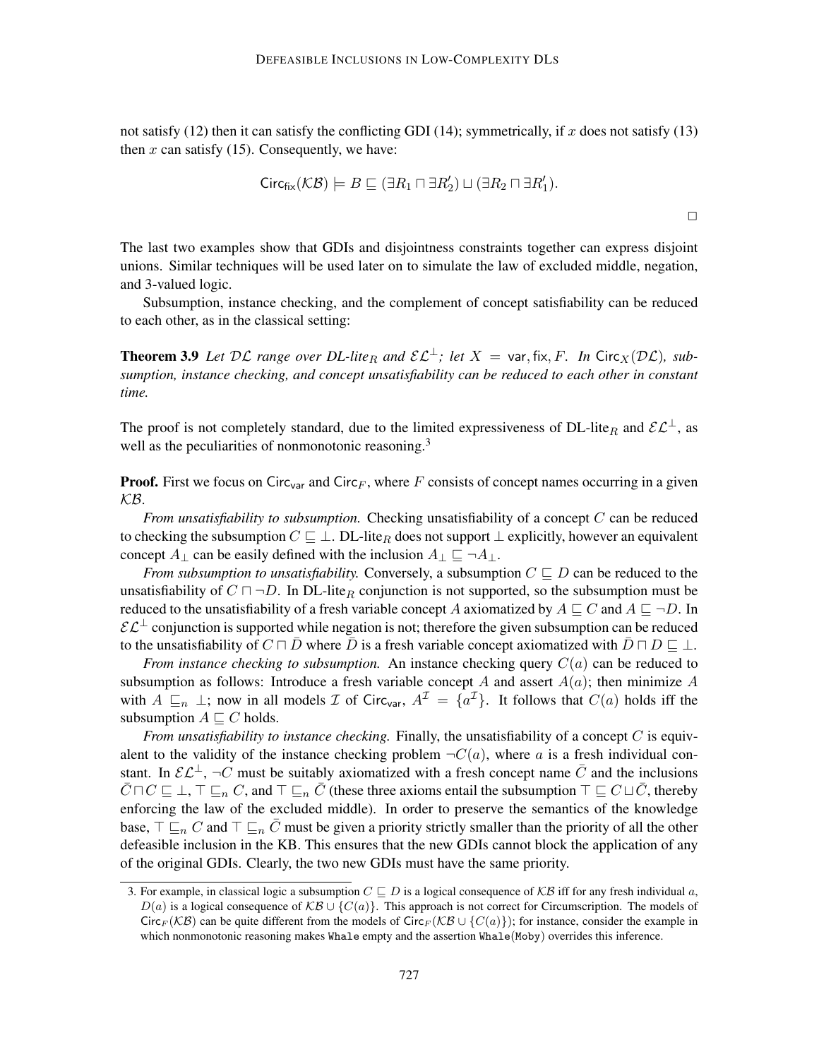not satisfy (12) then it can satisfy the conflicting GDI (14); symmetrically, if $x$ does not satisfy (13) then $x$ can satisfy (15). Consequently, we have:

$$\mathsf{Circ}_{\mathsf{fix}}(\mathcal{KB}) \models B \sqsubseteq (\exists R_1 \sqcap \exists R_2') \sqcup (\exists R_2 \sqcap \exists R_1').$$

$\square$

The last two examples show that GDIs and disjointness constraints together can express disjoint unions. Similar techniques will be used later on to simulate the law of excluded middle, negation, and 3-valued logic.

Subsumption, instance checking, and the complement of concept satisfiability can be reduced to each other, as in the classical setting:

**Theorem 3.9** *Let $\mathcal{DL}$ range over DL-lite$_R$ and $\mathcal{EL}^\perp$; let $X = \mathsf{var}, \mathsf{fix}, F$. In $\mathsf{Circ}_X(\mathcal{DL})$, subsumption, instance checking, and concept unsatisfiability can be reduced to each other in constant time.*

The proof is not completely standard, due to the limited expressiveness of DL-lite$_R$ and $\mathcal{EL}^\perp$, as well as the peculiarities of nonmonotonic reasoning.[3]

**Proof.** First we focus on $\mathsf{Circ}_{\mathsf{var}}$ and $\mathsf{Circ}_F$, where $F$ consists of concept names occurring in a given $\mathcal{KB}$.

*From unsatisfiability to subsumption.* Checking unsatisfiability of a concept $C$ can be reduced to checking the subsumption $C \sqsubseteq \perp$. DL-lite$_R$ does not support $\perp$ explicitly, however an equivalent concept $A_\perp$ can be easily defined with the inclusion $A_\perp \sqsubseteq \neg A_\perp$.

*From subsumption to unsatisfiability.* Conversely, a subsumption $C \sqsubseteq D$ can be reduced to the unsatisfiability of $C \sqcap \neg D$. In DL-lite$_R$ conjunction is not supported, so the subsumption must be reduced to the unsatisfiability of a fresh variable concept $A$ axiomatized by $A \sqsubseteq C$ and $A \sqsubseteq \neg D$. In $\mathcal{EL}^\perp$ conjunction is supported while negation is not; therefore the given subsumption can be reduced to the unsatisfiability of $C \sqcap \bar{D}$ where $\bar{D}$ is a fresh variable concept axiomatized with $\bar{D} \sqcap D \sqsubseteq \perp$.

*From instance checking to subsumption.* An instance checking query $C(a)$ can be reduced to subsumption as follows: Introduce a fresh variable concept $A$ and assert $A(a)$; then minimize $A$ with $A \sqsubseteq_n \perp$; now in all models $\mathcal{I}$ of $\mathsf{Circ}_{\mathsf{var}}$, $A^{\mathcal{I}} = \{a^{\mathcal{I}}\}$. It follows that $C(a)$ holds iff the subsumption $A \sqsubseteq C$ holds.

*From unsatisfiability to instance checking.* Finally, the unsatisfiability of a concept $C$ is equivalent to the validity of the instance checking problem $\neg C(a)$, where $a$ is a fresh individual constant. In $\mathcal{EL}^\perp$, $\neg C$ must be suitably axiomatized with a fresh concept name $\bar{C}$ and the inclusions $\bar{C} \sqcap C \sqsubseteq \perp$, $\top \sqsubseteq_n C$, and $\top \sqsubseteq_n \bar{C}$ (these three axioms entail the subsumption $\top \sqsubseteq C \sqcup \bar{C}$, thereby enforcing the law of the excluded middle). In order to preserve the semantics of the knowledge base, $\top \sqsubseteq_n C$ and $\top \sqsubseteq_n \bar{C}$ must be given a priority strictly smaller than the priority of all the other defeasible inclusion in the KB. This ensures that the new GDIs cannot block the application of any of the original GDIs. Clearly, the two new GDIs must have the same priority.

---

3. For example, in classical logic a subsumption $C \sqsubseteq D$ is a logical consequence of $\mathcal{KB}$ iff for any fresh individual $a$, $D(a)$ is a logical consequence of $\mathcal{KB} \cup \{C(a)\}$. This approach is not correct for Circumscription. The models of $\mathsf{Circ}_F(\mathcal{KB})$ can be quite different from the models of $\mathsf{Circ}_F(\mathcal{KB} \cup \{C(a)\})$; for instance, consider the example in which nonmonotonic reasoning makes `Whale` empty and the assertion `Whale(Moby)` overrides this inference.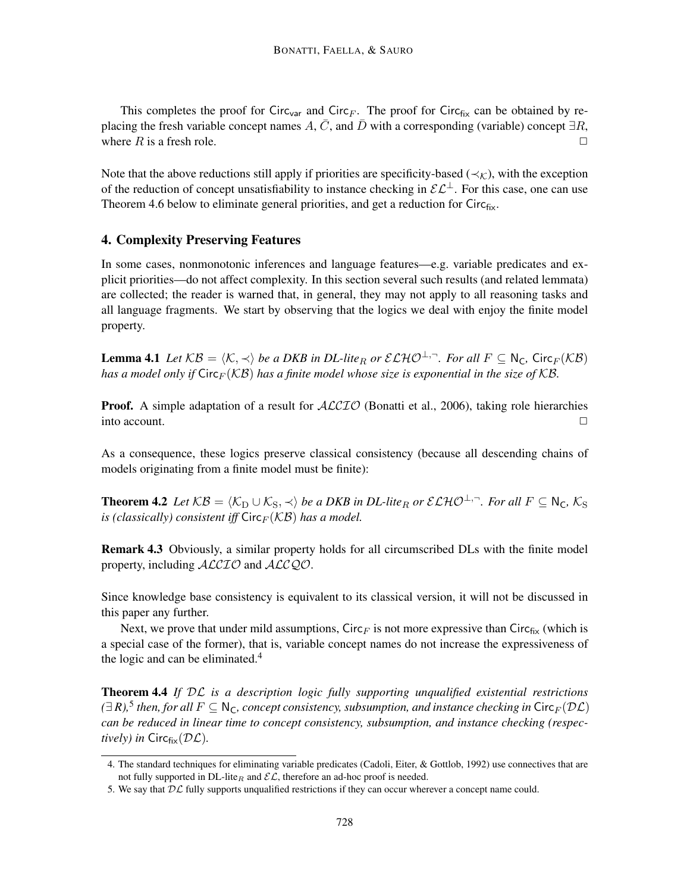This completes the proof for $\mathsf{Circ}_{\mathsf{var}}$ and $\mathsf{Circ}_F$. The proof for $\mathsf{Circ}_{\mathsf{fix}}$ can be obtained by replacing the fresh variable concept names $A$, $\bar{C}$, and $\bar{D}$ with a corresponding (variable) concept $\exists R$, where $R$ is a fresh role. $\square$

Note that the above reductions still apply if priorities are specificity-based ($\prec_{\mathcal{K}}$), with the exception of the reduction of concept unsatisfiability to instance checking in $\mathcal{EL}^{\bot}$. For this case, one can use Theorem 4.6 below to eliminate general priorities, and get a reduction for $\mathsf{Circ}_{\mathsf{fix}}$.

## 4. Complexity Preserving Features

In some cases, nonmonotonic inferences and language features—e.g. variable predicates and explicit priorities—do not affect complexity. In this section several such results (and related lemmata) are collected; the reader is warned that, in general, they may not apply to all reasoning tasks and all language fragments. We start by observing that the logics we deal with enjoy the finite model property.

**Lemma 4.1** *Let $\mathcal{KB} = \langle \mathcal{K}, \prec \rangle$ be a DKB in DL-lite$_R$ or $\mathcal{ELHO}^{\bot,\neg}$. For all $F \subseteq \mathsf{N_C}$, $\mathsf{Circ}_F(\mathcal{KB})$ has a model only if $\mathsf{Circ}_F(\mathcal{KB})$ has a finite model whose size is exponential in the size of $\mathcal{KB}$.*

**Proof.** A simple adaptation of a result for $\mathcal{ALCIO}$ (Bonatti et al., 2006), taking role hierarchies into account. $\square$

As a consequence, these logics preserve classical consistency (because all descending chains of models originating from a finite model must be finite):

**Theorem 4.2** *Let $\mathcal{KB} = \langle \mathcal{K}_{\mathrm{D}} \cup \mathcal{K}_{\mathrm{S}}, \prec \rangle$ be a DKB in DL-lite$_R$ or $\mathcal{ELHO}^{\bot,\neg}$. For all $F \subseteq \mathsf{N_C}$, $\mathcal{K}_{\mathrm{S}}$ is (classically) consistent iff $\mathsf{Circ}_F(\mathcal{KB})$ has a model.*

**Remark 4.3** Obviously, a similar property holds for all circumscribed DLs with the finite model property, including $\mathcal{ALCIO}$ and $\mathcal{ALCQO}$.

Since knowledge base consistency is equivalent to its classical version, it will not be discussed in this paper any further.

Next, we prove that under mild assumptions, $\mathsf{Circ}_F$ is not more expressive than $\mathsf{Circ}_{\mathsf{fix}}$ (which is a special case of the former), that is, variable concept names do not increase the expressiveness of the logic and can be eliminated.[4]

**Theorem 4.4** *If $\mathcal{DL}$ is a description logic fully supporting unqualified existential restrictions ($\exists R$),[5] then, for all $F \subseteq \mathsf{N_C}$, concept consistency, subsumption, and instance checking in $\mathsf{Circ}_F(\mathcal{DL})$ can be reduced in linear time to concept consistency, subsumption, and instance checking (respectively) in $\mathsf{Circ}_{\mathsf{fix}}(\mathcal{DL})$.*

4. The standard techniques for eliminating variable predicates (Cadoli, Eiter, & Gottlob, 1992) use connectives that are not fully supported in DL-lite$_R$ and $\mathcal{EL}$, therefore an ad-hoc proof is needed.

5. We say that $\mathcal{DL}$ fully supports unqualified restrictions if they can occur wherever a concept name could.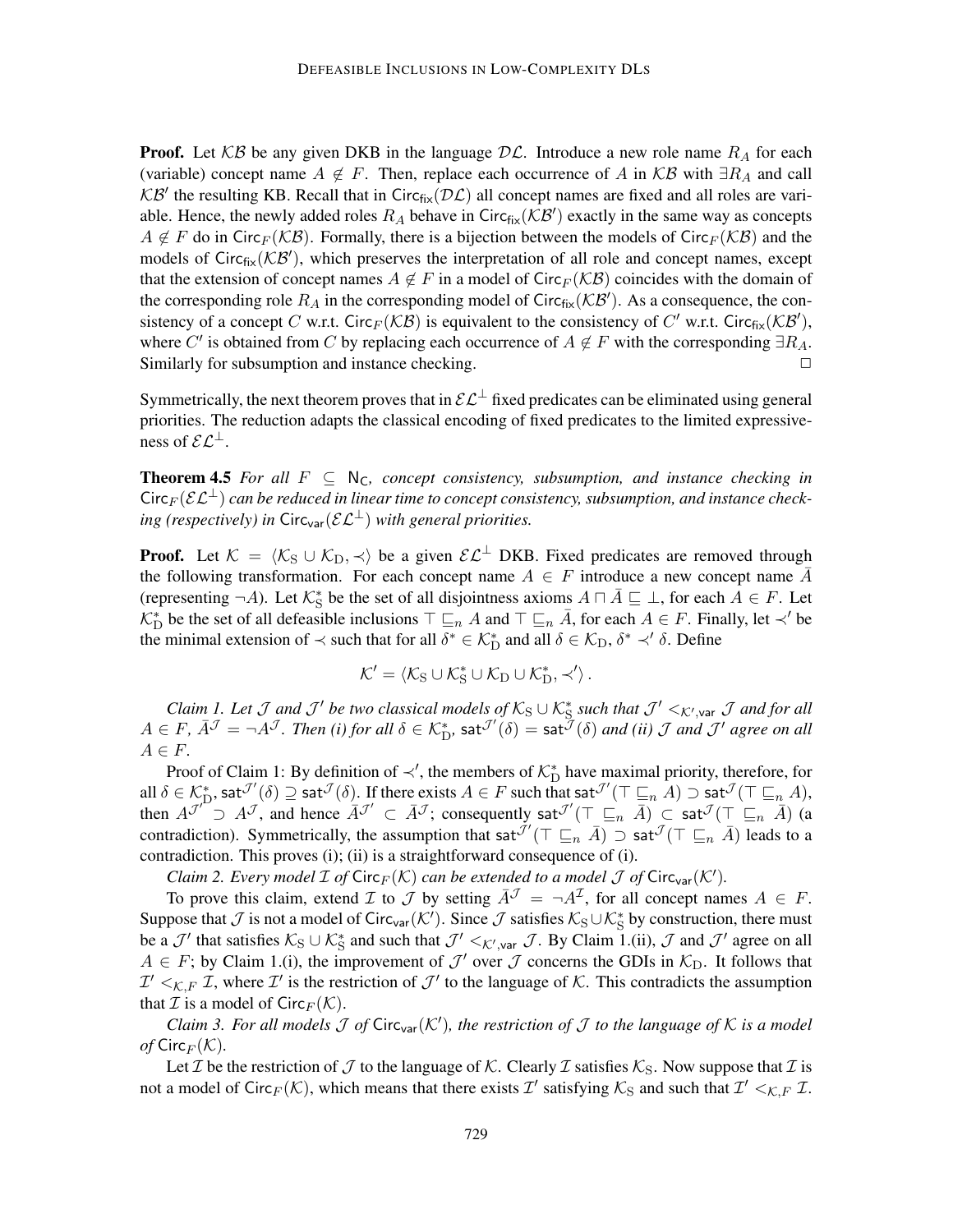**Proof.** Let $\mathcal{KB}$ be any given DKB in the language $\mathcal{DL}$. Introduce a new role name $R_A$ for each (variable) concept name $A \notin F$. Then, replace each occurrence of $A$ in $\mathcal{KB}$ with $\exists R_A$ and call $\mathcal{KB}'$ the resulting KB. Recall that in $\mathsf{Circ}_{\mathsf{fix}}(\mathcal{DL})$ all concept names are fixed and all roles are variable. Hence, the newly added roles $R_A$ behave in $\mathsf{Circ}_{\mathsf{fix}}(\mathcal{KB}')$ exactly in the same way as concepts $A \notin F$ do in $\mathsf{Circ}_F(\mathcal{KB})$. Formally, there is a bijection between the models of $\mathsf{Circ}_F(\mathcal{KB})$ and the models of $\mathsf{Circ}_{\mathsf{fix}}(\mathcal{KB}')$, which preserves the interpretation of all role and concept names, except that the extension of concept names $A \notin F$ in a model of $\mathsf{Circ}_F(\mathcal{KB})$ coincides with the domain of the corresponding role $R_A$ in the corresponding model of $\mathsf{Circ}_{\mathsf{fix}}(\mathcal{KB}')$. As a consequence, the consistency of a concept $C$ w.r.t. $\mathsf{Circ}_F(\mathcal{KB})$ is equivalent to the consistency of $C'$ w.r.t. $\mathsf{Circ}_{\mathsf{fix}}(\mathcal{KB}')$, where $C'$ is obtained from $C$ by replacing each occurrence of $A \notin F$ with the corresponding $\exists R_A$. Similarly for subsumption and instance checking. □

Symmetrically, the next theorem proves that in $\mathcal{EL}^\perp$ fixed predicates can be eliminated using general priorities. The reduction adapts the classical encoding of fixed predicates to the limited expressiveness of $\mathcal{EL}^\perp$.

**Theorem 4.5** *For all $F \subseteq \mathsf{N_C}$, concept consistency, subsumption, and instance checking in $\mathsf{Circ}_F(\mathcal{EL}^\perp)$ can be reduced in linear time to concept consistency, subsumption, and instance checking (respectively) in $\mathsf{Circ}_{\mathsf{var}}(\mathcal{EL}^\perp)$ with general priorities.*

**Proof.** Let $\mathcal{K} = \langle \mathcal{K}_\mathrm{S} \cup \mathcal{K}_\mathrm{D}, \prec \rangle$ be a given $\mathcal{EL}^\perp$ DKB. Fixed predicates are removed through the following transformation. For each concept name $A \in F$ introduce a new concept name $\bar{A}$ (representing $\neg A$). Let $\mathcal{K}_\mathrm{S}^*$ be the set of all disjointness axioms $A \sqcap \bar{A} \sqsubseteq \perp$, for each $A \in F$. Let $\mathcal{K}_\mathrm{D}^*$ be the set of all defeasible inclusions $\top \sqsubseteq_n A$ and $\top \sqsubseteq_n \bar{A}$, for each $A \in F$. Finally, let $\prec'$ be the minimal extension of $\prec$ such that for all $\delta^* \in \mathcal{K}_\mathrm{D}^*$ and all $\delta \in \mathcal{K}_\mathrm{D}$, $\delta^* \prec' \delta$. Define

$$\mathcal{K}' = \langle \mathcal{K}_\mathrm{S} \cup \mathcal{K}_\mathrm{S}^* \cup \mathcal{K}_\mathrm{D} \cup \mathcal{K}_\mathrm{D}^*, \prec' \rangle .$$

*Claim 1. Let $\mathcal{J}$ and $\mathcal{J}'$ be two classical models of $\mathcal{K}_\mathrm{S} \cup \mathcal{K}_\mathrm{S}^*$ such that $\mathcal{J}' <_{\mathcal{K}',\mathsf{var}} \mathcal{J}$ and for all $A \in F$, $\bar{A}^\mathcal{J} = \neg A^\mathcal{J}$. Then (i) for all $\delta \in \mathcal{K}_\mathrm{D}^*$, $\mathsf{sat}^{\mathcal{J}'}(\delta) = \mathsf{sat}^\mathcal{J}(\delta)$ and (ii) $\mathcal{J}$ and $\mathcal{J}'$ agree on all $A \in F$.*

Proof of Claim 1: By definition of $\prec'$, the members of $\mathcal{K}_\mathrm{D}^*$ have maximal priority, therefore, for all $\delta \in \mathcal{K}_\mathrm{D}^*$, $\mathsf{sat}^{\mathcal{J}'}(\delta) \supseteq \mathsf{sat}^\mathcal{J}(\delta)$. If there exists $A \in F$ such that $\mathsf{sat}^{\mathcal{J}'}(\top \sqsubseteq_n A) \supset \mathsf{sat}^\mathcal{J}(\top \sqsubseteq_n A)$, then $A^{\mathcal{J}'} \supset A^\mathcal{J}$, and hence $\bar{A}^{\mathcal{J}'} \subset \bar{A}^\mathcal{J}$; consequently $\mathsf{sat}^{\mathcal{J}'}(\top \sqsubseteq_n \bar{A}) \subset \mathsf{sat}^\mathcal{J}(\top \sqsubseteq_n \bar{A})$ (a contradiction). Symmetrically, the assumption that $\mathsf{sat}^{\mathcal{J}'}(\top \sqsubseteq_n \bar{A}) \supset \mathsf{sat}^\mathcal{J}(\top \sqsubseteq_n \bar{A})$ leads to a contradiction. This proves (i); (ii) is a straightforward consequence of (i).

*Claim 2. Every model $\mathcal{I}$ of $\mathsf{Circ}_F(\mathcal{K})$ can be extended to a model $\mathcal{J}$ of $\mathsf{Circ}_{\mathsf{var}}(\mathcal{K}')$.*

To prove this claim, extend $\mathcal{I}$ to $\mathcal{J}$ by setting $\bar{A}^\mathcal{J} = \neg A^\mathcal{I}$, for all concept names $A \in F$. Suppose that $\mathcal{J}$ is not a model of $\mathsf{Circ}_{\mathsf{var}}(\mathcal{K}')$. Since $\mathcal{J}$ satisfies $\mathcal{K}_\mathrm{S} \cup \mathcal{K}_\mathrm{S}^*$ by construction, there must be a $\mathcal{J}'$ that satisfies $\mathcal{K}_\mathrm{S} \cup \mathcal{K}_\mathrm{S}^*$ and such that $\mathcal{J}' <_{\mathcal{K}',\mathsf{var}} \mathcal{J}$. By Claim 1.(ii), $\mathcal{J}$ and $\mathcal{J}'$ agree on all $A \in F$; by Claim 1.(i), the improvement of $\mathcal{J}'$ over $\mathcal{J}$ concerns the GDIs in $\mathcal{K}_\mathrm{D}$. It follows that $\mathcal{I}' <_{\mathcal{K},F} \mathcal{I}$, where $\mathcal{I}'$ is the restriction of $\mathcal{J}'$ to the language of $\mathcal{K}$. This contradicts the assumption that $\mathcal{I}$ is a model of $\mathsf{Circ}_F(\mathcal{K})$.

*Claim 3. For all models $\mathcal{J}$ of $\mathsf{Circ}_{\mathsf{var}}(\mathcal{K}')$, the restriction of $\mathcal{J}$ to the language of $\mathcal{K}$ is a model of $\mathsf{Circ}_F(\mathcal{K})$.*

Let $\mathcal{I}$ be the restriction of $\mathcal{J}$ to the language of $\mathcal{K}$. Clearly $\mathcal{I}$ satisfies $\mathcal{K}_\mathrm{S}$. Now suppose that $\mathcal{I}$ is not a model of $\mathsf{Circ}_F(\mathcal{K})$, which means that there exists $\mathcal{I}'$ satisfying $\mathcal{K}_\mathrm{S}$ and such that $\mathcal{I}' <_{\mathcal{K},F} \mathcal{I}$.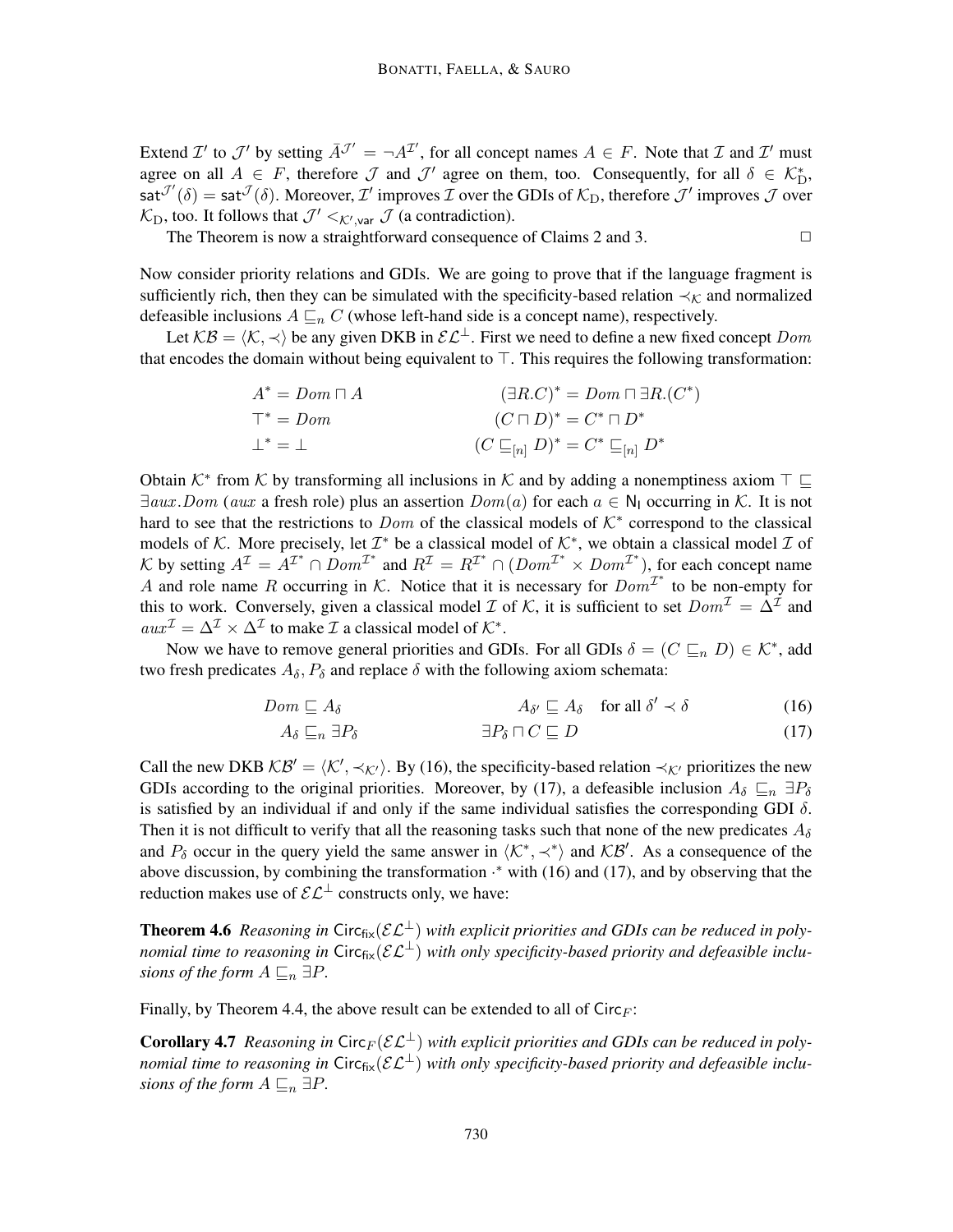Extend $\mathcal{I}'$ to $\mathcal{J}'$ by setting $\bar{A}^{\mathcal{J}'} = \neg A^{\mathcal{I}'}$, for all concept names $A \in F$. Note that $\mathcal{I}$ and $\mathcal{I}'$ must agree on all $A \in F$, therefore $\mathcal{J}$ and $\mathcal{J}'$ agree on them, too. Consequently, for all $\delta \in \mathcal{K}^*_{\mathrm{D}}$, $\mathsf{sat}^{\mathcal{J}'}(\delta) = \mathsf{sat}^{\mathcal{J}}(\delta)$. Moreover, $\mathcal{I}'$ improves $\mathcal{I}$ over the GDIs of $\mathcal{K}_{\mathrm{D}}$, therefore $\mathcal{J}'$ improves $\mathcal{J}$ over $\mathcal{K}_{\mathrm{D}}$, too. It follows that $\mathcal{J}' <_{\mathcal{K}',\mathsf{var}} \mathcal{J}$ (a contradiction).

The Theorem is now a straightforward consequence of Claims 2 and 3. □

Now consider priority relations and GDIs. We are going to prove that if the language fragment is sufficiently rich, then they can be simulated with the specificity-based relation $\prec_{\mathcal{K}}$ and normalized defeasible inclusions $A \sqsubseteq_n C$ (whose left-hand side is a concept name), respectively.

Let $\mathcal{KB} = \langle \mathcal{K}, \prec \rangle$ be any given DKB in $\mathcal{EL}^{\bot}$. First we need to define a new fixed concept $Dom$ that encodes the domain without being equivalent to $\top$. This requires the following transformation:

$$
\begin{aligned}
A^* &= Dom \sqcap A & \qquad (\exists R.C)^* &= Dom \sqcap \exists R.(C^*) \\
\top^* &= Dom & (C \sqcap D)^* &= C^* \sqcap D^* \\
\bot^* &= \bot & (C \sqsubseteq_{[n]} D)^* &= C^* \sqsubseteq_{[n]} D^*
\end{aligned}
$$

Obtain $\mathcal{K}^*$ from $\mathcal{K}$ by transforming all inclusions in $\mathcal{K}$ and by adding a nonemptiness axiom $\top \sqsubseteq \exists aux.Dom$ ($aux$ a fresh role) plus an assertion $Dom(a)$ for each $a \in \mathsf{N_I}$ occurring in $\mathcal{K}$. It is not hard to see that the restrictions to $Dom$ of the classical models of $\mathcal{K}^*$ correspond to the classical models of $\mathcal{K}$. More precisely, let $\mathcal{I}^*$ be a classical model of $\mathcal{K}^*$, we obtain a classical model $\mathcal{I}$ of $\mathcal{K}$ by setting $A^{\mathcal{I}} = A^{\mathcal{I}^*} \cap Dom^{\mathcal{I}^*}$ and $R^{\mathcal{I}} = R^{\mathcal{I}^*} \cap (Dom^{\mathcal{I}^*} \times Dom^{\mathcal{I}^*})$, for each concept name $A$ and role name $R$ occurring in $\mathcal{K}$. Notice that it is necessary for $Dom^{\mathcal{I}^*}$ to be non-empty for this to work. Conversely, given a classical model $\mathcal{I}$ of $\mathcal{K}$, it is sufficient to set $Dom^{\mathcal{I}} = \Delta^{\mathcal{I}}$ and $aux^{\mathcal{I}} = \Delta^{\mathcal{I}} \times \Delta^{\mathcal{I}}$ to make $\mathcal{I}$ a classical model of $\mathcal{K}^*$.

Now we have to remove general priorities and GDIs. For all GDIs $\delta = (C \sqsubseteq_n D) \in \mathcal{K}^*$, add two fresh predicates $A_\delta, P_\delta$ and replace $\delta$ with the following axiom schemata:

$$
Dom \sqsubseteq A_\delta \qquad\qquad A_{\delta'} \sqsubseteq A_\delta \quad \text{for all } \delta' \prec \delta \tag{16}
$$

$$
A_\delta \sqsubseteq_n \exists P_\delta \qquad\qquad \exists P_\delta \sqcap C \sqsubseteq D \tag{17}
$$

Call the new DKB $\mathcal{KB}' = \langle \mathcal{K}', \prec_{\mathcal{K}'} \rangle$. By (16), the specificity-based relation $\prec_{\mathcal{K}'}$ prioritizes the new GDIs according to the original priorities. Moreover, by (17), a defeasible inclusion $A_\delta \sqsubseteq_n \exists P_\delta$ is satisfied by an individual if and only if the same individual satisfies the corresponding GDI $\delta$. Then it is not difficult to verify that all the reasoning tasks such that none of the new predicates $A_\delta$ and $P_\delta$ occur in the query yield the same answer in $\langle \mathcal{K}^*, \prec^* \rangle$ and $\mathcal{KB}'$. As a consequence of the above discussion, by combining the transformation $\cdot^*$ with (16) and (17), and by observing that the reduction makes use of $\mathcal{EL}^{\bot}$ constructs only, we have:

**Theorem 4.6** *Reasoning in $\mathsf{Circ_{fix}}(\mathcal{EL}^{\bot})$ with explicit priorities and GDIs can be reduced in polynomial time to reasoning in $\mathsf{Circ_{fix}}(\mathcal{EL}^{\bot})$ with only specificity-based priority and defeasible inclusions of the form $A \sqsubseteq_n \exists P$.*

Finally, by Theorem 4.4, the above result can be extended to all of $\mathsf{Circ}_F$:

**Corollary 4.7** *Reasoning in $\mathsf{Circ}_F(\mathcal{EL}^{\bot})$ with explicit priorities and GDIs can be reduced in polynomial time to reasoning in $\mathsf{Circ_{fix}}(\mathcal{EL}^{\bot})$ with only specificity-based priority and defeasible inclusions of the form $A \sqsubseteq_n \exists P$.*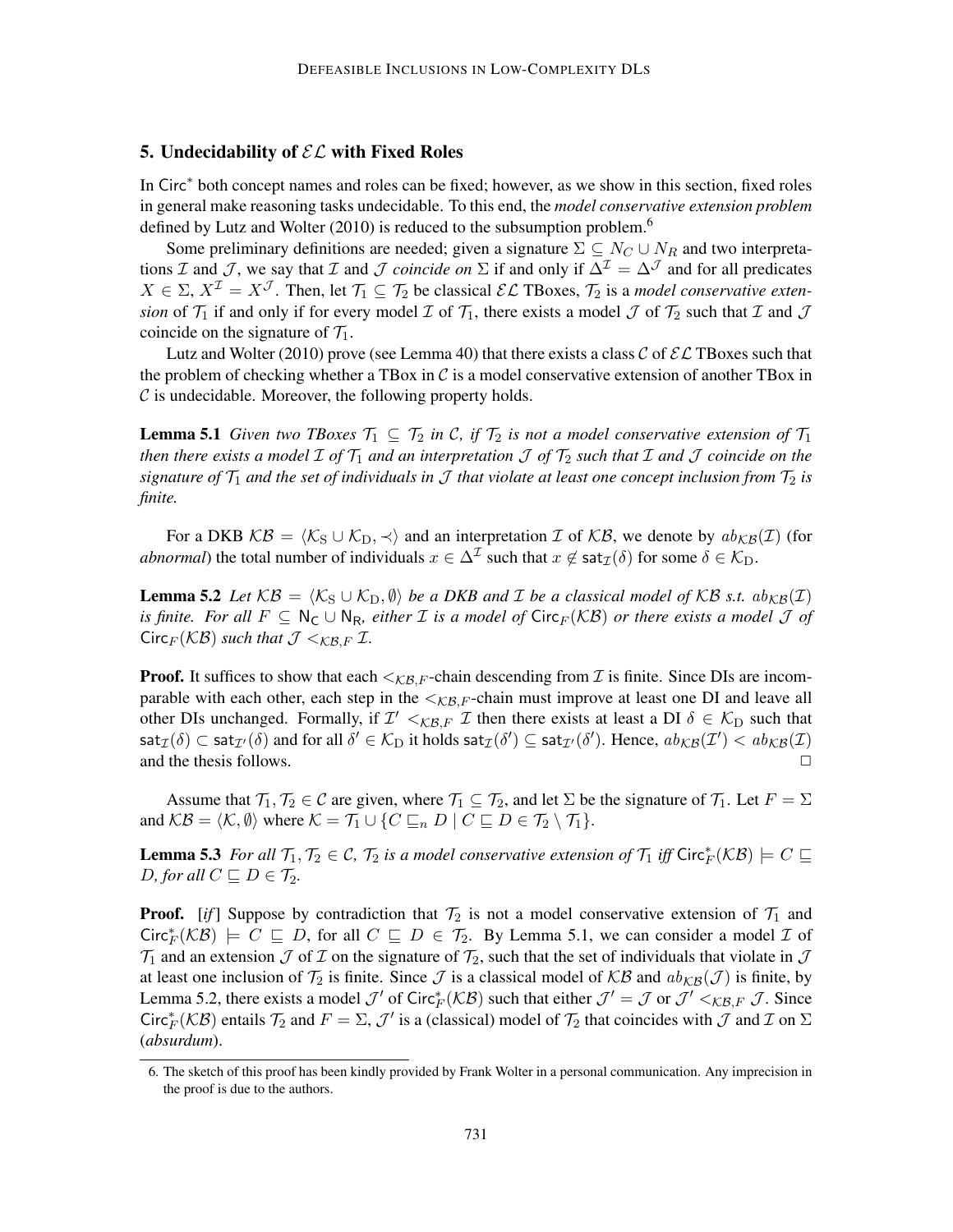## 5. Undecidability of $\mathcal{EL}$ with Fixed Roles

In $\mathsf{Circ}^*$ both concept names and roles can be fixed; however, as we show in this section, fixed roles in general make reasoning tasks undecidable. To this end, the *model conservative extension problem* defined by Lutz and Wolter (2010) is reduced to the subsumption problem.[6]

Some preliminary definitions are needed; given a signature $\Sigma \subseteq N_C \cup N_R$ and two interpretations $\mathcal{I}$ and $\mathcal{J}$, we say that $\mathcal{I}$ and $\mathcal{J}$ *coincide on* $\Sigma$ if and only if $\Delta^{\mathcal{I}} = \Delta^{\mathcal{J}}$ and for all predicates $X \in \Sigma$, $X^{\mathcal{I}} = X^{\mathcal{J}}$. Then, let $\mathcal{T}_1 \subseteq \mathcal{T}_2$ be classical $\mathcal{EL}$ TBoxes, $\mathcal{T}_2$ is a *model conservative extension* of $\mathcal{T}_1$ if and only if for every model $\mathcal{I}$ of $\mathcal{T}_1$, there exists a model $\mathcal{J}$ of $\mathcal{T}_2$ such that $\mathcal{I}$ and $\mathcal{J}$ coincide on the signature of $\mathcal{T}_1$.

Lutz and Wolter (2010) prove (see Lemma 40) that there exists a class $\mathcal{C}$ of $\mathcal{EL}$ TBoxes such that the problem of checking whether a TBox in $\mathcal{C}$ is a model conservative extension of another TBox in $\mathcal{C}$ is undecidable. Moreover, the following property holds.

**Lemma 5.1** *Given two TBoxes $\mathcal{T}_1 \subseteq \mathcal{T}_2$ in $\mathcal{C}$, if $\mathcal{T}_2$ is not a model conservative extension of $\mathcal{T}_1$ then there exists a model $\mathcal{I}$ of $\mathcal{T}_1$ and an interpretation $\mathcal{J}$ of $\mathcal{T}_2$ such that $\mathcal{I}$ and $\mathcal{J}$ coincide on the signature of $\mathcal{T}_1$ and the set of individuals in $\mathcal{J}$ that violate at least one concept inclusion from $\mathcal{T}_2$ is finite.*

For a DKB $\mathcal{KB} = \langle \mathcal{K}_{\mathrm{S}} \cup \mathcal{K}_{\mathrm{D}}, \prec \rangle$ and an interpretation $\mathcal{I}$ of $\mathcal{KB}$, we denote by $ab_{\mathcal{KB}}(\mathcal{I})$ (for *abnormal*) the total number of individuals $x \in \Delta^{\mathcal{I}}$ such that $x \notin \mathsf{sat}_{\mathcal{I}}(\delta)$ for some $\delta \in \mathcal{K}_{\mathrm{D}}$.

**Lemma 5.2** *Let $\mathcal{KB} = \langle \mathcal{K}_{\mathrm{S}} \cup \mathcal{K}_{\mathrm{D}}, \emptyset \rangle$ be a DKB and $\mathcal{I}$ be a classical model of $\mathcal{KB}$ s.t. $ab_{\mathcal{KB}}(\mathcal{I})$ is finite. For all $F \subseteq \mathsf{N_C} \cup \mathsf{N_R}$, either $\mathcal{I}$ is a model of $\mathsf{Circ}_F(\mathcal{KB})$ or there exists a model $\mathcal{J}$ of $\mathsf{Circ}_F(\mathcal{KB})$ such that $\mathcal{J} <_{\mathcal{KB},F} \mathcal{I}$.*

**Proof.** It suffices to show that each $<_{\mathcal{KB},F}$-chain descending from $\mathcal{I}$ is finite. Since DIs are incomparable with each other, each step in the $<_{\mathcal{KB},F}$-chain must improve at least one DI and leave all other DIs unchanged. Formally, if $\mathcal{I}' <_{\mathcal{KB},F} \mathcal{I}$ then there exists at least a DI $\delta \in \mathcal{K}_{\mathrm{D}}$ such that $\mathsf{sat}_{\mathcal{I}}(\delta) \subset \mathsf{sat}_{\mathcal{I}'}(\delta)$ and for all $\delta' \in \mathcal{K}_{\mathrm{D}}$ it holds $\mathsf{sat}_{\mathcal{I}}(\delta') \subseteq \mathsf{sat}_{\mathcal{I}'}(\delta')$. Hence, $ab_{\mathcal{KB}}(\mathcal{I}') < ab_{\mathcal{KB}}(\mathcal{I})$ and the thesis follows. $\square$

Assume that $\mathcal{T}_1, \mathcal{T}_2 \in \mathcal{C}$ are given, where $\mathcal{T}_1 \subseteq \mathcal{T}_2$, and let $\Sigma$ be the signature of $\mathcal{T}_1$. Let $F = \Sigma$ and $\mathcal{KB} = \langle \mathcal{K}, \emptyset \rangle$ where $\mathcal{K} = \mathcal{T}_1 \cup \{C \sqsubseteq_n D \mid C \sqsubseteq D \in \mathcal{T}_2 \setminus \mathcal{T}_1\}$.

**Lemma 5.3** *For all $\mathcal{T}_1, \mathcal{T}_2 \in \mathcal{C}$, $\mathcal{T}_2$ is a model conservative extension of $\mathcal{T}_1$ iff $\mathsf{Circ}^*_F(\mathcal{KB}) \models C \sqsubseteq D$, for all $C \sqsubseteq D \in \mathcal{T}_2$.*

**Proof.** [*if*] Suppose by contradiction that $\mathcal{T}_2$ is not a model conservative extension of $\mathcal{T}_1$ and $\mathsf{Circ}^*_F(\mathcal{KB}) \models C \sqsubseteq D$, for all $C \sqsubseteq D \in \mathcal{T}_2$. By Lemma 5.1, we can consider a model $\mathcal{I}$ of $\mathcal{T}_1$ and an extension $\mathcal{J}$ of $\mathcal{I}$ on the signature of $\mathcal{T}_2$, such that the set of individuals that violate in $\mathcal{J}$ at least one inclusion of $\mathcal{T}_2$ is finite. Since $\mathcal{J}$ is a classical model of $\mathcal{KB}$ and $ab_{\mathcal{KB}}(\mathcal{J})$ is finite, by Lemma 5.2, there exists a model $\mathcal{J}'$ of $\mathsf{Circ}^*_F(\mathcal{KB})$ such that either $\mathcal{J}' = \mathcal{J}$ or $\mathcal{J}' <_{\mathcal{KB},F} \mathcal{J}$. Since $\mathsf{Circ}^*_F(\mathcal{KB})$ entails $\mathcal{T}_2$ and $F = \Sigma$, $\mathcal{J}'$ is a (classical) model of $\mathcal{T}_2$ that coincides with $\mathcal{J}$ and $\mathcal{I}$ on $\Sigma$ (*absurdum*).

---

6. The sketch of this proof has been kindly provided by Frank Wolter in a personal communication. Any imprecision in the proof is due to the authors.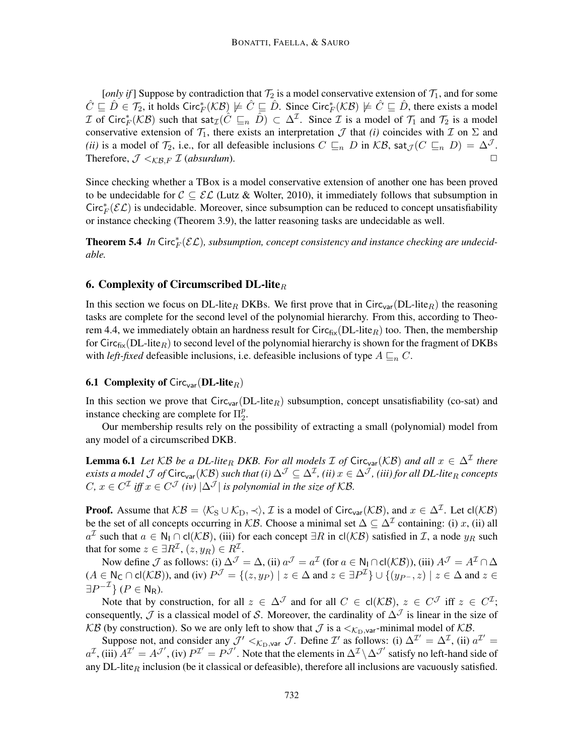[*only if*] Suppose by contradiction that $\mathcal{T}_2$ is a model conservative extension of $\mathcal{T}_1$, and for some $\hat{C} \sqsubseteq \hat{D} \in \mathcal{T}_2$, it holds $\mathsf{Circ}^*_F(\mathcal{KB}) \not\models \hat{C} \sqsubseteq \hat{D}$. Since $\mathsf{Circ}^*_F(\mathcal{KB}) \not\models \hat{C} \sqsubseteq \hat{D}$, there exists a model $\mathcal{I}$ of $\mathsf{Circ}^*_F(\mathcal{KB})$ such that $\mathsf{sat}_{\mathcal{I}}(\hat{C} \sqsubseteq_n \hat{D}) \subset \Delta^{\mathcal{I}}$. Since $\mathcal{I}$ is a model of $\mathcal{T}_1$ and $\mathcal{T}_2$ is a model conservative extension of $\mathcal{T}_1$, there exists an interpretation $\mathcal{J}$ that *(i)* coincides with $\mathcal{I}$ on $\Sigma$ and *(ii)* is a model of $\mathcal{T}_2$, i.e., for all defeasible inclusions $C \sqsubseteq_n D$ in $\mathcal{KB}$, $\mathsf{sat}_{\mathcal{J}}(C \sqsubseteq_n D) = \Delta^{\mathcal{J}}$. Therefore, $\mathcal{J} <_{\mathcal{KB},F} \mathcal{I}$ (*absurdum*). □

Since checking whether a TBox is a model conservative extension of another one has been proved to be undecidable for $\mathcal{C} \subseteq \mathcal{EL}$ (Lutz & Wolter, 2010), it immediately follows that subsumption in $\mathsf{Circ}^*_F(\mathcal{EL})$ is undecidable. Moreover, since subsumption can be reduced to concept unsatisfiability or instance checking (Theorem 3.9), the latter reasoning tasks are undecidable as well.

**Theorem 5.4** *In $\mathsf{Circ}^*_F(\mathcal{EL})$, subsumption, concept consistency and instance checking are undecidable.*

## 6. Complexity of Circumscribed DL-lite$_R$

In this section we focus on DL-lite$_R$ DKBs. We first prove that in $\mathsf{Circ}_{\mathsf{var}}$(DL-lite$_R$) the reasoning tasks are complete for the second level of the polynomial hierarchy. From this, according to Theorem 4.4, we immediately obtain an hardness result for $\mathsf{Circ}_{\mathsf{fix}}$(DL-lite$_R$) too. Then, the membership for $\mathsf{Circ}_{\mathsf{fix}}$(DL-lite$_R$) to second level of the polynomial hierarchy is shown for the fragment of DKBs with *left-fixed* defeasible inclusions, i.e. defeasible inclusions of type $A \sqsubseteq_n C$.

### 6.1 Complexity of $\mathsf{Circ}_{\mathsf{var}}$(DL-lite$_R$)

In this section we prove that $\mathsf{Circ}_{\mathsf{var}}$(DL-lite$_R$) subsumption, concept unsatisfiability (co-sat) and instance checking are complete for $\Pi^p_2$.

Our membership results rely on the possibility of extracting a small (polynomial) model from any model of a circumscribed DKB.

**Lemma 6.1** *Let $\mathcal{KB}$ be a DL-lite$_R$ DKB. For all models $\mathcal{I}$ of $\mathsf{Circ}_{\mathsf{var}}(\mathcal{KB})$ and all $x \in \Delta^{\mathcal{I}}$ there exists a model $\mathcal{J}$ of $\mathsf{Circ}_{\mathsf{var}}(\mathcal{KB})$ such that (i) $\Delta^{\mathcal{J}} \subseteq \Delta^{\mathcal{I}}$, (ii) $x \in \Delta^{\mathcal{J}}$, (iii) for all DL-lite$_R$ concepts $C$, $x \in C^{\mathcal{I}}$ iff $x \in C^{\mathcal{J}}$ (iv) $|\Delta^{\mathcal{J}}|$ is polynomial in the size of $\mathcal{KB}$.*

**Proof.** Assume that $\mathcal{KB} = \langle \mathcal{K}_{\mathrm{S}} \cup \mathcal{K}_{\mathrm{D}}, \prec \rangle$, $\mathcal{I}$ is a model of $\mathsf{Circ}_{\mathsf{var}}(\mathcal{KB})$, and $x \in \Delta^{\mathcal{I}}$. Let $\mathsf{cl}(\mathcal{KB})$ be the set of all concepts occurring in $\mathcal{KB}$. Choose a minimal set $\Delta \subseteq \Delta^{\mathcal{I}}$ containing: (i) $x$, (ii) all $a^{\mathcal{I}}$ such that $a \in \mathsf{N_I} \cap \mathsf{cl}(\mathcal{KB})$, (iii) for each concept $\exists R$ in $\mathsf{cl}(\mathcal{KB})$ satisfied in $\mathcal{I}$, a node $y_R$ such that for some $z \in \exists R^{\mathcal{I}}$, $(z, y_R) \in R^{\mathcal{I}}$.

Now define $\mathcal{J}$ as follows: (i) $\Delta^{\mathcal{J}} = \Delta$, (ii) $a^{\mathcal{J}} = a^{\mathcal{I}}$ (for $a \in \mathsf{N_I} \cap \mathsf{cl}(\mathcal{KB})$), (iii) $A^{\mathcal{J}} = A^{\mathcal{I}} \cap \Delta$ ($A \in \mathsf{N_C} \cap \mathsf{cl}(\mathcal{KB})$), and (iv) $P^{\mathcal{J}} = \{(z, y_P) \mid z \in \Delta \text{ and } z \in \exists P^{\mathcal{I}}\} \cup \{(y_{P^-}, z) \mid z \in \Delta \text{ and } z \in \exists P^{-\mathcal{I}}\}$ ($P \in \mathsf{N_R}$).

Note that by construction, for all $z \in \Delta^{\mathcal{J}}$ and for all $C \in \mathsf{cl}(\mathcal{KB})$, $z \in C^{\mathcal{J}}$ iff $z \in C^{\mathcal{I}}$; consequently, $\mathcal{J}$ is a classical model of $\mathcal{S}$. Moreover, the cardinality of $\Delta^{\mathcal{J}}$ is linear in the size of $\mathcal{KB}$ (by construction). So we are only left to show that $\mathcal{J}$ is a $<_{\mathcal{K}_{\mathrm{D}},\mathsf{var}}$-minimal model of $\mathcal{KB}$.

Suppose not, and consider any $\mathcal{J}' <_{\mathcal{K}_{\mathrm{D}},\mathsf{var}} \mathcal{J}$. Define $\mathcal{I}'$ as follows: (i) $\Delta^{\mathcal{I}'} = \Delta^{\mathcal{I}}$, (ii) $a^{\mathcal{I}'} = a^{\mathcal{I}}$, (iii) $A^{\mathcal{I}'} = A^{\mathcal{J}'}$, (iv) $P^{\mathcal{I}'} = P^{\mathcal{J}'}$. Note that the elements in $\Delta^{\mathcal{I}} \setminus \Delta^{\mathcal{J}'}$ satisfy no left-hand side of any DL-lite$_R$ inclusion (be it classical or defeasible), therefore all inclusions are vacuously satisfied.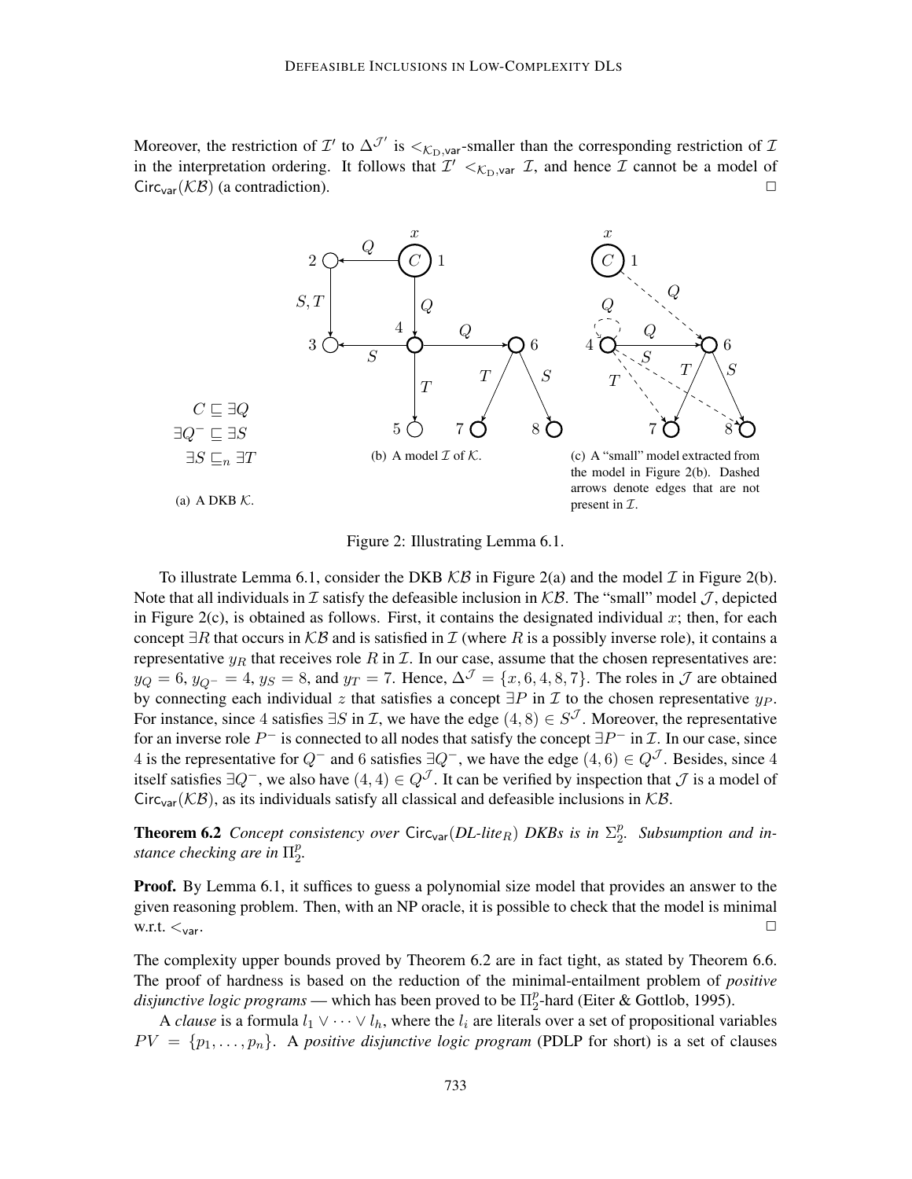Moreover, the restriction of $\mathcal{I}'$ to $\Delta^{\mathcal{J}'}$ is $<_{\mathcal{K}_\mathrm{D},\mathsf{var}}$-smaller than the corresponding restriction of $\mathcal{I}$ in the interpretation ordering. It follows that $\mathcal{I}' <_{\mathcal{K}_\mathrm{D},\mathsf{var}} \mathcal{I}$, and hence $\mathcal{I}$ cannot be a model of $\mathsf{Circ}_{\mathsf{var}}(\mathcal{KB})$ (a contradiction). □

$$C \sqsubseteq \exists Q$$
$$\exists Q^- \sqsubseteq \exists S$$
$$\exists S \sqsubseteq_n \exists T$$

(a) A DKB $\mathcal{K}$.

(b) A model $\mathcal{I}$ of $\mathcal{K}$.

(c) A "small" model extracted from the model in Figure 2(b). Dashed arrows denote edges that are not present in $\mathcal{I}$.

Figure 2: Illustrating Lemma 6.1.

To illustrate Lemma 6.1, consider the DKB $\mathcal{KB}$ in Figure 2(a) and the model $\mathcal{I}$ in Figure 2(b). Note that all individuals in $\mathcal{I}$ satisfy the defeasible inclusion in $\mathcal{KB}$. The "small" model $\mathcal{J}$, depicted in Figure 2(c), is obtained as follows. First, it contains the designated individual $x$; then, for each concept $\exists R$ that occurs in $\mathcal{KB}$ and is satisfied in $\mathcal{I}$ (where $R$ is a possibly inverse role), it contains a representative $y_R$ that receives role $R$ in $\mathcal{I}$. In our case, assume that the chosen representatives are: $y_Q = 6$, $y_{Q^-} = 4$, $y_S = 8$, and $y_T = 7$. Hence, $\Delta^{\mathcal{J}} = \{x, 6, 4, 8, 7\}$. The roles in $\mathcal{J}$ are obtained by connecting each individual $z$ that satisfies a concept $\exists P$ in $\mathcal{I}$ to the chosen representative $y_P$. For instance, since $4$ satisfies $\exists S$ in $\mathcal{I}$, we have the edge $(4, 8) \in S^{\mathcal{J}}$. Moreover, the representative for an inverse role $P^-$ is connected to all nodes that satisfy the concept $\exists P^-$ in $\mathcal{I}$. In our case, since $4$ is the representative for $Q^-$ and $6$ satisfies $\exists Q^-$, we have the edge $(4, 6) \in Q^{\mathcal{J}}$. Besides, since $4$ itself satisfies $\exists Q^-$, we also have $(4, 4) \in Q^{\mathcal{J}}$. It can be verified by inspection that $\mathcal{J}$ is a model of $\mathsf{Circ}_{\mathsf{var}}(\mathcal{KB})$, as its individuals satisfy all classical and defeasible inclusions in $\mathcal{KB}$.

**Theorem 6.2** *Concept consistency over* $\mathsf{Circ}_{\mathsf{var}}(DL\text{-}lite_R)$ *DKBs is in* $\Sigma^p_2$. *Subsumption and instance checking are in* $\Pi^p_2$.

**Proof.** By Lemma 6.1, it suffices to guess a polynomial size model that provides an answer to the given reasoning problem. Then, with an NP oracle, it is possible to check that the model is minimal w.r.t. $<_{\mathsf{var}}$. □

The complexity upper bounds proved by Theorem 6.2 are in fact tight, as stated by Theorem 6.6. The proof of hardness is based on the reduction of the minimal-entailment problem of *positive disjunctive logic programs* — which has been proved to be $\Pi^p_2$-hard (Eiter & Gottlob, 1995).

A *clause* is a formula $l_1 \vee \cdots \vee l_h$, where the $l_i$ are literals over a set of propositional variables $PV = \{p_1, \ldots, p_n\}$. A *positive disjunctive logic program* (PDLP for short) is a set of clauses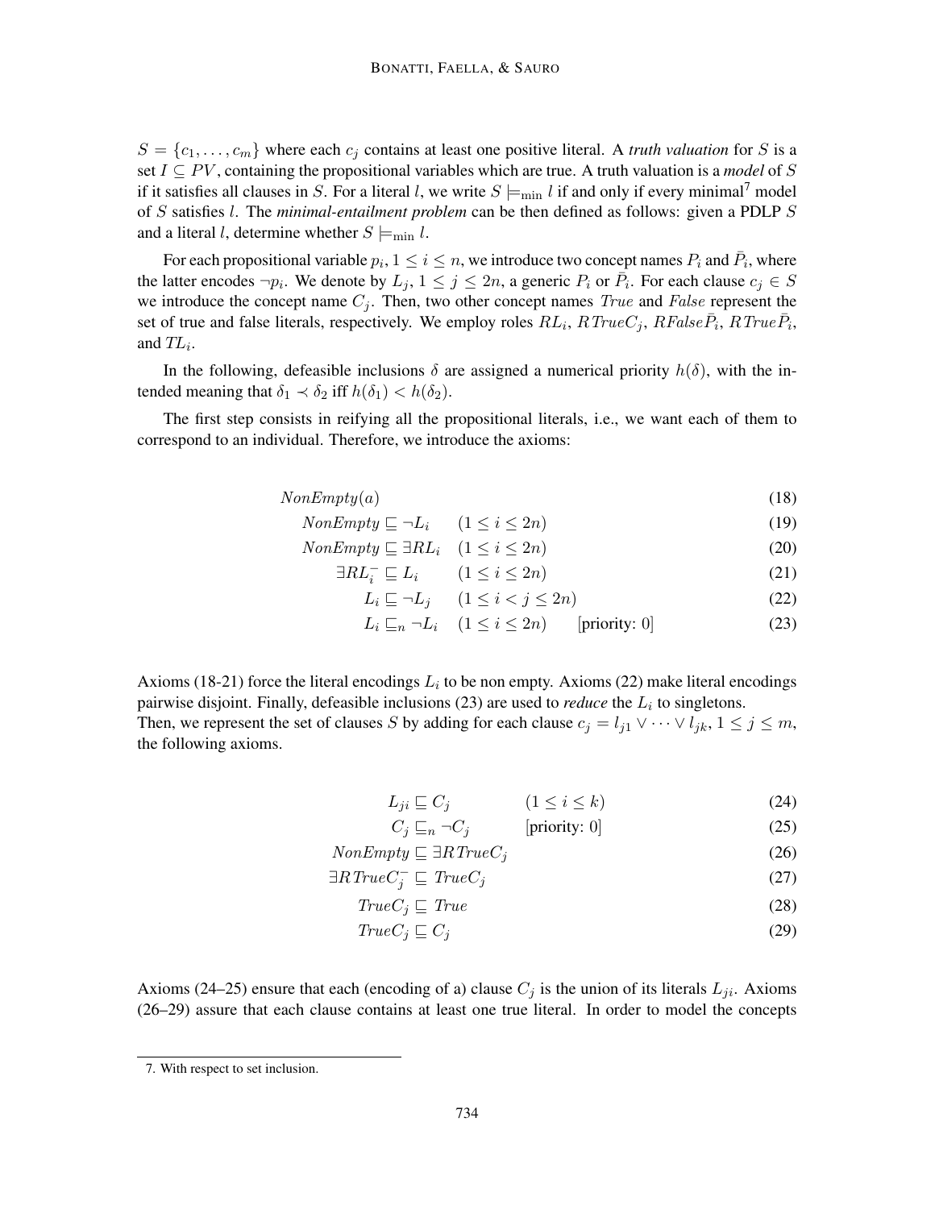$S = \{c_1, \ldots, c_m\}$ where each $c_j$ contains at least one positive literal. A *truth valuation* for $S$ is a set $I \subseteq PV$, containing the propositional variables which are true. A truth valuation is a *model* of $S$ if it satisfies all clauses in $S$. For a literal $l$, we write $S \models_{\min} l$ if and only if every minimal[7] model of $S$ satisfies $l$. The *minimal-entailment problem* can be then defined as follows: given a PDLP $S$ and a literal $l$, determine whether $S \models_{\min} l$.

For each propositional variable $p_i$, $1 \le i \le n$, we introduce two concept names $P_i$ and $\bar{P}_i$, where the latter encodes $\neg p_i$. We denote by $L_j$, $1 \le j \le 2n$, a generic $P_i$ or $\bar{P}_i$. For each clause $c_j \in S$ we introduce the concept name $C_j$. Then, two other concept names $\mathit{True}$ and $\mathit{False}$ represent the set of true and false literals, respectively. We employ roles $RL_i$, $\mathit{RTrueC}_j$, $\mathit{RFalse}\bar{P}_i$, $\mathit{RTrue}\bar{P}_i$, and $TL_i$.

In the following, defeasible inclusions $\delta$ are assigned a numerical priority $h(\delta)$, with the intended meaning that $\delta_1 \prec \delta_2$ iff $h(\delta_1) < h(\delta_2)$.

The first step consists in reifying all the propositional literals, i.e., we want each of them to correspond to an individual. Therefore, we introduce the axioms:

$$\mathit{NonEmpty}(a) \tag{18}$$

$$\mathit{NonEmpty} \sqsubseteq \neg L_i \qquad (1 \le i \le 2n) \tag{19}$$

$$\mathit{NonEmpty} \sqsubseteq \exists RL_i \quad (1 \le i \le 2n) \tag{20}$$

$$\exists RL_i^- \sqsubseteq L_i \qquad (1 \le i \le 2n) \tag{21}$$

$$L_i \sqsubseteq \neg L_j \qquad (1 \le i < j \le 2n) \tag{22}$$

$$L_i \sqsubseteq_n \neg L_i \quad (1 \le i \le 2n) \qquad \text{[priority: 0]} \tag{23}$$

Axioms (18-21) force the literal encodings $L_i$ to be non empty. Axioms (22) make literal encodings pairwise disjoint. Finally, defeasible inclusions (23) are used to *reduce* the $L_i$ to singletons. Then, we represent the set of clauses $S$ by adding for each clause $c_j = l_{j1} \vee \cdots \vee l_{jk}$, $1 \le j \le m$, the following axioms.

$$L_{ji} \sqsubseteq C_j \qquad (1 \le i \le k) \tag{24}$$

$$C_j \sqsubseteq_n \neg C_j \qquad \text{[priority: 0]} \tag{25}$$

$$\mathit{NonEmpty} \sqsubseteq \exists \mathit{RTrueC}_j \tag{26}$$

$$\exists \mathit{RTrueC}_j^- \sqsubseteq \mathit{TrueC}_j \tag{27}$$

$$\mathit{TrueC}_j \sqsubseteq \mathit{True} \tag{28}$$

$$\mathit{TrueC}_j \sqsubseteq C_j \tag{29}$$

Axioms (24–25) ensure that each (encoding of a) clause $C_j$ is the union of its literals $L_{ji}$. Axioms (26–29) assure that each clause contains at least one true literal. In order to model the concepts

7. With respect to set inclusion.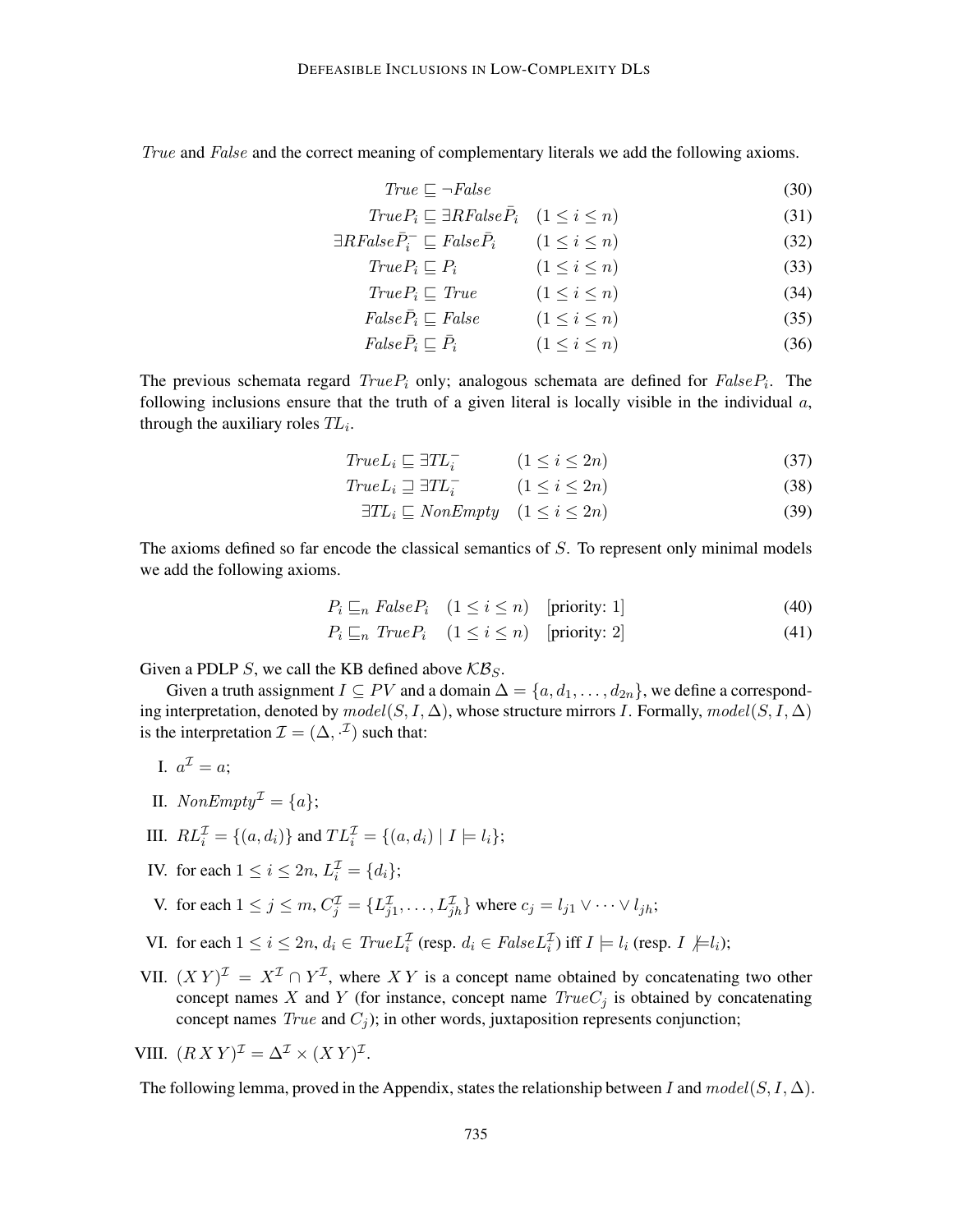*True* and *False* and the correct meaning of complementary literals we add the following axioms.

$$\mathit{True} \sqsubseteq \neg \mathit{False} \tag{30}$$

$$\mathit{TrueP}_i \sqsubseteq \exists R\mathit{False}\bar{P}_i \quad (1 \leq i \leq n) \tag{31}$$

$$\exists R\mathit{False}\bar{P}_i^- \sqsubseteq \mathit{False}\bar{P}_i \quad (1 \leq i \leq n) \tag{32}$$

$$\mathit{TrueP}_i \sqsubseteq P_i \quad (1 \leq i \leq n) \tag{33}$$

$$\mathit{TrueP}_i \sqsubseteq \mathit{True} \quad (1 \leq i \leq n) \tag{34}$$

$$\mathit{False}\bar{P}_i \sqsubseteq \mathit{False} \quad (1 \leq i \leq n) \tag{35}$$

$$\mathit{False}\bar{P}_i \sqsubseteq \bar{P}_i \quad (1 \leq i \leq n) \tag{36}$$

The previous schemata regard $\mathit{TrueP}_i$ only; analogous schemata are defined for $\mathit{FalseP}_i$. The following inclusions ensure that the truth of a given literal is locally visible in the individual $a$, through the auxiliary roles $\mathit{TL}_i$.

$$\mathit{TrueL}_i \sqsubseteq \exists \mathit{TL}_i^- \quad (1 \leq i \leq 2n) \tag{37}$$

$$\mathit{TrueL}_i \sqsupseteq \exists \mathit{TL}_i^- \quad (1 \leq i \leq 2n) \tag{38}$$

$$\exists \mathit{TL}_i \sqsubseteq \mathit{NonEmpty} \quad (1 \leq i \leq 2n) \tag{39}$$

The axioms defined so far encode the classical semantics of $S$. To represent only minimal models we add the following axioms.

$$P_i \sqsubseteq_n \mathit{FalseP}_i \quad (1 \leq i \leq n) \quad \text{[priority: 1]} \tag{40}$$

$$P_i \sqsubseteq_n \mathit{TrueP}_i \quad (1 \leq i \leq n) \quad \text{[priority: 2]} \tag{41}$$

Given a PDLP $S$, we call the KB defined above $\mathcal{KB}_S$.

Given a truth assignment $I \subseteq PV$ and a domain $\Delta = \{a, d_1, \ldots, d_{2n}\}$, we define a corresponding interpretation, denoted by $model(S, I, \Delta)$, whose structure mirrors $I$. Formally, $model(S, I, \Delta)$ is the interpretation $\mathcal{I} = (\Delta, \cdot^{\mathcal{I}})$ such that:

I. $a^{\mathcal{I}} = a$;

II. $\mathit{NonEmpty}^{\mathcal{I}} = \{a\}$;

III. $RL_i^{\mathcal{I}} = \{(a, d_i)\}$ and $TL_i^{\mathcal{I}} = \{(a, d_i) \mid I \models l_i\}$;

IV. for each $1 \leq i \leq 2n$, $L_i^{\mathcal{I}} = \{d_i\}$;

V. for each $1 \leq j \leq m$, $C_j^{\mathcal{I}} = \{L_{j1}^{\mathcal{I}}, \ldots, L_{jh}^{\mathcal{I}}\}$ where $c_j = l_{j1} \vee \cdots \vee l_{jh}$;

VI. for each $1 \leq i \leq 2n$, $d_i \in \mathit{TrueL}_i^{\mathcal{I}}$ (resp. $d_i \in \mathit{FalseL}_i^{\mathcal{I}}$) iff $I \models l_i$ (resp. $I \not\models l_i$);

VII. $(X\,Y)^{\mathcal{I}} = X^{\mathcal{I}} \cap Y^{\mathcal{I}}$, where $X\,Y$ is a concept name obtained by concatenating two other concept names $X$ and $Y$ (for instance, concept name $\mathit{TrueC}_j$ is obtained by concatenating concept names $\mathit{True}$ and $C_j$); in other words, juxtaposition represents conjunction;

VIII. $(R\,X\,Y)^{\mathcal{I}} = \Delta^{\mathcal{I}} \times (X\,Y)^{\mathcal{I}}$.

The following lemma, proved in the Appendix, states the relationship between $I$ and $model(S, I, \Delta)$.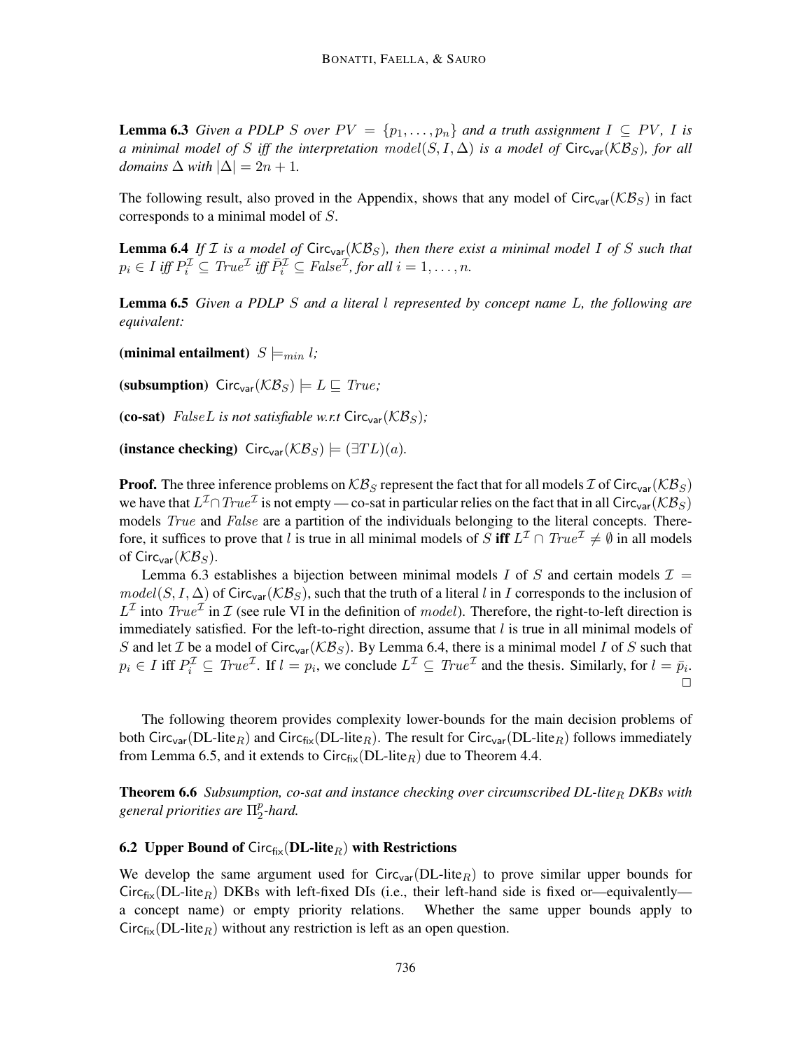**Lemma 6.3** *Given a PDLP $S$ over $PV = \{p_1, \ldots, p_n\}$ and a truth assignment $I \subseteq PV$, $I$ is a minimal model of $S$ iff the interpretation $model(S, I, \Delta)$ is a model of $\mathsf{Circ_{var}}(\mathcal{KB}_S)$, for all domains $\Delta$ with $|\Delta| = 2n + 1$.*

The following result, also proved in the Appendix, shows that any model of $\mathsf{Circ_{var}}(\mathcal{KB}_S)$ in fact corresponds to a minimal model of $S$.

**Lemma 6.4** *If $\mathcal{I}$ is a model of $\mathsf{Circ_{var}}(\mathcal{KB}_S)$, then there exist a minimal model $I$ of $S$ such that $p_i \in I$ iff $P_i^{\mathcal{I}} \subseteq True^{\mathcal{I}}$ iff $\bar{P}_i^{\mathcal{I}} \subseteq False^{\mathcal{I}}$, for all $i = 1, \ldots, n$.*

**Lemma 6.5** *Given a PDLP $S$ and a literal $l$ represented by concept name $L$, the following are equivalent:*

**(minimal entailment)** $S \models_{min} l$*;*

**(subsumption)** $\mathsf{Circ_{var}}(\mathcal{KB}_S) \models L \sqsubseteq True$*;*

**(co-sat)** *$False L$ is not satisfiable w.r.t $\mathsf{Circ_{var}}(\mathcal{KB}_S)$;*

**(instance checking)** $\mathsf{Circ_{var}}(\mathcal{KB}_S) \models (\exists T L)(a)$.

**Proof.** The three inference problems on $\mathcal{KB}_S$ represent the fact that for all models $\mathcal{I}$ of $\mathsf{Circ_{var}}(\mathcal{KB}_S)$ we have that $L^{\mathcal{I}} \cap True^{\mathcal{I}}$ is not empty — co-sat in particular relies on the fact that in all $\mathsf{Circ_{var}}(\mathcal{KB}_S)$ models $True$ and $False$ are a partition of the individuals belonging to the literal concepts. Therefore, it suffices to prove that $l$ is true in all minimal models of $S$ **iff** $L^{\mathcal{I}} \cap True^{\mathcal{I}} \neq \emptyset$ in all models of $\mathsf{Circ_{var}}(\mathcal{KB}_S)$.

Lemma 6.3 establishes a bijection between minimal models $I$ of $S$ and certain models $\mathcal{I} = model(S, I, \Delta)$ of $\mathsf{Circ_{var}}(\mathcal{KB}_S)$, such that the truth of a literal $l$ in $I$ corresponds to the inclusion of $L^{\mathcal{I}}$ into $True^{\mathcal{I}}$ in $\mathcal{I}$ (see rule VI in the definition of $model$). Therefore, the right-to-left direction is immediately satisfied. For the left-to-right direction, assume that $l$ is true in all minimal models of $S$ and let $\mathcal{I}$ be a model of $\mathsf{Circ_{var}}(\mathcal{KB}_S)$. By Lemma 6.4, there is a minimal model $I$ of $S$ such that $p_i \in I$ iff $P_i^{\mathcal{I}} \subseteq True^{\mathcal{I}}$. If $l = p_i$, we conclude $L^{\mathcal{I}} \subseteq True^{\mathcal{I}}$ and the thesis. Similarly, for $l = \bar{p}_i$. $\square$

The following theorem provides complexity lower-bounds for the main decision problems of both $\mathsf{Circ_{var}}$(DL-lite$_R$) and $\mathsf{Circ_{fix}}$(DL-lite$_R$). The result for $\mathsf{Circ_{var}}$(DL-lite$_R$) follows immediately from Lemma 6.5, and it extends to $\mathsf{Circ_{fix}}$(DL-lite$_R$) due to Theorem 4.4.

**Theorem 6.6** *Subsumption, co-sat and instance checking over circumscribed DL-lite$_R$ DKBs with general priorities are $\Pi_2^p$-hard.*

### 6.2 Upper Bound of $\mathsf{Circ_{fix}}$(DL-lite$_R$) with Restrictions

We develop the same argument used for $\mathsf{Circ_{var}}$(DL-lite$_R$) to prove similar upper bounds for $\mathsf{Circ_{fix}}$(DL-lite$_R$) DKBs with left-fixed DIs (i.e., their left-hand side is fixed or—equivalently—a concept name) or empty priority relations. Whether the same upper bounds apply to $\mathsf{Circ_{fix}}$(DL-lite$_R$) without any restriction is left as an open question.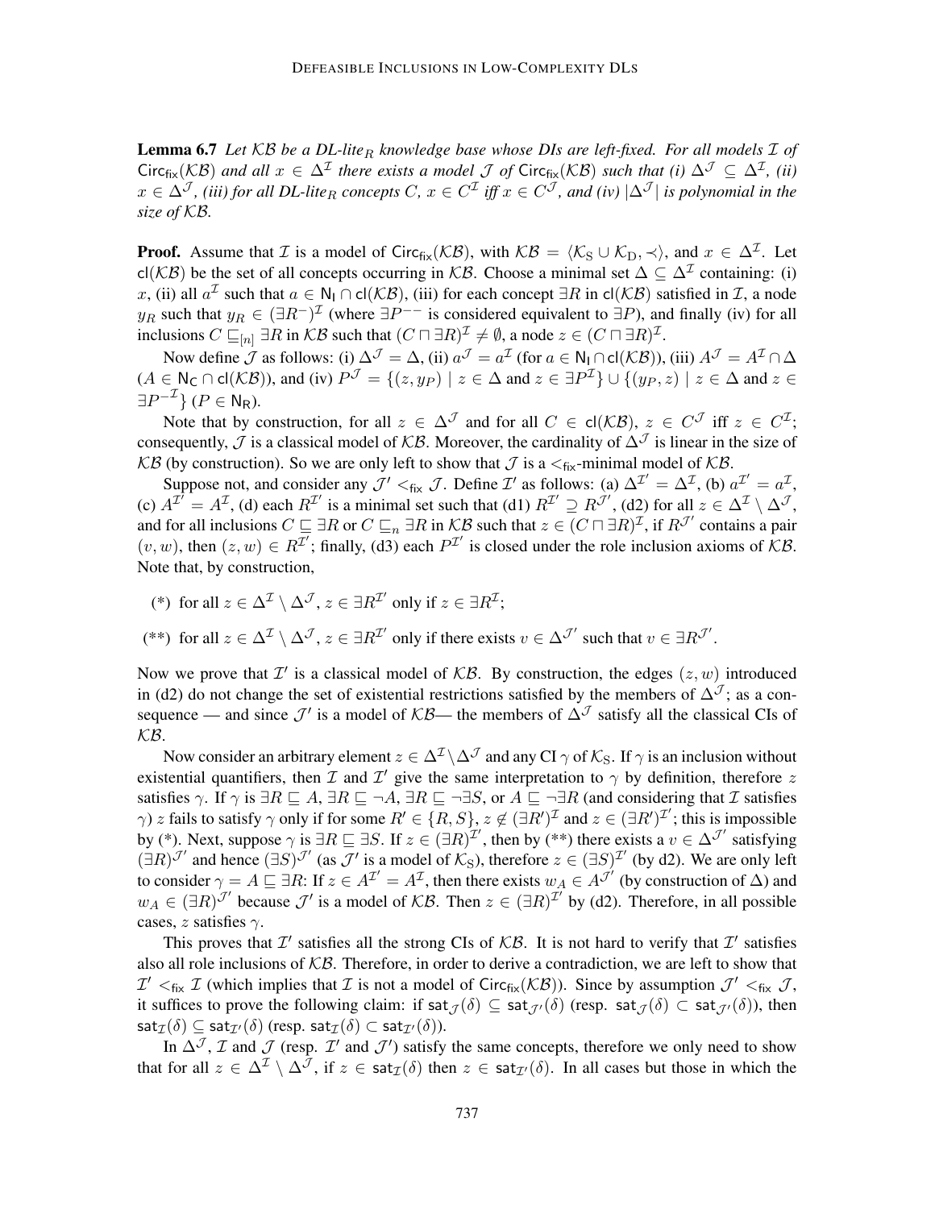**Lemma 6.7** *Let $\mathcal{KB}$ be a DL-lite$_R$ knowledge base whose DIs are left-fixed. For all models $\mathcal{I}$ of $\mathsf{Circ}_{\mathsf{fix}}(\mathcal{KB})$ and all $x \in \Delta^{\mathcal{I}}$ there exists a model $\mathcal{J}$ of $\mathsf{Circ}_{\mathsf{fix}}(\mathcal{KB})$ such that (i) $\Delta^{\mathcal{J}} \subseteq \Delta^{\mathcal{I}}$, (ii) $x \in \Delta^{\mathcal{J}}$, (iii) for all DL-lite$_R$ concepts $C$, $x \in C^{\mathcal{I}}$ iff $x \in C^{\mathcal{J}}$, and (iv) $|\Delta^{\mathcal{J}}|$ is polynomial in the size of $\mathcal{KB}$.*

**Proof.** Assume that $\mathcal{I}$ is a model of $\mathsf{Circ}_{\mathsf{fix}}(\mathcal{KB})$, with $\mathcal{KB} = \langle \mathcal{K}_{\mathrm{S}} \cup \mathcal{K}_{\mathrm{D}}, \prec \rangle$, and $x \in \Delta^{\mathcal{I}}$. Let $\mathsf{cl}(\mathcal{KB})$ be the set of all concepts occurring in $\mathcal{KB}$. Choose a minimal set $\Delta \subseteq \Delta^{\mathcal{I}}$ containing: (i) $x$, (ii) all $a^{\mathcal{I}}$ such that $a \in \mathsf{N_I} \cap \mathsf{cl}(\mathcal{KB})$, (iii) for each concept $\exists R$ in $\mathsf{cl}(\mathcal{KB})$ satisfied in $\mathcal{I}$, a node $y_R$ such that $y_R \in (\exists R^-)^{\mathcal{I}}$ (where $\exists P^{--}$ is considered equivalent to $\exists P$), and finally (iv) for all inclusions $C \sqsubseteq_{[n]} \exists R$ in $\mathcal{KB}$ such that $(C \sqcap \exists R)^{\mathcal{I}} \neq \emptyset$, a node $z \in (C \sqcap \exists R)^{\mathcal{I}}$.

Now define $\mathcal{J}$ as follows: (i) $\Delta^{\mathcal{J}} = \Delta$, (ii) $a^{\mathcal{J}} = a^{\mathcal{I}}$ (for $a \in \mathsf{N_I} \cap \mathsf{cl}(\mathcal{KB})$), (iii) $A^{\mathcal{J}} = A^{\mathcal{I}} \cap \Delta$ ($A \in \mathsf{N_C} \cap \mathsf{cl}(\mathcal{KB})$), and (iv) $P^{\mathcal{J}} = \{(z, y_P) \mid z \in \Delta \text{ and } z \in \exists P^{\mathcal{I}}\} \cup \{(y_P, z) \mid z \in \Delta \text{ and } z \in \exists P^{-\mathcal{I}}\}$ ($P \in \mathsf{N_R}$).

Note that by construction, for all $z \in \Delta^{\mathcal{J}}$ and for all $C \in \mathsf{cl}(\mathcal{KB})$, $z \in C^{\mathcal{J}}$ iff $z \in C^{\mathcal{I}}$; consequently, $\mathcal{J}$ is a classical model of $\mathcal{KB}$. Moreover, the cardinality of $\Delta^{\mathcal{J}}$ is linear in the size of $\mathcal{KB}$ (by construction). So we are only left to show that $\mathcal{J}$ is a $<_{\mathsf{fix}}$-minimal model of $\mathcal{KB}$.

Suppose not, and consider any $\mathcal{J}' <_{\mathsf{fix}} \mathcal{J}$. Define $\mathcal{I}'$ as follows: (a) $\Delta^{\mathcal{I}'} = \Delta^{\mathcal{I}}$, (b) $a^{\mathcal{I}'} = a^{\mathcal{I}}$, (c) $A^{\mathcal{I}'} = A^{\mathcal{I}}$, (d) each $R^{\mathcal{I}'}$ is a minimal set such that (d1) $R^{\mathcal{I}'} \supseteq R^{\mathcal{J}'}$, (d2) for all $z \in \Delta^{\mathcal{I}} \setminus \Delta^{\mathcal{J}}$, and for all inclusions $C \sqsubseteq \exists R$ or $C \sqsubseteq_n \exists R$ in $\mathcal{KB}$ such that $z \in (C \sqcap \exists R)^{\mathcal{I}}$, if $R^{\mathcal{J}'}$ contains a pair $(v, w)$, then $(z, w) \in R^{\mathcal{I}'}$; finally, (d3) each $P^{\mathcal{I}'}$ is closed under the role inclusion axioms of $\mathcal{KB}$. Note that, by construction,

(*) for all $z \in \Delta^{\mathcal{I}} \setminus \Delta^{\mathcal{J}}$, $z \in \exists R^{\mathcal{I}'}$ only if $z \in \exists R^{\mathcal{I}}$;

(**) for all $z \in \Delta^{\mathcal{I}} \setminus \Delta^{\mathcal{J}}$, $z \in \exists R^{\mathcal{I}'}$ only if there exists $v \in \Delta^{\mathcal{J}'}$ such that $v \in \exists R^{\mathcal{J}'}$.

Now we prove that $\mathcal{I}'$ is a classical model of $\mathcal{KB}$. By construction, the edges $(z, w)$ introduced in (d2) do not change the set of existential restrictions satisfied by the members of $\Delta^{\mathcal{J}}$; as a consequence — and since $\mathcal{J}'$ is a model of $\mathcal{KB}$— the members of $\Delta^{\mathcal{J}}$ satisfy all the classical CIs of $\mathcal{KB}$.

Now consider an arbitrary element $z \in \Delta^{\mathcal{I}} \setminus \Delta^{\mathcal{J}}$ and any CI $\gamma$ of $\mathcal{K}_{\mathrm{S}}$. If $\gamma$ is an inclusion without existential quantifiers, then $\mathcal{I}$ and $\mathcal{I}'$ give the same interpretation to $\gamma$ by definition, therefore $z$ satisfies $\gamma$. If $\gamma$ is $\exists R \sqsubseteq A$, $\exists R \sqsubseteq \neg A$, $\exists R \sqsubseteq \neg \exists S$, or $A \sqsubseteq \neg \exists R$ (and considering that $\mathcal{I}$ satisfies $\gamma$) $z$ fails to satisfy $\gamma$ only if for some $R' \in \{R, S\}$, $z \notin (\exists R')^{\mathcal{I}}$ and $z \in (\exists R')^{\mathcal{I}'}$; this is impossible by (*). Next, suppose $\gamma$ is $\exists R \sqsubseteq \exists S$. If $z \in (\exists R)^{\mathcal{I}'}$, then by (**) there exists a $v \in \Delta^{\mathcal{J}'}$ satisfying $(\exists R)^{\mathcal{J}'}$ and hence $(\exists S)^{\mathcal{J}'}$ (as $\mathcal{J}'$ is a model of $\mathcal{K}_{\mathrm{S}}$), therefore $z \in (\exists S)^{\mathcal{I}'}$ (by d2). We are only left to consider $\gamma = A \sqsubseteq \exists R$: If $z \in A^{\mathcal{I}'} = A^{\mathcal{I}}$, then there exists $w_A \in A^{\mathcal{J}'}$ (by construction of $\Delta$) and $w_A \in (\exists R)^{\mathcal{J}'}$ because $\mathcal{J}'$ is a model of $\mathcal{KB}$. Then $z \in (\exists R)^{\mathcal{I}'}$ by (d2). Therefore, in all possible cases, $z$ satisfies $\gamma$.

This proves that $\mathcal{I}'$ satisfies all the strong CIs of $\mathcal{KB}$. It is not hard to verify that $\mathcal{I}'$ satisfies also all role inclusions of $\mathcal{KB}$. Therefore, in order to derive a contradiction, we are left to show that $\mathcal{I}' <_{\mathsf{fix}} \mathcal{I}$ (which implies that $\mathcal{I}$ is not a model of $\mathsf{Circ}_{\mathsf{fix}}(\mathcal{KB})$). Since by assumption $\mathcal{J}' <_{\mathsf{fix}} \mathcal{J}$, it suffices to prove the following claim: if $\mathsf{sat}_{\mathcal{J}}(\delta) \subseteq \mathsf{sat}_{\mathcal{J}'}(\delta)$ (resp. $\mathsf{sat}_{\mathcal{J}}(\delta) \subset \mathsf{sat}_{\mathcal{J}'}(\delta)$), then $\mathsf{sat}_{\mathcal{I}}(\delta) \subseteq \mathsf{sat}_{\mathcal{I}'}(\delta)$ (resp. $\mathsf{sat}_{\mathcal{I}}(\delta) \subset \mathsf{sat}_{\mathcal{I}'}(\delta)$).

In $\Delta^{\mathcal{J}}$, $\mathcal{I}$ and $\mathcal{J}$ (resp. $\mathcal{I}'$ and $\mathcal{J}'$) satisfy the same concepts, therefore we only need to show that for all $z \in \Delta^{\mathcal{I}} \setminus \Delta^{\mathcal{J}}$, if $z \in \mathsf{sat}_{\mathcal{I}}(\delta)$ then $z \in \mathsf{sat}_{\mathcal{I}'}(\delta)$. In all cases but those in which the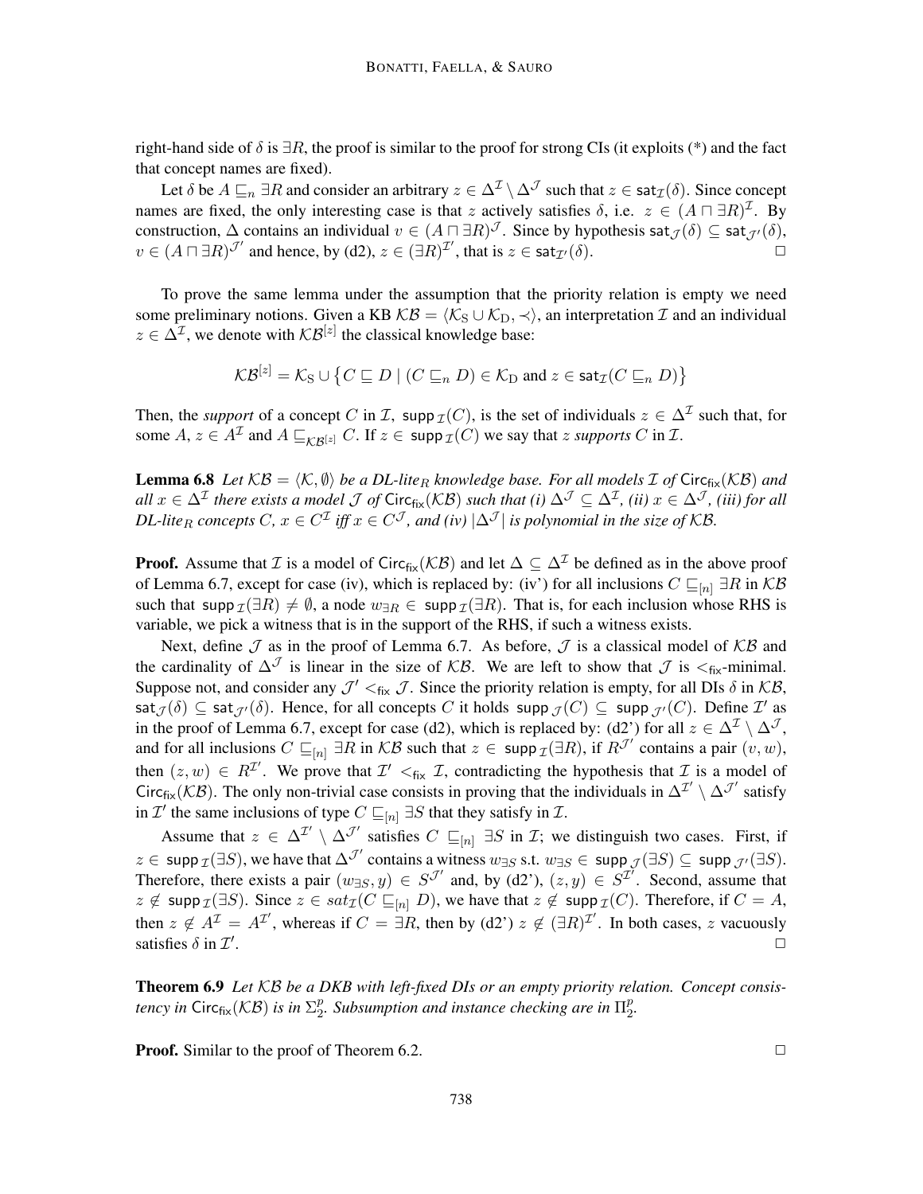right-hand side of $\delta$ is $\exists R$, the proof is similar to the proof for strong CIs (it exploits (*) and the fact that concept names are fixed).

Let $\delta$ be $A \sqsubseteq_n \exists R$ and consider an arbitrary $z \in \Delta^{\mathcal{I}} \setminus \Delta^{\mathcal{J}}$ such that $z \in \mathsf{sat}_{\mathcal{I}}(\delta)$. Since concept names are fixed, the only interesting case is that $z$ actively satisfies $\delta$, i.e. $z \in (A \sqcap \exists R)^{\mathcal{I}}$. By construction, $\Delta$ contains an individual $v \in (A \sqcap \exists R)^{\mathcal{J}}$. Since by hypothesis $\mathsf{sat}_{\mathcal{J}}(\delta) \subseteq \mathsf{sat}_{\mathcal{J}'}(\delta)$, $v \in (A \sqcap \exists R)^{\mathcal{J}'}$ and hence, by (d2), $z \in (\exists R)^{\mathcal{I}'}$, that is $z \in \mathsf{sat}_{\mathcal{I}'}(\delta)$. □

To prove the same lemma under the assumption that the priority relation is empty we need some preliminary notions. Given a KB $\mathcal{KB} = \langle \mathcal{K}_{\mathrm{S}} \cup \mathcal{K}_{\mathrm{D}}, \prec \rangle$, an interpretation $\mathcal{I}$ and an individual $z \in \Delta^{\mathcal{I}}$, we denote with $\mathcal{KB}^{[z]}$ the classical knowledge base:

$$\mathcal{KB}^{[z]} = \mathcal{K}_{\mathrm{S}} \cup \left\{ C \sqsubseteq D \mid (C \sqsubseteq_n D) \in \mathcal{K}_{\mathrm{D}} \text{ and } z \in \mathsf{sat}_{\mathcal{I}}(C \sqsubseteq_n D) \right\}$$

Then, the *support* of a concept $C$ in $\mathcal{I}$, $\mathsf{supp}_{\mathcal{I}}(C)$, is the set of individuals $z \in \Delta^{\mathcal{I}}$ such that, for some $A$, $z \in A^{\mathcal{I}}$ and $A \sqsubseteq_{\mathcal{KB}^{[z]}} C$. If $z \in \mathsf{supp}_{\mathcal{I}}(C)$ we say that $z$ *supports* $C$ in $\mathcal{I}$.

**Lemma 6.8** *Let $\mathcal{KB} = \langle \mathcal{K}, \emptyset \rangle$ be a DL-lite$_R$ knowledge base. For all models $\mathcal{I}$ of $\mathsf{Circ}_{\mathsf{fix}}(\mathcal{KB})$ and all $x \in \Delta^{\mathcal{I}}$ there exists a model $\mathcal{J}$ of $\mathsf{Circ}_{\mathsf{fix}}(\mathcal{KB})$ such that (i) $\Delta^{\mathcal{J}} \subseteq \Delta^{\mathcal{I}}$, (ii) $x \in \Delta^{\mathcal{J}}$, (iii) for all DL-lite$_R$ concepts $C$, $x \in C^{\mathcal{I}}$ iff $x \in C^{\mathcal{J}}$, and (iv) $|\Delta^{\mathcal{J}}|$ is polynomial in the size of $\mathcal{KB}$.*

**Proof.** Assume that $\mathcal{I}$ is a model of $\mathsf{Circ}_{\mathsf{fix}}(\mathcal{KB})$ and let $\Delta \subseteq \Delta^{\mathcal{I}}$ be defined as in the above proof of Lemma 6.7, except for case (iv), which is replaced by: (iv') for all inclusions $C \sqsubseteq_{[n]} \exists R$ in $\mathcal{KB}$ such that $\mathsf{supp}_{\mathcal{I}}(\exists R) \neq \emptyset$, a node $w_{\exists R} \in \mathsf{supp}_{\mathcal{I}}(\exists R)$. That is, for each inclusion whose RHS is variable, we pick a witness that is in the support of the RHS, if such a witness exists.

Next, define $\mathcal{J}$ as in the proof of Lemma 6.7. As before, $\mathcal{J}$ is a classical model of $\mathcal{KB}$ and the cardinality of $\Delta^{\mathcal{J}}$ is linear in the size of $\mathcal{KB}$. We are left to show that $\mathcal{J}$ is $<_{\mathsf{fix}}$-minimal. Suppose not, and consider any $\mathcal{J}' <_{\mathsf{fix}} \mathcal{J}$. Since the priority relation is empty, for all DIs $\delta$ in $\mathcal{KB}$, $\mathsf{sat}_{\mathcal{J}}(\delta) \subseteq \mathsf{sat}_{\mathcal{J}'}(\delta)$. Hence, for all concepts $C$ it holds $\mathsf{supp}_{\mathcal{J}}(C) \subseteq \mathsf{supp}_{\mathcal{J}'}(C)$. Define $\mathcal{I}'$ as in the proof of Lemma 6.7, except for case (d2), which is replaced by: (d2') for all $z \in \Delta^{\mathcal{I}} \setminus \Delta^{\mathcal{J}}$, and for all inclusions $C \sqsubseteq_{[n]} \exists R$ in $\mathcal{KB}$ such that $z \in \mathsf{supp}_{\mathcal{I}}(\exists R)$, if $R^{\mathcal{J}'}$ contains a pair $(v, w)$, then $(z, w) \in R^{\mathcal{I}'}$. We prove that $\mathcal{I}' <_{\mathsf{fix}} \mathcal{I}$, contradicting the hypothesis that $\mathcal{I}$ is a model of $\mathsf{Circ}_{\mathsf{fix}}(\mathcal{KB})$. The only non-trivial case consists in proving that the individuals in $\Delta^{\mathcal{I}'} \setminus \Delta^{\mathcal{J}'}$ satisfy in $\mathcal{I}'$ the same inclusions of type $C \sqsubseteq_{[n]} \exists S$ that they satisfy in $\mathcal{I}$.

Assume that $z \in \Delta^{\mathcal{I}'} \setminus \Delta^{\mathcal{J}'}$ satisfies $C \sqsubseteq_{[n]} \exists S$ in $\mathcal{I}$; we distinguish two cases. First, if $z \in \mathsf{supp}_{\mathcal{I}}(\exists S)$, we have that $\Delta^{\mathcal{J}'}$ contains a witness $w_{\exists S}$ s.t. $w_{\exists S} \in \mathsf{supp}_{\mathcal{J}}(\exists S) \subseteq \mathsf{supp}_{\mathcal{J}'}(\exists S)$. Therefore, there exists a pair $(w_{\exists S}, y) \in S^{\mathcal{J}'}$ and, by (d2'), $(z, y) \in S^{\mathcal{I}'}$. Second, assume that $z \notin \mathsf{supp}_{\mathcal{I}}(\exists S)$. Since $z \in sat_{\mathcal{I}}(C \sqsubseteq_{[n]} D)$, we have that $z \notin \mathsf{supp}_{\mathcal{I}}(C)$. Therefore, if $C = A$, then $z \notin A^{\mathcal{I}} = A^{\mathcal{I}'}$, whereas if $C = \exists R$, then by (d2') $z \notin (\exists R)^{\mathcal{I}'}$. In both cases, $z$ vacuously satisfies $\delta$ in $\mathcal{I}'$. □

**Theorem 6.9** *Let $\mathcal{KB}$ be a DKB with left-fixed DIs or an empty priority relation. Concept consistency in $\mathsf{Circ}_{\mathsf{fix}}(\mathcal{KB})$ is in $\Sigma_2^p$. Subsumption and instance checking are in $\Pi_2^p$.*

**Proof.** Similar to the proof of Theorem 6.2. □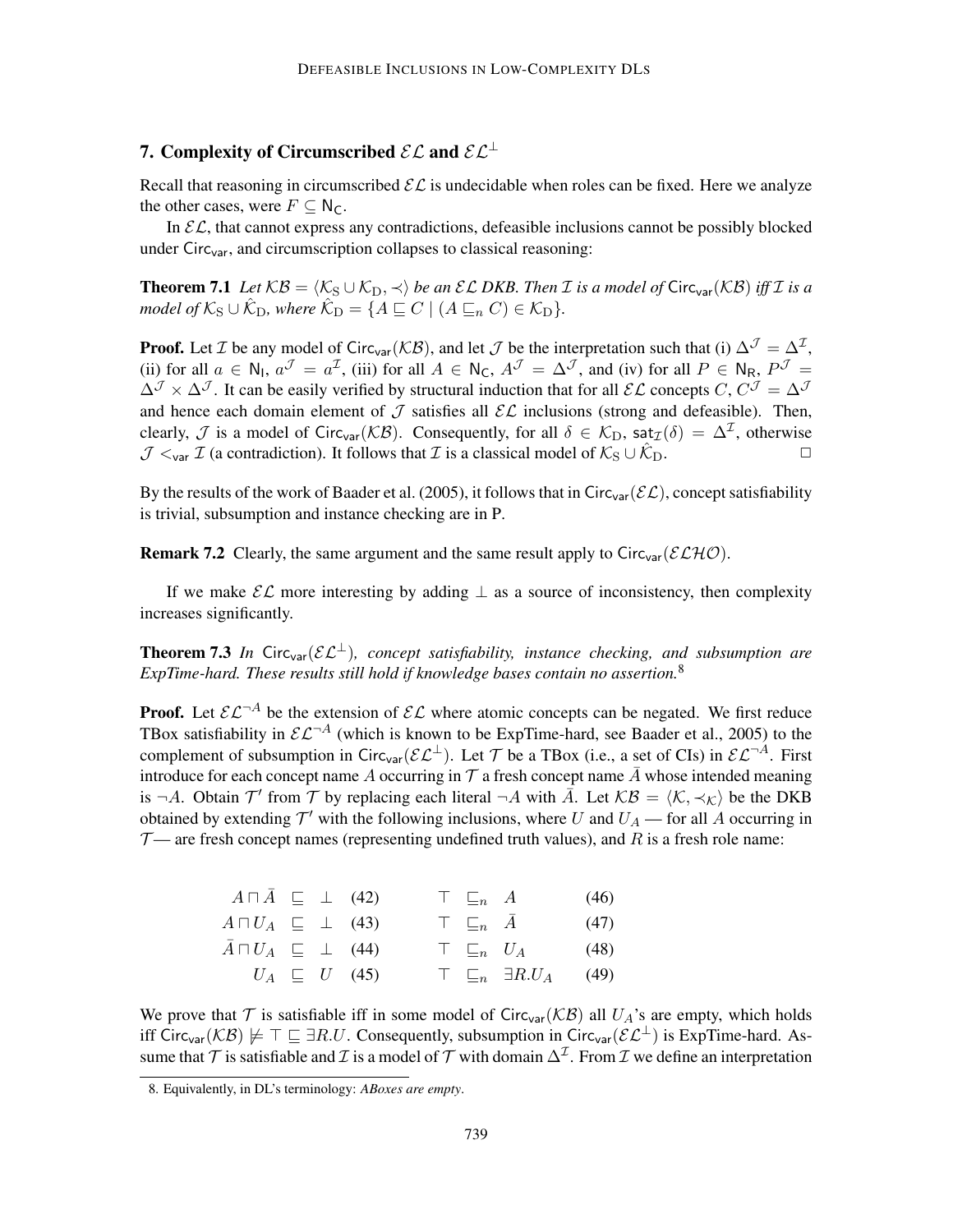## 7. Complexity of Circumscribed $\mathcal{EL}$ and $\mathcal{EL}^\perp$

Recall that reasoning in circumscribed $\mathcal{EL}$ is undecidable when roles can be fixed. Here we analyze the other cases, were $F \subseteq \mathsf{N_C}$.

In $\mathcal{EL}$, that cannot express any contradictions, defeasible inclusions cannot be possibly blocked under $\mathsf{Circ_{var}}$, and circumscription collapses to classical reasoning:

**Theorem 7.1** *Let $\mathcal{KB} = \langle \mathcal{K}_\mathrm{S} \cup \mathcal{K}_\mathrm{D}, \prec \rangle$ be an $\mathcal{EL}$ DKB. Then $\mathcal{I}$ is a model of $\mathsf{Circ_{var}}(\mathcal{KB})$ iff $\mathcal{I}$ is a model of $\mathcal{K}_\mathrm{S} \cup \hat{\mathcal{K}}_\mathrm{D}$, where $\hat{\mathcal{K}}_\mathrm{D} = \{A \sqsubseteq C \mid (A \sqsubseteq_n C) \in \mathcal{K}_\mathrm{D}\}$.*

**Proof.** Let $\mathcal{I}$ be any model of $\mathsf{Circ_{var}}(\mathcal{KB})$, and let $\mathcal{J}$ be the interpretation such that (i) $\Delta^\mathcal{J} = \Delta^\mathcal{I}$, (ii) for all $a \in \mathsf{N_I}$, $a^\mathcal{J} = a^\mathcal{I}$, (iii) for all $A \in \mathsf{N_C}$, $A^\mathcal{J} = \Delta^\mathcal{J}$, and (iv) for all $P \in \mathsf{N_R}$, $P^\mathcal{J} = \Delta^\mathcal{J} \times \Delta^\mathcal{J}$. It can be easily verified by structural induction that for all $\mathcal{EL}$ concepts $C$, $C^\mathcal{J} = \Delta^\mathcal{J}$ and hence each domain element of $\mathcal{J}$ satisfies all $\mathcal{EL}$ inclusions (strong and defeasible). Then, clearly, $\mathcal{J}$ is a model of $\mathsf{Circ_{var}}(\mathcal{KB})$. Consequently, for all $\delta \in \mathcal{K}_\mathrm{D}$, $\mathsf{sat}_\mathcal{I}(\delta) = \Delta^\mathcal{I}$, otherwise $\mathcal{J} <_\mathsf{var} \mathcal{I}$ (a contradiction). It follows that $\mathcal{I}$ is a classical model of $\mathcal{K}_\mathrm{S} \cup \hat{\mathcal{K}}_\mathrm{D}$. □

By the results of the work of Baader et al. (2005), it follows that in $\mathsf{Circ_{var}}(\mathcal{EL})$, concept satisfiability is trivial, subsumption and instance checking are in P.

**Remark 7.2** Clearly, the same argument and the same result apply to $\mathsf{Circ_{var}}(\mathcal{ELHO})$.

If we make $\mathcal{EL}$ more interesting by adding $\perp$ as a source of inconsistency, then complexity increases significantly.

**Theorem 7.3** *In $\mathsf{Circ_{var}}(\mathcal{EL}^\perp)$, concept satisfiability, instance checking, and subsumption are ExpTime-hard. These results still hold if knowledge bases contain no assertion.*[8]

**Proof.** Let $\mathcal{EL}^{\neg A}$ be the extension of $\mathcal{EL}$ where atomic concepts can be negated. We first reduce TBox satisfiability in $\mathcal{EL}^{\neg A}$ (which is known to be ExpTime-hard, see Baader et al., 2005) to the complement of subsumption in $\mathsf{Circ_{var}}(\mathcal{EL}^\perp)$. Let $\mathcal{T}$ be a TBox (i.e., a set of CIs) in $\mathcal{EL}^{\neg A}$. First introduce for each concept name $A$ occurring in $\mathcal{T}$ a fresh concept name $\bar{A}$ whose intended meaning is $\neg A$. Obtain $\mathcal{T}'$ from $\mathcal{T}$ by replacing each literal $\neg A$ with $\bar{A}$. Let $\mathcal{KB} = \langle \mathcal{K}, \prec_\mathcal{K} \rangle$ be the DKB obtained by extending $\mathcal{T}'$ with the following inclusions, where $U$ and $U_A$ — for all $A$ occurring in $\mathcal{T}$— are fresh concept names (representing undefined truth values), and $R$ is a fresh role name:

$$
\begin{array}{rcll@{\qquad}rcll}
A \sqcap \bar{A} & \sqsubseteq & \perp & (42) & \top & \sqsubseteq_n & A & (46)\\
A \sqcap U_A & \sqsubseteq & \perp & (43) & \top & \sqsubseteq_n & \bar{A} & (47)\\
\bar{A} \sqcap U_A & \sqsubseteq & \perp & (44) & \top & \sqsubseteq_n & U_A & (48)\\
U_A & \sqsubseteq & U & (45) & \top & \sqsubseteq_n & \exists R.U_A & (49)
\end{array}
$$

We prove that $\mathcal{T}$ is satisfiable iff in some model of $\mathsf{Circ_{var}}(\mathcal{KB})$ all $U_A$'s are empty, which holds iff $\mathsf{Circ_{var}}(\mathcal{KB}) \not\models \top \sqsubseteq \exists R.U$. Consequently, subsumption in $\mathsf{Circ_{var}}(\mathcal{EL}^\perp)$ is ExpTime-hard. Assume that $\mathcal{T}$ is satisfiable and $\mathcal{I}$ is a model of $\mathcal{T}$ with domain $\Delta^\mathcal{I}$. From $\mathcal{I}$ we define an interpretation

8. Equivalently, in DL's terminology: *ABoxes are empty*.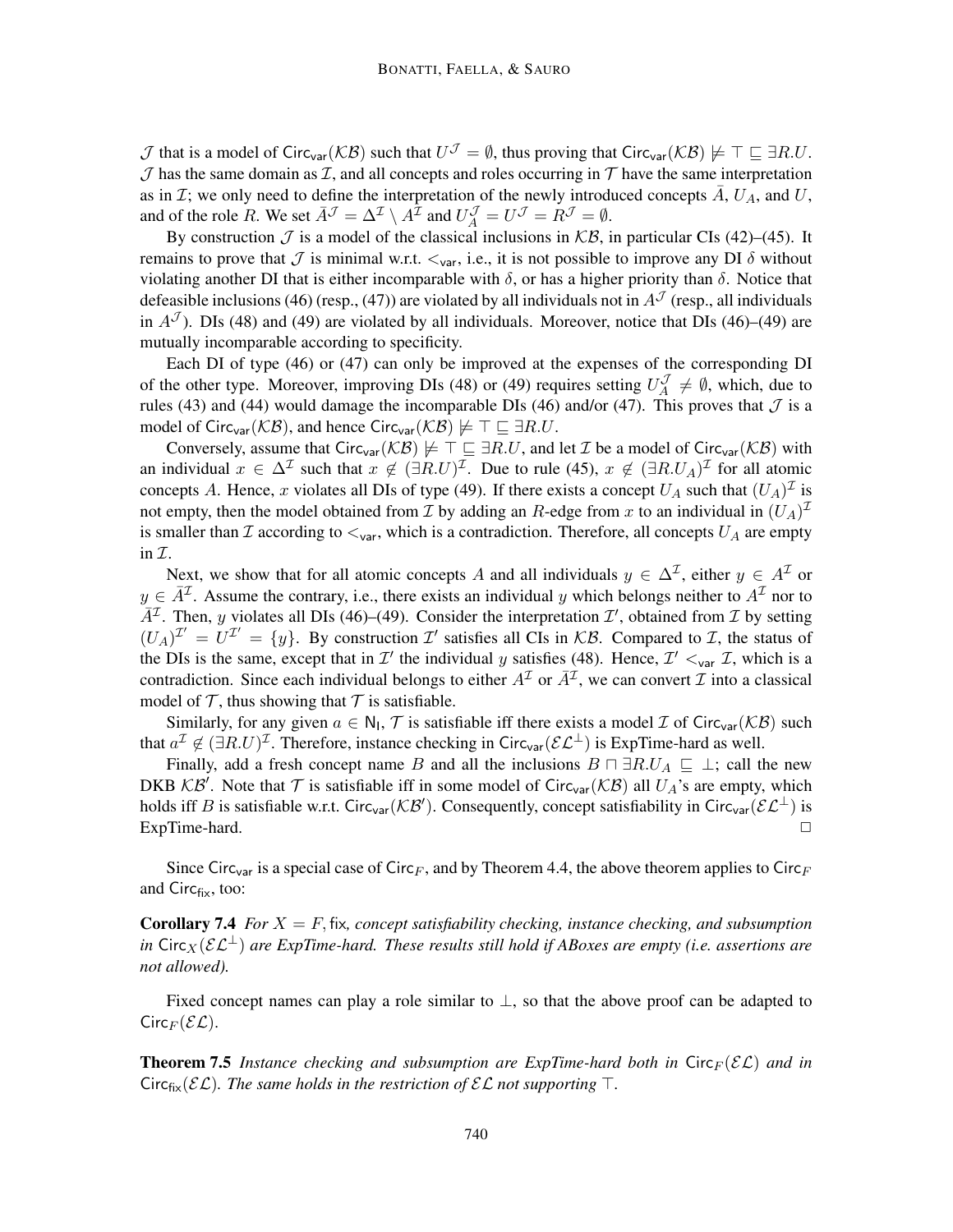$\mathcal{J}$ that is a model of $\mathsf{Circ}_{\mathsf{var}}(\mathcal{KB})$ such that $U^{\mathcal{J}} = \emptyset$, thus proving that $\mathsf{Circ}_{\mathsf{var}}(\mathcal{KB}) \not\models \top \sqsubseteq \exists R.U$. $\mathcal{J}$ has the same domain as $\mathcal{I}$, and all concepts and roles occurring in $\mathcal{T}$ have the same interpretation as in $\mathcal{I}$; we only need to define the interpretation of the newly introduced concepts $\bar{A}$, $U_A$, and $U$, and of the role $R$. We set $\bar{A}^{\mathcal{J}} = \Delta^{\mathcal{I}} \setminus A^{\mathcal{I}}$ and $U_A^{\mathcal{J}} = U^{\mathcal{J}} = R^{\mathcal{J}} = \emptyset$.

By construction $\mathcal{J}$ is a model of the classical inclusions in $\mathcal{KB}$, in particular CIs (42)–(45). It remains to prove that $\mathcal{J}$ is minimal w.r.t. $<_{\mathsf{var}}$, i.e., it is not possible to improve any DI $\delta$ without violating another DI that is either incomparable with $\delta$, or has a higher priority than $\delta$. Notice that defeasible inclusions (46) (resp., (47)) are violated by all individuals not in $A^{\mathcal{J}}$ (resp., all individuals in $A^{\mathcal{J}}$). DIs (48) and (49) are violated by all individuals. Moreover, notice that DIs (46)–(49) are mutually incomparable according to specificity.

Each DI of type (46) or (47) can only be improved at the expenses of the corresponding DI of the other type. Moreover, improving DIs (48) or (49) requires setting $U_A^{\mathcal{J}} \neq \emptyset$, which, due to rules (43) and (44) would damage the incomparable DIs (46) and/or (47). This proves that $\mathcal{J}$ is a model of $\mathsf{Circ}_{\mathsf{var}}(\mathcal{KB})$, and hence $\mathsf{Circ}_{\mathsf{var}}(\mathcal{KB}) \not\models \top \sqsubseteq \exists R.U$.

Conversely, assume that $\mathsf{Circ}_{\mathsf{var}}(\mathcal{KB}) \not\models \top \sqsubseteq \exists R.U$, and let $\mathcal{I}$ be a model of $\mathsf{Circ}_{\mathsf{var}}(\mathcal{KB})$ with an individual $x \in \Delta^{\mathcal{I}}$ such that $x \notin (\exists R.U)^{\mathcal{I}}$. Due to rule (45), $x \notin (\exists R.U_A)^{\mathcal{I}}$ for all atomic concepts $A$. Hence, $x$ violates all DIs of type (49). If there exists a concept $U_A$ such that $(U_A)^{\mathcal{I}}$ is not empty, then the model obtained from $\mathcal{I}$ by adding an $R$-edge from $x$ to an individual in $(U_A)^{\mathcal{I}}$ is smaller than $\mathcal{I}$ according to $<_{\mathsf{var}}$, which is a contradiction. Therefore, all concepts $U_A$ are empty in $\mathcal{I}$.

Next, we show that for all atomic concepts $A$ and all individuals $y \in \Delta^{\mathcal{I}}$, either $y \in A^{\mathcal{I}}$ or $y \in \bar{A}^{\mathcal{I}}$. Assume the contrary, i.e., there exists an individual $y$ which belongs neither to $A^{\mathcal{I}}$ nor to $\bar{A}^{\mathcal{I}}$. Then, $y$ violates all DIs (46)–(49). Consider the interpretation $\mathcal{I}'$, obtained from $\mathcal{I}$ by setting $(U_A)^{\mathcal{I}'} = U^{\mathcal{I}'} = \{y\}$. By construction $\mathcal{I}'$ satisfies all CIs in $\mathcal{KB}$. Compared to $\mathcal{I}$, the status of the DIs is the same, except that in $\mathcal{I}'$ the individual $y$ satisfies (48). Hence, $\mathcal{I}' <_{\mathsf{var}} \mathcal{I}$, which is a contradiction. Since each individual belongs to either $A^{\mathcal{I}}$ or $\bar{A}^{\mathcal{I}}$, we can convert $\mathcal{I}$ into a classical model of $\mathcal{T}$, thus showing that $\mathcal{T}$ is satisfiable.

Similarly, for any given $a \in \mathsf{N_I}$, $\mathcal{T}$ is satisfiable iff there exists a model $\mathcal{I}$ of $\mathsf{Circ}_{\mathsf{var}}(\mathcal{KB})$ such that $a^{\mathcal{I}} \notin (\exists R.U)^{\mathcal{I}}$. Therefore, instance checking in $\mathsf{Circ}_{\mathsf{var}}(\mathcal{EL}^{\perp})$ is ExpTime-hard as well.

Finally, add a fresh concept name $B$ and all the inclusions $B \sqcap \exists R.U_A \sqsubseteq \perp$; call the new DKB $\mathcal{KB}'$. Note that $\mathcal{T}$ is satisfiable iff in some model of $\mathsf{Circ}_{\mathsf{var}}(\mathcal{KB})$ all $U_A$'s are empty, which holds iff $B$ is satisfiable w.r.t. $\mathsf{Circ}_{\mathsf{var}}(\mathcal{KB}')$. Consequently, concept satisfiability in $\mathsf{Circ}_{\mathsf{var}}(\mathcal{EL}^{\perp})$ is ExpTime-hard. □

Since $\mathsf{Circ}_{\mathsf{var}}$ is a special case of $\mathsf{Circ}_F$, and by Theorem 4.4, the above theorem applies to $\mathsf{Circ}_F$ and $\mathsf{Circ}_{\mathsf{fix}}$, too:

**Corollary 7.4** *For $X = F, \mathsf{fix}$, concept satisfiability checking, instance checking, and subsumption in $\mathsf{Circ}_X(\mathcal{EL}^{\perp})$ are ExpTime-hard. These results still hold if ABoxes are empty (i.e. assertions are not allowed).*

Fixed concept names can play a role similar to $\perp$, so that the above proof can be adapted to $\mathsf{Circ}_F(\mathcal{EL})$.

**Theorem 7.5** *Instance checking and subsumption are ExpTime-hard both in $\mathsf{Circ}_F(\mathcal{EL})$ and in $\mathsf{Circ}_{\mathsf{fix}}(\mathcal{EL})$. The same holds in the restriction of $\mathcal{EL}$ not supporting $\top$.*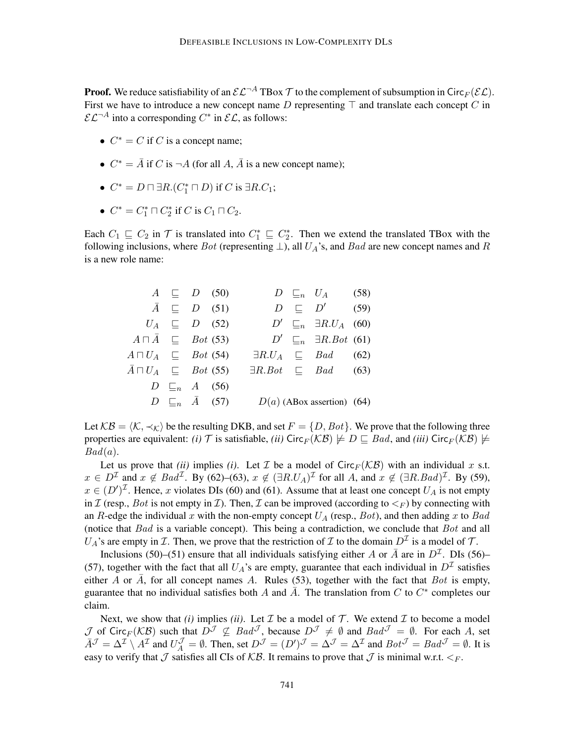**Proof.** We reduce satisfiability of an $\mathcal{EL}^{\neg A}$ TBox $\mathcal{T}$ to the complement of subsumption in $\mathsf{Circ}_F(\mathcal{EL})$. First we have to introduce a new concept name $D$ representing $\top$ and translate each concept $C$ in $\mathcal{EL}^{\neg A}$ into a corresponding $C^*$ in $\mathcal{EL}$, as follows:

- $C^* = C$ if $C$ is a concept name;
- $C^* = \bar{A}$ if $C$ is $\neg A$ (for all $A$, $\bar{A}$ is a new concept name);
- $C^* = D \sqcap \exists R.(C_1^* \sqcap D)$ if $C$ is $\exists R.C_1$;
- $C^* = C_1^* \sqcap C_2^*$ if $C$ is $C_1 \sqcap C_2$.

Each $C_1 \sqsubseteq C_2$ in $\mathcal{T}$ is translated into $C_1^* \sqsubseteq C_2^*$. Then we extend the translated TBox with the following inclusions, where $Bot$ (representing $\bot$), all $U_A$'s, and $Bad$ are new concept names and $R$ is a new role name:

$$A \sqsubseteq D \quad (50)$$
$$\bar{A} \sqsubseteq D \quad (51)$$
$$U_A \sqsubseteq D \quad (52)$$
$$A \sqcap \bar{A} \sqsubseteq Bot \quad (53)$$
$$A \sqcap U_A \sqsubseteq Bot \quad (54)$$
$$\bar{A} \sqcap U_A \sqsubseteq Bot \quad (55)$$
$$D \sqsubseteq_n A \quad (56)$$
$$D \sqsubseteq_n \bar{A} \quad (57)$$
$$D \sqsubseteq_n U_A \quad (58)$$
$$D \sqsubseteq D' \quad (59)$$
$$D' \sqsubseteq_n \exists R.U_A \quad (60)$$
$$D' \sqsubseteq_n \exists R.Bot \quad (61)$$
$$\exists R.U_A \sqsubseteq Bad \quad (62)$$
$$\exists R.Bot \sqsubseteq Bad \quad (63)$$
$$D(a) \text{ (ABox assertion)} \quad (64)$$

Let $\mathcal{KB} = \langle \mathcal{K}, \prec_{\mathcal{K}} \rangle$ be the resulting DKB, and set $F = \{D, Bot\}$. We prove that the following three properties are equivalent: *(i)* $\mathcal{T}$ is satisfiable, *(ii)* $\mathsf{Circ}_F(\mathcal{KB}) \not\models D \sqsubseteq Bad$, and *(iii)* $\mathsf{Circ}_F(\mathcal{KB}) \not\models Bad(a)$.

Let us prove that *(ii)* implies *(i)*. Let $\mathcal{I}$ be a model of $\mathsf{Circ}_F(\mathcal{KB})$ with an individual $x$ s.t. $x \in D^{\mathcal{I}}$ and $x \notin Bad^{\mathcal{I}}$. By (62)–(63), $x \notin (\exists R.U_A)^{\mathcal{I}}$ for all $A$, and $x \notin (\exists R.Bad)^{\mathcal{I}}$. By (59), $x \in (D')^{\mathcal{I}}$. Hence, $x$ violates DIs (60) and (61). Assume that at least one concept $U_A$ is not empty in $\mathcal{I}$ (resp., $Bot$ is not empty in $\mathcal{I}$). Then, $\mathcal{I}$ can be improved (according to $<_F$) by connecting with an $R$-edge the individual $x$ with the non-empty concept $U_A$ (resp., $Bot$), and then adding $x$ to $Bad$ (notice that $Bad$ is a variable concept). This being a contradiction, we conclude that $Bot$ and all $U_A$'s are empty in $\mathcal{I}$. Then, we prove that the restriction of $\mathcal{I}$ to the domain $D^{\mathcal{I}}$ is a model of $\mathcal{T}$.

Inclusions (50)–(51) ensure that all individuals satisfying either $A$ or $\bar{A}$ are in $D^{\mathcal{I}}$. DIs (56)–(57), together with the fact that all $U_A$'s are empty, guarantee that each individual in $D^{\mathcal{I}}$ satisfies either $A$ or $\bar{A}$, for all concept names $A$. Rules (53), together with the fact that $Bot$ is empty, guarantee that no individual satisfies both $A$ and $\bar{A}$. The translation from $C$ to $C^*$ completes our claim.

Next, we show that *(i)* implies *(ii)*. Let $\mathcal{I}$ be a model of $\mathcal{T}$. We extend $\mathcal{I}$ to become a model $\mathcal{J}$ of $\mathsf{Circ}_F(\mathcal{KB})$ such that $D^{\mathcal{J}} \not\subseteq Bad^{\mathcal{J}}$, because $D^{\mathcal{J}} \neq \emptyset$ and $Bad^{\mathcal{J}} = \emptyset$. For each $A$, set $\bar{A}^{\mathcal{J}} = \Delta^{\mathcal{I}} \setminus A^{\mathcal{I}}$ and $U_A^{\mathcal{J}} = \emptyset$. Then, set $D^{\mathcal{J}} = (D')^{\mathcal{J}} = \Delta^{\mathcal{J}} = \Delta^{\mathcal{I}}$ and $Bot^{\mathcal{J}} = Bad^{\mathcal{J}} = \emptyset$. It is easy to verify that $\mathcal{J}$ satisfies all CIs of $\mathcal{KB}$. It remains to prove that $\mathcal{J}$ is minimal w.r.t. $<_F$.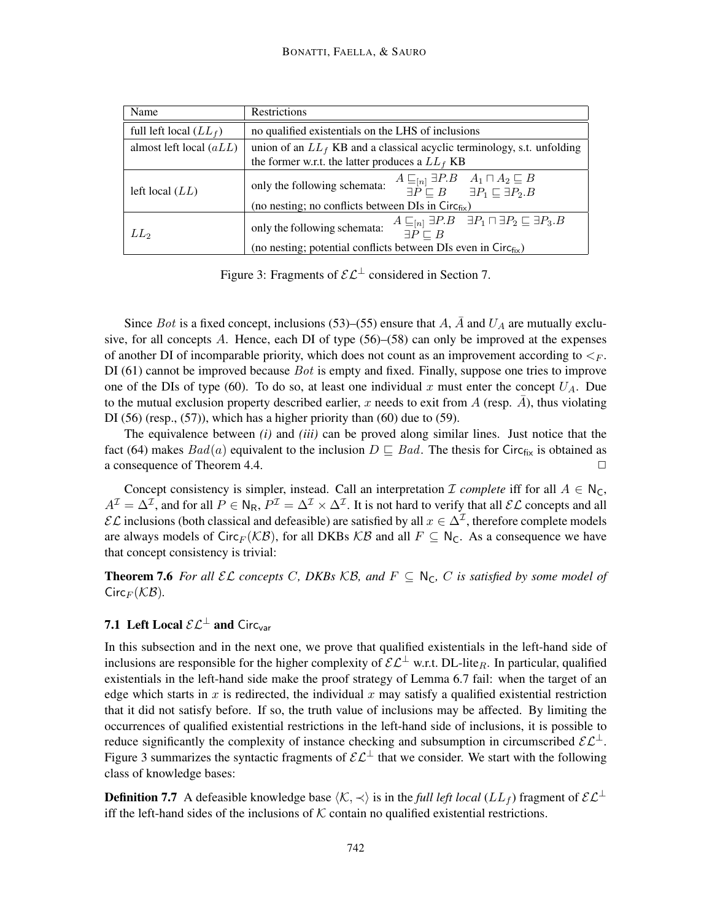| Name | Restrictions |
|---|---|
| full left local ($LL_f$) | no qualified existentials on the LHS of inclusions |
| almost left local ($aLL$) | union of an $LL_f$ KB and a classical acyclic terminology, s.t. unfolding the former w.r.t. the latter produces a $LL_f$ KB |
| left local ($LL$) | only the following schemata: $A \sqsubseteq_{[n]} \exists P.B \quad A_1 \sqcap A_2 \sqsubseteq B \quad \exists P \sqsubseteq B \quad \exists P_1 \sqsubseteq \exists P_2.B$ (no nesting; no conflicts between DIs in $\mathsf{Circ}_{\mathsf{fix}}$) |
| $LL_2$ | only the following schemata: $A \sqsubseteq_{[n]} \exists P.B \quad \exists P_1 \sqcap \exists P_2 \sqsubseteq \exists P_3.B \quad \exists P \sqsubseteq B$ (no nesting; potential conflicts between DIs even in $\mathsf{Circ}_{\mathsf{fix}}$) |

Figure 3: Fragments of $\mathcal{EL}^{\bot}$ considered in Section 7.

Since $Bot$ is a fixed concept, inclusions (53)–(55) ensure that $A$, $\bar{A}$ and $U_A$ are mutually exclusive, for all concepts $A$. Hence, each DI of type (56)–(58) can only be improved at the expenses of another DI of incomparable priority, which does not count as an improvement according to $<_F$. DI (61) cannot be improved because $Bot$ is empty and fixed. Finally, suppose one tries to improve one of the DIs of type (60). To do so, at least one individual $x$ must enter the concept $U_A$. Due to the mutual exclusion property described earlier, $x$ needs to exit from $A$ (resp. $\bar{A}$), thus violating DI (56) (resp., (57)), which has a higher priority than (60) due to (59).

The equivalence between *(i)* and *(iii)* can be proved along similar lines. Just notice that the fact (64) makes $Bad(a)$ equivalent to the inclusion $D \sqsubseteq Bad$. The thesis for $\mathsf{Circ}_{\mathsf{fix}}$ is obtained as a consequence of Theorem 4.4. $\Box$

Concept consistency is simpler, instead. Call an interpretation $\mathcal{I}$ *complete* iff for all $A \in \mathsf{N_C}$, $A^{\mathcal{I}} = \Delta^{\mathcal{I}}$, and for all $P \in \mathsf{N_R}$, $P^{\mathcal{I}} = \Delta^{\mathcal{I}} \times \Delta^{\mathcal{I}}$. It is not hard to verify that all $\mathcal{EL}$ concepts and all $\mathcal{EL}$ inclusions (both classical and defeasible) are satisfied by all $x \in \Delta^{\mathcal{I}}$, therefore complete models are always models of $\mathsf{Circ}_F(\mathcal{KB})$, for all DKBs $\mathcal{KB}$ and all $F \subseteq \mathsf{N_C}$. As a consequence we have that concept consistency is trivial:

**Theorem 7.6** *For all $\mathcal{EL}$ concepts $C$, DKBs $\mathcal{KB}$, and $F \subseteq \mathsf{N_C}$, $C$ is satisfied by some model of $\mathsf{Circ}_F(\mathcal{KB})$.*

### 7.1 Left Local $\mathcal{EL}^{\bot}$ and $\mathsf{Circ}_{\mathsf{var}}$

In this subsection and in the next one, we prove that qualified existentials in the left-hand side of inclusions are responsible for the higher complexity of $\mathcal{EL}^{\bot}$ w.r.t. DL-lite$_R$. In particular, qualified existentials in the left-hand side make the proof strategy of Lemma 6.7 fail: when the target of an edge which starts in $x$ is redirected, the individual $x$ may satisfy a qualified existential restriction that it did not satisfy before. If so, the truth value of inclusions may be affected. By limiting the occurrences of qualified existential restrictions in the left-hand side of inclusions, it is possible to reduce significantly the complexity of instance checking and subsumption in circumscribed $\mathcal{EL}^{\bot}$. Figure 3 summarizes the syntactic fragments of $\mathcal{EL}^{\bot}$ that we consider. We start with the following class of knowledge bases:

**Definition 7.7** A defeasible knowledge base $\langle \mathcal{K}, \prec \rangle$ is in the *full left local* ($LL_f$) fragment of $\mathcal{EL}^{\bot}$ iff the left-hand sides of the inclusions of $\mathcal{K}$ contain no qualified existential restrictions.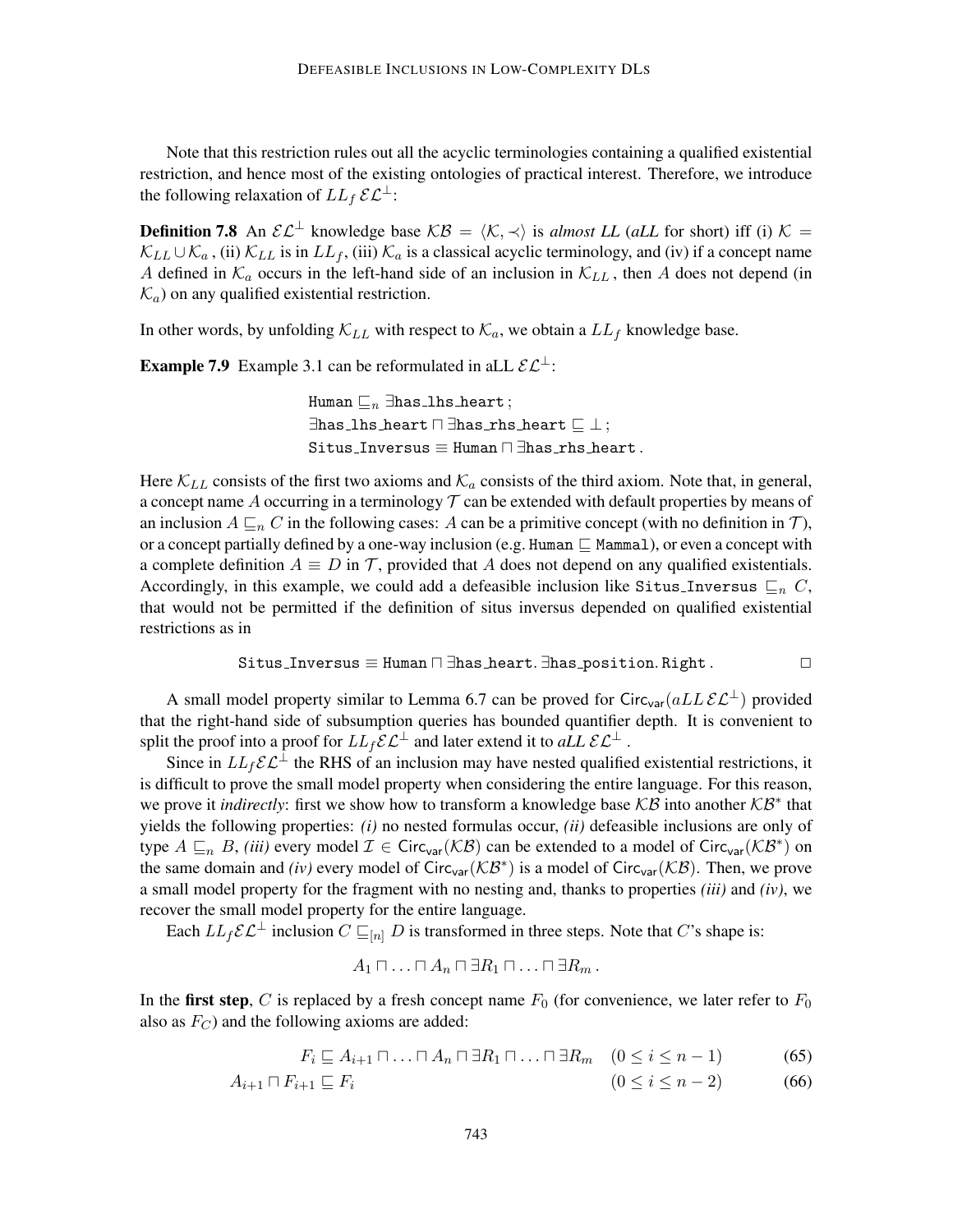Note that this restriction rules out all the acyclic terminologies containing a qualified existential restriction, and hence most of the existing ontologies of practical interest. Therefore, we introduce the following relaxation of $LL_f\,\mathcal{EL}^{\bot}$:

**Definition 7.8** An $\mathcal{EL}^{\bot}$ knowledge base $\mathcal{KB} = \langle \mathcal{K}, \prec \rangle$ is *almost LL* (*aLL* for short) iff (i) $\mathcal{K} = \mathcal{K}_{LL} \cup \mathcal{K}_a$, (ii) $\mathcal{K}_{LL}$ is in $LL_f$, (iii) $\mathcal{K}_a$ is a classical acyclic terminology, and (iv) if a concept name $A$ defined in $\mathcal{K}_a$ occurs in the left-hand side of an inclusion in $\mathcal{K}_{LL}$, then $A$ does not depend (in $\mathcal{K}_a$) on any qualified existential restriction.

In other words, by unfolding $\mathcal{K}_{LL}$ with respect to $\mathcal{K}_a$, we obtain a $LL_f$ knowledge base.

**Example 7.9** Example 3.1 can be reformulated in aLL $\mathcal{EL}^{\bot}$:

$$
\begin{aligned}
&\mathtt{Human} \sqsubseteq_n \exists \mathtt{has\_lhs\_heart}\,;\\
&\exists \mathtt{has\_lhs\_heart} \sqcap \exists \mathtt{has\_rhs\_heart} \sqsubseteq \bot\,;\\
&\mathtt{Situs\_Inversus} \equiv \mathtt{Human} \sqcap \exists \mathtt{has\_rhs\_heart}\,.
\end{aligned}
$$

Here $\mathcal{K}_{LL}$ consists of the first two axioms and $\mathcal{K}_a$ consists of the third axiom. Note that, in general, a concept name $A$ occurring in a terminology $\mathcal{T}$ can be extended with default properties by means of an inclusion $A \sqsubseteq_n C$ in the following cases: $A$ can be a primitive concept (with no definition in $\mathcal{T}$), or a concept partially defined by a one-way inclusion (e.g. $\mathtt{Human} \sqsubseteq \mathtt{Mammal}$), or even a concept with a complete definition $A \equiv D$ in $\mathcal{T}$, provided that $A$ does not depend on any qualified existentials. Accordingly, in this example, we could add a defeasible inclusion like $\mathtt{Situs\_Inversus} \sqsubseteq_n C$, that would not be permitted if the definition of situs inversus depended on qualified existential restrictions as in

$$
\mathtt{Situs\_Inversus} \equiv \mathtt{Human} \sqcap \exists \mathtt{has\_heart}.\, \exists \mathtt{has\_position}.\, \mathtt{Right}\,. \qquad \Box
$$

A small model property similar to Lemma 6.7 can be proved for $\mathsf{Circ}_{\mathsf{var}}(aLL\,\mathcal{EL}^{\bot})$ provided that the right-hand side of subsumption queries has bounded quantifier depth. It is convenient to split the proof into a proof for $LL_f\mathcal{EL}^{\bot}$ and later extend it to *aLL* $\mathcal{EL}^{\bot}$.

Since in $LL_f\mathcal{EL}^{\bot}$ the RHS of an inclusion may have nested qualified existential restrictions, it is difficult to prove the small model property when considering the entire language. For this reason, we prove it *indirectly*: first we show how to transform a knowledge base $\mathcal{KB}$ into another $\mathcal{KB}^*$ that yields the following properties: *(i)* no nested formulas occur, *(ii)* defeasible inclusions are only of type $A \sqsubseteq_n B$, *(iii)* every model $\mathcal{I} \in \mathsf{Circ}_{\mathsf{var}}(\mathcal{KB})$ can be extended to a model of $\mathsf{Circ}_{\mathsf{var}}(\mathcal{KB}^*)$ on the same domain and *(iv)* every model of $\mathsf{Circ}_{\mathsf{var}}(\mathcal{KB}^*)$ is a model of $\mathsf{Circ}_{\mathsf{var}}(\mathcal{KB})$. Then, we prove a small model property for the fragment with no nesting and, thanks to properties *(iii)* and *(iv)*, we recover the small model property for the entire language.

Each $LL_f\mathcal{EL}^{\bot}$ inclusion $C \sqsubseteq_{[n]} D$ is transformed in three steps. Note that $C$'s shape is:

$$
A_1 \sqcap \ldots \sqcap A_n \sqcap \exists R_1 \sqcap \ldots \sqcap \exists R_m\,.
$$

In the **first step**, $C$ is replaced by a fresh concept name $F_0$ (for convenience, we later refer to $F_0$ also as $F_C$) and the following axioms are added:

$$
F_i \sqsubseteq A_{i+1} \sqcap \ldots \sqcap A_n \sqcap \exists R_1 \sqcap \ldots \sqcap \exists R_m \quad (0 \le i \le n-1) \tag{65}
$$

$$
A_{i+1} \sqcap F_{i+1} \sqsubseteq F_i \qquad\qquad\qquad\qquad (0 \le i \le n-2) \tag{66}
$$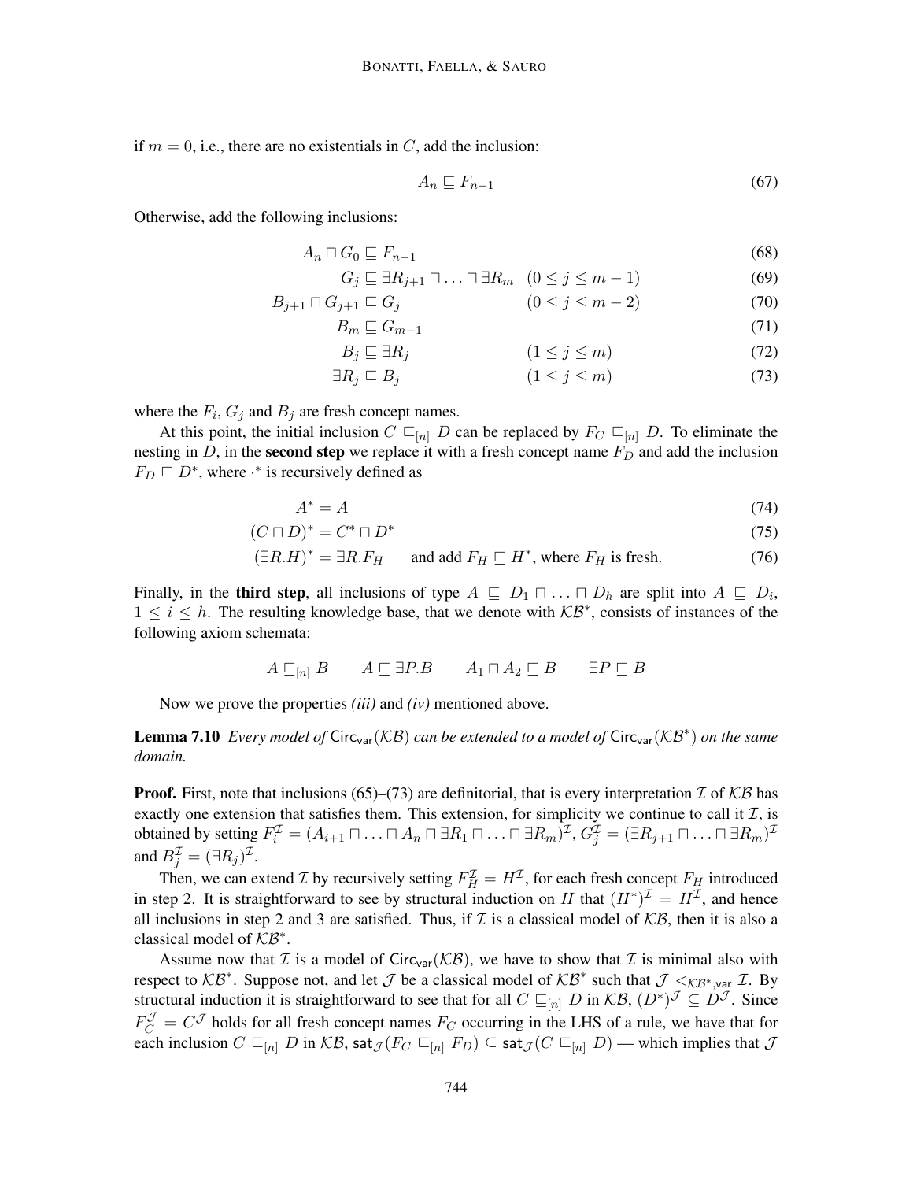if $m = 0$, i.e., there are no existentials in $C$, add the inclusion:

$$A_n \sqsubseteq F_{n-1} \tag{67}$$

Otherwise, add the following inclusions:

$$A_n \sqcap G_0 \sqsubseteq F_{n-1} \tag{68}$$

$$G_j \sqsubseteq \exists R_{j+1} \sqcap \ldots \sqcap \exists R_m \quad (0 \leq j \leq m-1) \tag{69}$$

$$B_{j+1} \sqcap G_{j+1} \sqsubseteq G_j \quad (0 \leq j \leq m-2) \tag{70}$$

$$B_m \sqsubseteq G_{m-1} \tag{71}$$

$$B_j \sqsubseteq \exists R_j \quad (1 \leq j \leq m) \tag{72}$$

$$\exists R_j \sqsubseteq B_j \quad (1 \leq j \leq m) \tag{73}$$

where the $F_i$, $G_j$ and $B_j$ are fresh concept names.

At this point, the initial inclusion $C \sqsubseteq_{[n]} D$ can be replaced by $F_C \sqsubseteq_{[n]} D$. To eliminate the nesting in $D$, in the **second step** we replace it with a fresh concept name $F_D$ and add the inclusion $F_D \sqsubseteq D^*$, where $\cdot^*$ is recursively defined as

$$A^* = A \tag{74}$$

$$(C \sqcap D)^* = C^* \sqcap D^* \tag{75}$$

$$(\exists R.H)^* = \exists R.F_H \qquad \text{and add } F_H \sqsubseteq H^*\text{, where } F_H \text{ is fresh.} \tag{76}$$

Finally, in the **third step**, all inclusions of type $A \sqsubseteq D_1 \sqcap \ldots \sqcap D_h$ are split into $A \sqsubseteq D_i$, $1 \leq i \leq h$. The resulting knowledge base, that we denote with $\mathcal{KB}^*$, consists of instances of the following axiom schemata:

$$A \sqsubseteq_{[n]} B \qquad A \sqsubseteq \exists P.B \qquad A_1 \sqcap A_2 \sqsubseteq B \qquad \exists P \sqsubseteq B$$

Now we prove the properties *(iii)* and *(iv)* mentioned above.

**Lemma 7.10** *Every model of* $\mathsf{Circ}_{\mathsf{var}}(\mathcal{KB})$ *can be extended to a model of* $\mathsf{Circ}_{\mathsf{var}}(\mathcal{KB}^*)$ *on the same domain.*

**Proof.** First, note that inclusions (65)–(73) are definitorial, that is every interpretation $\mathcal{I}$ of $\mathcal{KB}$ has exactly one extension that satisfies them. This extension, for simplicity we continue to call it $\mathcal{I}$, is obtained by setting $F_i^{\mathcal{I}} = (A_{i+1} \sqcap \ldots \sqcap A_n \sqcap \exists R_1 \sqcap \ldots \sqcap \exists R_m)^{\mathcal{I}}$, $G_j^{\mathcal{I}} = (\exists R_{j+1} \sqcap \ldots \sqcap \exists R_m)^{\mathcal{I}}$ and $B_j^{\mathcal{I}} = (\exists R_j)^{\mathcal{I}}$.

Then, we can extend $\mathcal{I}$ by recursively setting $F_H^{\mathcal{I}} = H^{\mathcal{I}}$, for each fresh concept $F_H$ introduced in step 2. It is straightforward to see by structural induction on $H$ that $(H^*)^{\mathcal{I}} = H^{\mathcal{I}}$, and hence all inclusions in step 2 and 3 are satisfied. Thus, if $\mathcal{I}$ is a classical model of $\mathcal{KB}$, then it is also a classical model of $\mathcal{KB}^*$.

Assume now that $\mathcal{I}$ is a model of $\mathsf{Circ}_{\mathsf{var}}(\mathcal{KB})$, we have to show that $\mathcal{I}$ is minimal also with respect to $\mathcal{KB}^*$. Suppose not, and let $\mathcal{J}$ be a classical model of $\mathcal{KB}^*$ such that $\mathcal{J} <_{\mathcal{KB}^*,\mathsf{var}} \mathcal{I}$. By structural induction it is straightforward to see that for all $C \sqsubseteq_{[n]} D$ in $\mathcal{KB}$, $(D^*)^{\mathcal{J}} \subseteq D^{\mathcal{J}}$. Since $F_C^{\mathcal{J}} = C^{\mathcal{J}}$ holds for all fresh concept names $F_C$ occurring in the LHS of a rule, we have that for each inclusion $C \sqsubseteq_{[n]} D$ in $\mathcal{KB}$, $\mathsf{sat}_{\mathcal{J}}(F_C \sqsubseteq_{[n]} F_D) \subseteq \mathsf{sat}_{\mathcal{J}}(C \sqsubseteq_{[n]} D)$ — which implies that $\mathcal{J}$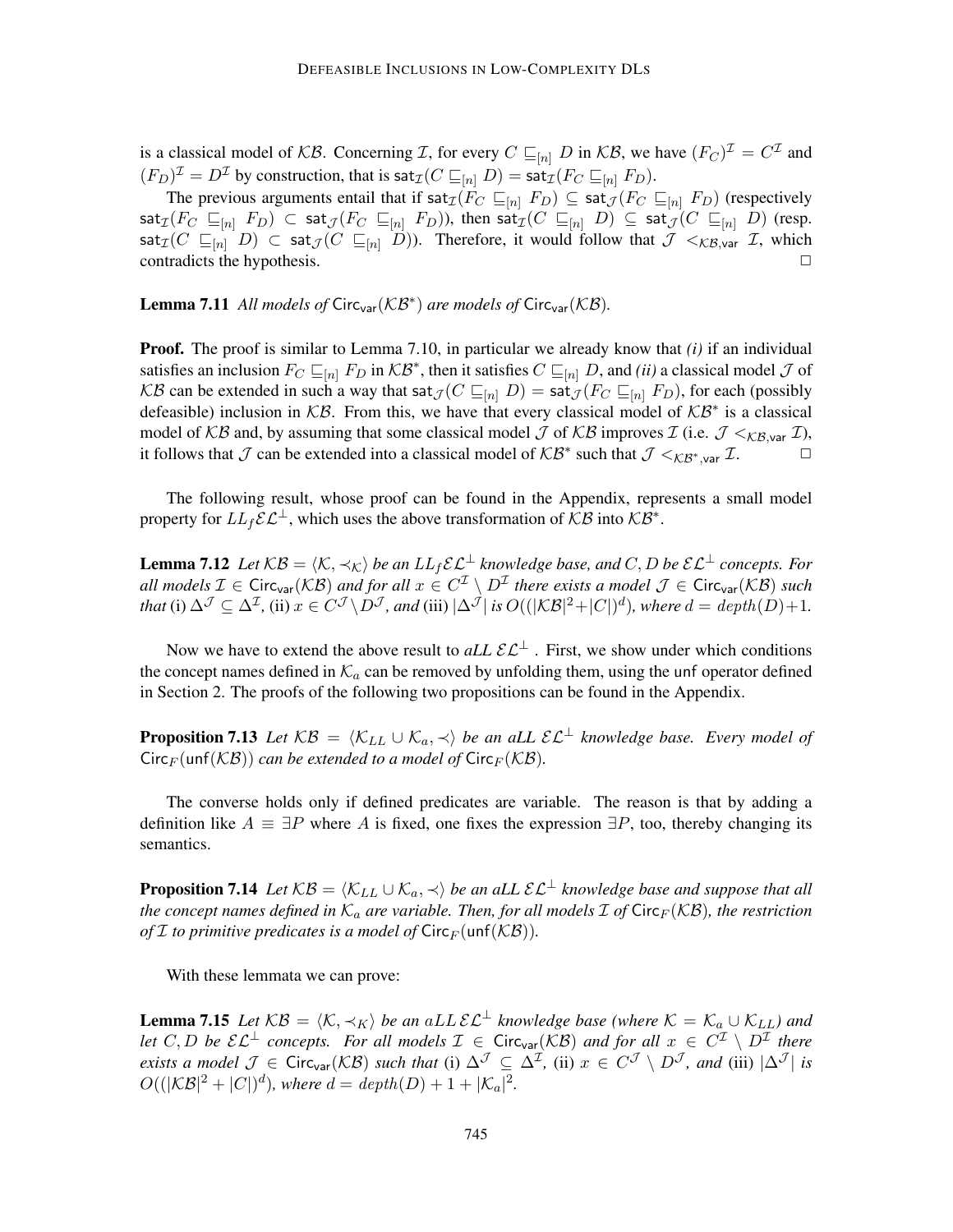is a classical model of $\mathcal{KB}$. Concerning $\mathcal{I}$, for every $C \sqsubseteq_{[n]} D$ in $\mathcal{KB}$, we have $(F_C)^{\mathcal{I}} = C^{\mathcal{I}}$ and $(F_D)^{\mathcal{I}} = D^{\mathcal{I}}$ by construction, that is $\mathsf{sat}_{\mathcal{I}}(C \sqsubseteq_{[n]} D) = \mathsf{sat}_{\mathcal{I}}(F_C \sqsubseteq_{[n]} F_D)$.

The previous arguments entail that if $\mathsf{sat}_{\mathcal{I}}(F_C \sqsubseteq_{[n]} F_D) \subseteq \mathsf{sat}_{\mathcal{J}}(F_C \sqsubseteq_{[n]} F_D)$ (respectively $\mathsf{sat}_{\mathcal{I}}(F_C \sqsubseteq_{[n]} F_D) \subset \mathsf{sat}_{\mathcal{J}}(F_C \sqsubseteq_{[n]} F_D)$), then $\mathsf{sat}_{\mathcal{I}}(C \sqsubseteq_{[n]} D) \subseteq \mathsf{sat}_{\mathcal{J}}(C \sqsubseteq_{[n]} D)$ (resp. $\mathsf{sat}_{\mathcal{I}}(C \sqsubseteq_{[n]} D) \subset \mathsf{sat}_{\mathcal{J}}(C \sqsubseteq_{[n]} D)$). Therefore, it would follow that $\mathcal{J} <_{\mathcal{KB},\mathsf{var}} \mathcal{I}$, which contradicts the hypothesis. □

**Lemma 7.11** *All models of* $\mathsf{Circ}_{\mathsf{var}}(\mathcal{KB}^*)$ *are models of* $\mathsf{Circ}_{\mathsf{var}}(\mathcal{KB})$.

**Proof.** The proof is similar to Lemma 7.10, in particular we already know that *(i)* if an individual satisfies an inclusion $F_C \sqsubseteq_{[n]} F_D$ in $\mathcal{KB}^*$, then it satisfies $C \sqsubseteq_{[n]} D$, and *(ii)* a classical model $\mathcal{J}$ of $\mathcal{KB}$ can be extended in such a way that $\mathsf{sat}_{\mathcal{J}}(C \sqsubseteq_{[n]} D) = \mathsf{sat}_{\mathcal{J}}(F_C \sqsubseteq_{[n]} F_D)$, for each (possibly defeasible) inclusion in $\mathcal{KB}$. From this, we have that every classical model of $\mathcal{KB}^*$ is a classical model of $\mathcal{KB}$ and, by assuming that some classical model $\mathcal{J}$ of $\mathcal{KB}$ improves $\mathcal{I}$ (i.e. $\mathcal{J} <_{\mathcal{KB},\mathsf{var}} \mathcal{I}$), it follows that $\mathcal{J}$ can be extended into a classical model of $\mathcal{KB}^*$ such that $\mathcal{J} <_{\mathcal{KB}^*,\mathsf{var}} \mathcal{I}$. □

The following result, whose proof can be found in the Appendix, represents a small model property for $LL_f\mathcal{EL}^\perp$, which uses the above transformation of $\mathcal{KB}$ into $\mathcal{KB}^*$.

**Lemma 7.12** *Let* $\mathcal{KB} = \langle \mathcal{K}, \prec_{\mathcal{K}} \rangle$ *be an* $LL_f\mathcal{EL}^\perp$ *knowledge base, and* $C, D$ *be* $\mathcal{EL}^\perp$ *concepts. For all models* $\mathcal{I} \in \mathsf{Circ}_{\mathsf{var}}(\mathcal{KB})$ *and for all* $x \in C^{\mathcal{I}} \setminus D^{\mathcal{I}}$ *there exists a model* $\mathcal{J} \in \mathsf{Circ}_{\mathsf{var}}(\mathcal{KB})$ *such that* (i) $\Delta^{\mathcal{J}} \subseteq \Delta^{\mathcal{I}}$, (ii) $x \in C^{\mathcal{J}} \setminus D^{\mathcal{J}}$, *and* (iii) $|\Delta^{\mathcal{J}}|$ *is* $O((|\mathcal{KB}|^2 + |C|)^d)$, *where* $d = depth(D) + 1$.

Now we have to extend the above result to *aLL* $\mathcal{EL}^\perp$ . First, we show under which conditions the concept names defined in $\mathcal{K}_a$ can be removed by unfolding them, using the $\mathsf{unf}$ operator defined in Section 2. The proofs of the following two propositions can be found in the Appendix.

**Proposition 7.13** *Let* $\mathcal{KB} = \langle \mathcal{K}_{LL} \cup \mathcal{K}_a, \prec \rangle$ *be an aLL* $\mathcal{EL}^\perp$ *knowledge base. Every model of* $\mathsf{Circ}_F(\mathsf{unf}(\mathcal{KB}))$ *can be extended to a model of* $\mathsf{Circ}_F(\mathcal{KB})$.

The converse holds only if defined predicates are variable. The reason is that by adding a definition like $A \equiv \exists P$ where $A$ is fixed, one fixes the expression $\exists P$, too, thereby changing its semantics.

**Proposition 7.14** *Let* $\mathcal{KB} = \langle \mathcal{K}_{LL} \cup \mathcal{K}_a, \prec \rangle$ *be an aLL* $\mathcal{EL}^\perp$ *knowledge base and suppose that all the concept names defined in* $\mathcal{K}_a$ *are variable. Then, for all models* $\mathcal{I}$ *of* $\mathsf{Circ}_F(\mathcal{KB})$, *the restriction of* $\mathcal{I}$ *to primitive predicates is a model of* $\mathsf{Circ}_F(\mathsf{unf}(\mathcal{KB}))$.

With these lemmata we can prove:

**Lemma 7.15** *Let* $\mathcal{KB} = \langle \mathcal{K}, \prec_K \rangle$ *be an* $aLL\,\mathcal{EL}^\perp$ *knowledge base (where* $\mathcal{K} = \mathcal{K}_a \cup \mathcal{K}_{LL}$*) and let* $C, D$ *be* $\mathcal{EL}^\perp$ *concepts. For all models* $\mathcal{I} \in \mathsf{Circ}_{\mathsf{var}}(\mathcal{KB})$ *and for all* $x \in C^{\mathcal{I}} \setminus D^{\mathcal{I}}$ *there exists a model* $\mathcal{J} \in \mathsf{Circ}_{\mathsf{var}}(\mathcal{KB})$ *such that* (i) $\Delta^{\mathcal{J}} \subseteq \Delta^{\mathcal{I}}$, (ii) $x \in C^{\mathcal{J}} \setminus D^{\mathcal{J}}$, *and* (iii) $|\Delta^{\mathcal{J}}|$ *is* $O((|\mathcal{KB}|^2 + |C|)^d)$, *where* $d = depth(D) + 1 + |\mathcal{K}_a|^2$.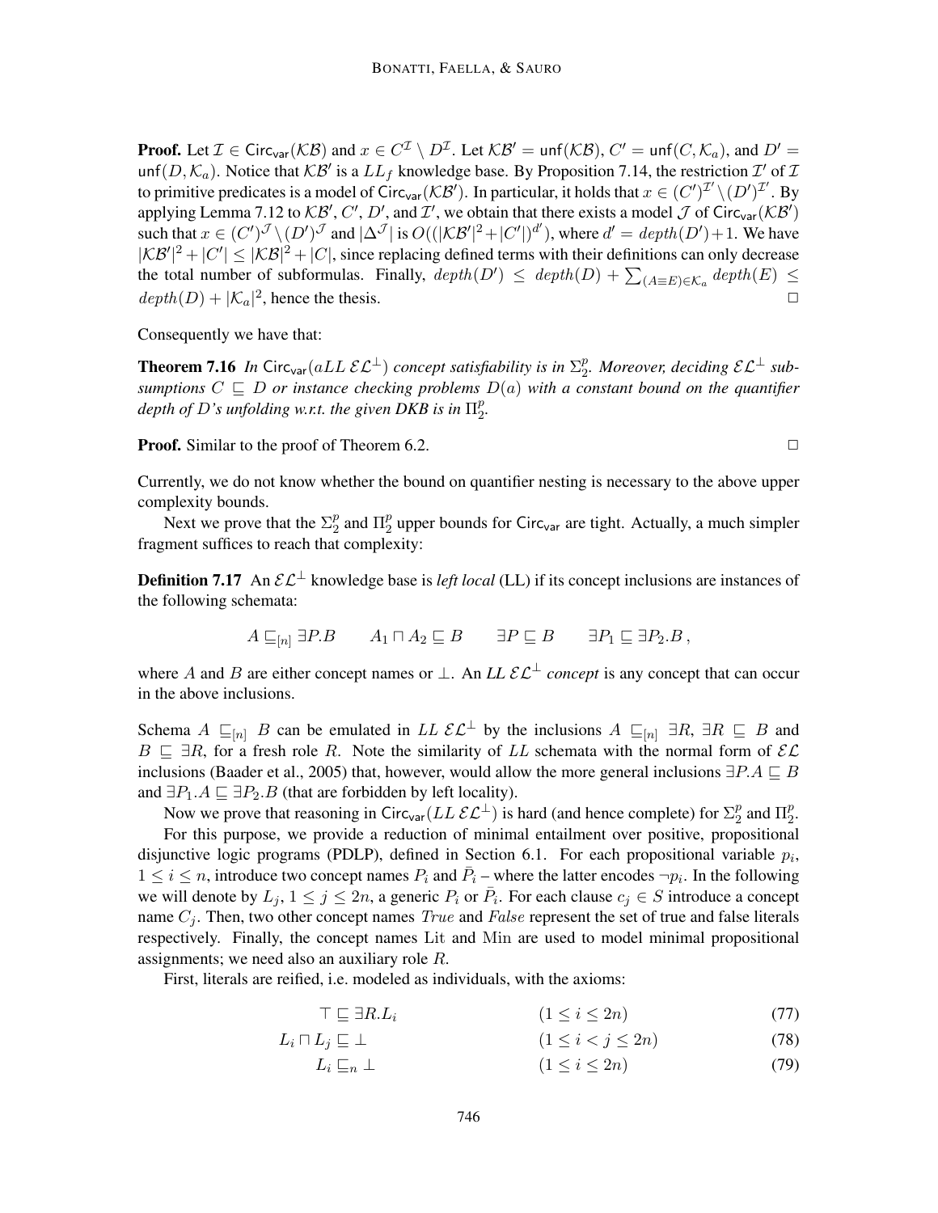**Proof.** Let $\mathcal{I} \in \mathsf{Circ}_{\mathsf{var}}(\mathcal{KB})$ and $x \in C^{\mathcal{I}} \setminus D^{\mathcal{I}}$. Let $\mathcal{KB}' = \mathsf{unf}(\mathcal{KB})$, $C' = \mathsf{unf}(C, \mathcal{K}_a)$, and $D' = \mathsf{unf}(D, \mathcal{K}_a)$. Notice that $\mathcal{KB}'$ is a $LL_f$ knowledge base. By Proposition 7.14, the restriction $\mathcal{I}'$ of $\mathcal{I}$ to primitive predicates is a model of $\mathsf{Circ}_{\mathsf{var}}(\mathcal{KB}')$. In particular, it holds that $x \in (C')^{\mathcal{I}'} \setminus (D')^{\mathcal{I}'}$. By applying Lemma 7.12 to $\mathcal{KB}'$, $C'$, $D'$, and $\mathcal{I}'$, we obtain that there exists a model $\mathcal{J}$ of $\mathsf{Circ}_{\mathsf{var}}(\mathcal{KB}')$ such that $x \in (C')^{\mathcal{J}} \setminus (D')^{\mathcal{J}}$ and $|\Delta^{\mathcal{J}}|$ is $O((|\mathcal{KB}'|^2 + |C'|)^{d'})$, where $d' = depth(D') + 1$. We have $|\mathcal{KB}'|^2 + |C'| \leq |\mathcal{KB}|^2 + |C|$, since replacing defined terms with their definitions can only decrease the total number of subformulas. Finally, $depth(D') \leq depth(D) + \sum_{(A \equiv E) \in \mathcal{K}_a} depth(E) \leq depth(D) + |\mathcal{K}_a|^2$, hence the thesis. $\Box$

Consequently we have that:

**Theorem 7.16** *In $\mathsf{Circ}_{\mathsf{var}}(aLL\ \mathcal{EL}^{\bot})$ concept satisfiability is in $\Sigma^p_2$. Moreover, deciding $\mathcal{EL}^{\bot}$ subsumptions $C \sqsubseteq D$ or instance checking problems $D(a)$ with a constant bound on the quantifier depth of $D$'s unfolding w.r.t. the given DKB is in $\Pi^p_2$.*

**Proof.** Similar to the proof of Theorem 6.2. $\Box$

Currently, we do not know whether the bound on quantifier nesting is necessary to the above upper complexity bounds.

Next we prove that the $\Sigma^p_2$ and $\Pi^p_2$ upper bounds for $\mathsf{Circ}_{\mathsf{var}}$ are tight. Actually, a much simpler fragment suffices to reach that complexity:

**Definition 7.17** An $\mathcal{EL}^{\bot}$ knowledge base is *left local* (LL) if its concept inclusions are instances of the following schemata:

$$A \sqsubseteq_{[n]} \exists P.B \qquad A_1 \sqcap A_2 \sqsubseteq B \qquad \exists P \sqsubseteq B \qquad \exists P_1 \sqsubseteq \exists P_2.B\,,$$

where $A$ and $B$ are either concept names or $\bot$. An *LL $\mathcal{EL}^{\bot}$ concept* is any concept that can occur in the above inclusions.

Schema $A \sqsubseteq_{[n]} B$ can be emulated in $LL\ \mathcal{EL}^{\bot}$ by the inclusions $A \sqsubseteq_{[n]} \exists R$, $\exists R \sqsubseteq B$ and $B \sqsubseteq \exists R$, for a fresh role $R$. Note the similarity of $LL$ schemata with the normal form of $\mathcal{EL}$ inclusions (Baader et al., 2005) that, however, would allow the more general inclusions $\exists P.A \sqsubseteq B$ and $\exists P_1.A \sqsubseteq \exists P_2.B$ (that are forbidden by left locality).

Now we prove that reasoning in $\mathsf{Circ}_{\mathsf{var}}(LL\ \mathcal{EL}^{\bot})$ is hard (and hence complete) for $\Sigma^p_2$ and $\Pi^p_2$.

For this purpose, we provide a reduction of minimal entailment over positive, propositional disjunctive logic programs (PDLP), defined in Section 6.1. For each propositional variable $p_i$, $1 \leq i \leq n$, introduce two concept names $P_i$ and $\bar{P}_i$ – where the latter encodes $\neg p_i$. In the following we will denote by $L_j$, $1 \leq j \leq 2n$, a generic $P_i$ or $\bar{P}_i$. For each clause $c_j \in S$ introduce a concept name $C_j$. Then, two other concept names $True$ and $False$ represent the set of true and false literals respectively. Finally, the concept names $\mathrm{Lit}$ and $\mathrm{Min}$ are used to model minimal propositional assignments; we need also an auxiliary role $R$.

First, literals are reified, i.e. modeled as individuals, with the axioms:

$$\top \sqsubseteq \exists R.L_i \qquad (1 \leq i \leq 2n) \tag{77}$$

$$L_i \sqcap L_j \sqsubseteq \bot \qquad (1 \leq i < j \leq 2n) \tag{78}$$

$$L_i \sqsubseteq_n \bot \qquad (1 \leq i \leq 2n) \tag{79}$$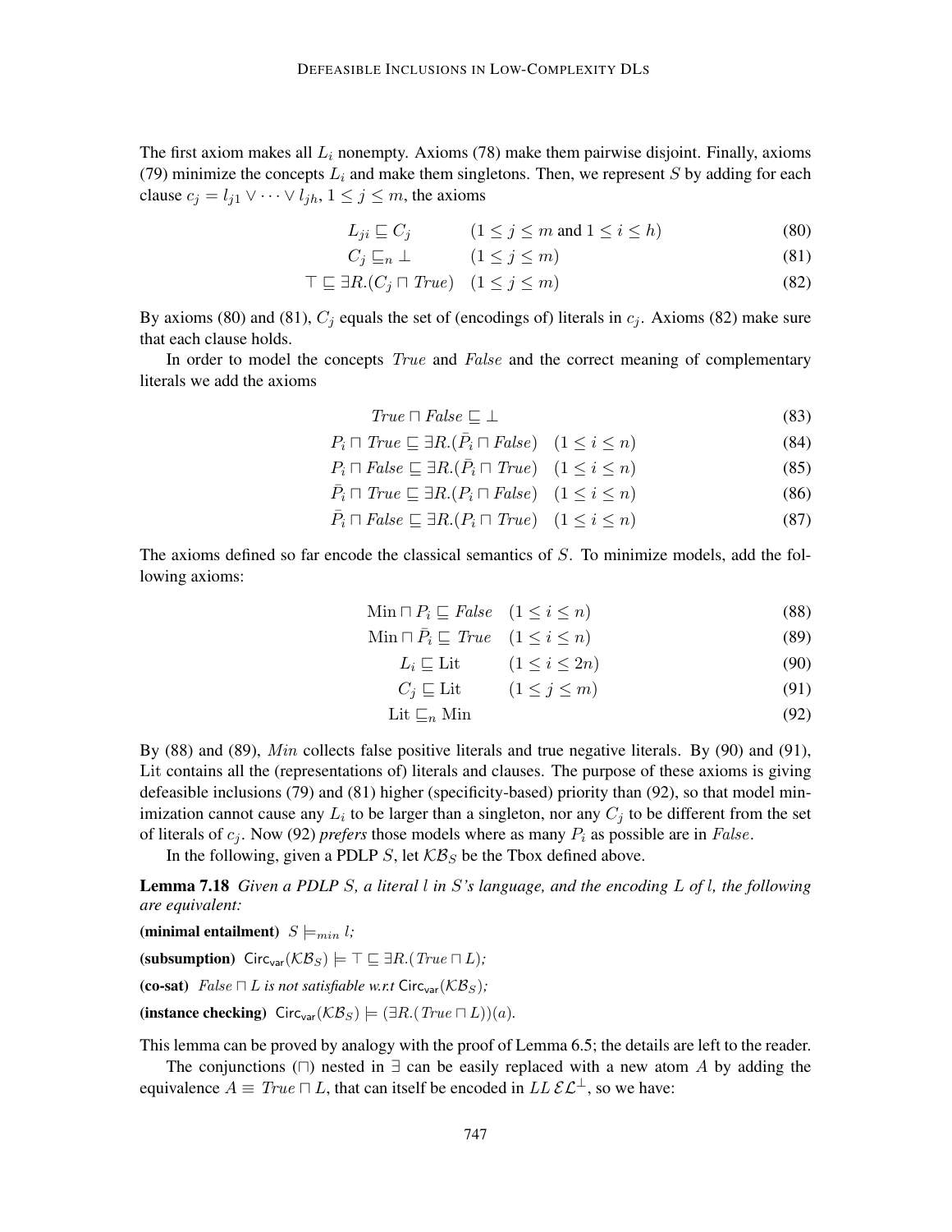The first axiom makes all $L_i$ nonempty. Axioms (78) make them pairwise disjoint. Finally, axioms (79) minimize the concepts $L_i$ and make them singletons. Then, we represent $S$ by adding for each clause $c_j = l_{j1} \vee \cdots \vee l_{jh}$, $1 \leq j \leq m$, the axioms

$$L_{ji} \sqsubseteq C_j \qquad (1 \leq j \leq m \text{ and } 1 \leq i \leq h) \tag{80}$$

$$C_j \sqsubseteq_n \bot \qquad (1 \leq j \leq m) \tag{81}$$

$$\top \sqsubseteq \exists R.(C_j \sqcap \mathit{True}) \quad (1 \leq j \leq m) \tag{82}$$

By axioms (80) and (81), $C_j$ equals the set of (encodings of) literals in $c_j$. Axioms (82) make sure that each clause holds.

In order to model the concepts $\mathit{True}$ and $\mathit{False}$ and the correct meaning of complementary literals we add the axioms

$$\mathit{True} \sqcap \mathit{False} \sqsubseteq \bot \tag{83}$$

$$P_i \sqcap \mathit{True} \sqsubseteq \exists R.(\bar{P}_i \sqcap \mathit{False}) \quad (1 \leq i \leq n) \tag{84}$$

$$P_i \sqcap \mathit{False} \sqsubseteq \exists R.(\bar{P}_i \sqcap \mathit{True}) \quad (1 \leq i \leq n) \tag{85}$$

$$\bar{P}_i \sqcap \mathit{True} \sqsubseteq \exists R.(P_i \sqcap \mathit{False}) \quad (1 \leq i \leq n) \tag{86}$$

$$\bar{P}_i \sqcap \mathit{False} \sqsubseteq \exists R.(P_i \sqcap \mathit{True}) \quad (1 \leq i \leq n) \tag{87}$$

The axioms defined so far encode the classical semantics of $S$. To minimize models, add the following axioms:

$$\mathrm{Min} \sqcap P_i \sqsubseteq \mathit{False} \quad (1 \leq i \leq n) \tag{88}$$

$$\mathrm{Min} \sqcap \bar{P}_i \sqsubseteq \mathit{True} \quad (1 \leq i \leq n) \tag{89}$$

$$L_i \sqsubseteq \mathrm{Lit} \qquad (1 \leq i \leq 2n) \tag{90}$$

$$C_j \sqsubseteq \mathrm{Lit} \qquad (1 \leq j \leq m) \tag{91}$$

$$\mathrm{Lit} \sqsubseteq_n \mathrm{Min} \tag{92}$$

By (88) and (89), $\mathit{Min}$ collects false positive literals and true negative literals. By (90) and (91), Lit contains all the (representations of) literals and clauses. The purpose of these axioms is giving defeasible inclusions (79) and (81) higher (specificity-based) priority than (92), so that model minimization cannot cause any $L_i$ to be larger than a singleton, nor any $C_j$ to be different from the set of literals of $c_j$. Now (92) *prefers* those models where as many $P_i$ as possible are in $\mathit{False}$.

In the following, given a PDLP $S$, let $\mathcal{KB}_S$ be the Tbox defined above.

**Lemma 7.18** *Given a PDLP $S$, a literal $l$ in $S$'s language, and the encoding $L$ of $l$, the following are equivalent:*

**(minimal entailment)** $S \models_{min} l$;

**(subsumption)** $\mathsf{Circ}_{\mathsf{var}}(\mathcal{KB}_S) \models \top \sqsubseteq \exists R.(\mathit{True} \sqcap L)$;

**(co-sat)** *$\mathit{False} \sqcap L$ is not satisfiable w.r.t $\mathsf{Circ}_{\mathsf{var}}(\mathcal{KB}_S)$;*

**(instance checking)** $\mathsf{Circ}_{\mathsf{var}}(\mathcal{KB}_S) \models (\exists R.(\mathit{True} \sqcap L))(a)$.

This lemma can be proved by analogy with the proof of Lemma 6.5; the details are left to the reader.

The conjunctions ($\sqcap$) nested in $\exists$ can be easily replaced with a new atom $A$ by adding the equivalence $A \equiv \mathit{True} \sqcap L$, that can itself be encoded in $LL\,\mathcal{EL}^{\bot}$, so we have: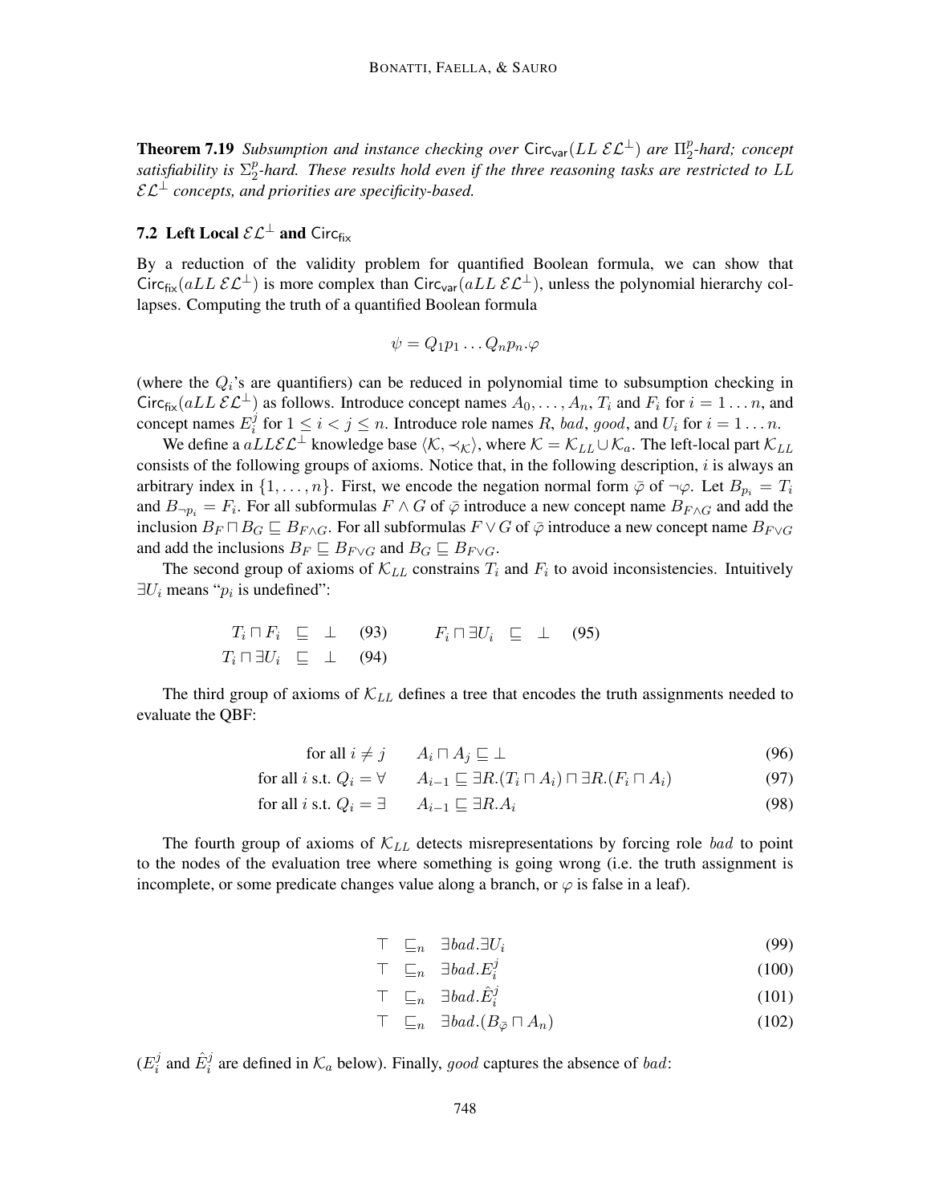**Theorem 7.19** *Subsumption and instance checking over* $\mathsf{Circ}_{\mathsf{var}}(LL\ \mathcal{EL}^{\perp})$ *are* $\Pi^p_2$*-hard; concept satisfiability is* $\Sigma^p_2$*-hard. These results hold even if the three reasoning tasks are restricted to* $LL\ \mathcal{EL}^{\perp}$ *concepts, and priorities are specificity-based.*

## 7.2 Left Local $\mathcal{EL}^{\perp}$ and $\mathsf{Circ}_{\mathsf{fix}}$

By a reduction of the validity problem for quantified Boolean formula, we can show that $\mathsf{Circ}_{\mathsf{fix}}(aLL\ \mathcal{EL}^{\perp})$ is more complex than $\mathsf{Circ}_{\mathsf{var}}(aLL\ \mathcal{EL}^{\perp})$, unless the polynomial hierarchy collapses. Computing the truth of a quantified Boolean formula

$$\psi = Q_1 p_1 \dots Q_n p_n . \varphi$$

(where the $Q_i$'s are quantifiers) can be reduced in polynomial time to subsumption checking in $\mathsf{Circ}_{\mathsf{fix}}(aLL\ \mathcal{EL}^{\perp})$ as follows. Introduce concept names $A_0, \dots, A_n$, $T_i$ and $F_i$ for $i = 1 \dots n$, and concept names $E^j_i$ for $1 \le i < j \le n$. Introduce role names $R$, $bad$, $good$, and $U_i$ for $i = 1 \dots n$.

We define a $aLL\mathcal{EL}^{\perp}$ knowledge base $\langle \mathcal{K}, \prec_{\mathcal{K}} \rangle$, where $\mathcal{K} = \mathcal{K}_{LL} \cup \mathcal{K}_a$. The left-local part $\mathcal{K}_{LL}$ consists of the following groups of axioms. Notice that, in the following description, $i$ is always an arbitrary index in $\{1, \dots, n\}$. First, we encode the negation normal form $\bar{\varphi}$ of $\neg\varphi$. Let $B_{p_i} = T_i$ and $B_{\neg p_i} = F_i$. For all subformulas $F \wedge G$ of $\bar{\varphi}$ introduce a new concept name $B_{F\wedge G}$ and add the inclusion $B_F \sqcap B_G \sqsubseteq B_{F\wedge G}$. For all subformulas $F \vee G$ of $\bar{\varphi}$ introduce a new concept name $B_{F\vee G}$ and add the inclusions $B_F \sqsubseteq B_{F\vee G}$ and $B_G \sqsubseteq B_{F\vee G}$.

The second group of axioms of $\mathcal{K}_{LL}$ constrains $T_i$ and $F_i$ to avoid inconsistencies. Intuitively $\exists U_i$ means "$p_i$ is undefined":

$$T_i \sqcap F_i \sqsubseteq \bot \quad (93) \qquad\qquad F_i \sqcap \exists U_i \sqsubseteq \bot \quad (95)$$

$$T_i \sqcap \exists U_i \sqsubseteq \bot \quad (94)$$

The third group of axioms of $\mathcal{K}_{LL}$ defines a tree that encodes the truth assignments needed to evaluate the QBF:

$$\text{for all } i \neq j \qquad A_i \sqcap A_j \sqsubseteq \bot \tag{96}$$

$$\text{for all } i \text{ s.t. } Q_i = \forall \qquad A_{i-1} \sqsubseteq \exists R.(T_i \sqcap A_i) \sqcap \exists R.(F_i \sqcap A_i) \tag{97}$$

$$\text{for all } i \text{ s.t. } Q_i = \exists \qquad A_{i-1} \sqsubseteq \exists R.A_i \tag{98}$$

The fourth group of axioms of $\mathcal{K}_{LL}$ detects misrepresentations by forcing role $bad$ to point to the nodes of the evaluation tree where something is going wrong (i.e. the truth assignment is incomplete, or some predicate changes value along a branch, or $\varphi$ is false in a leaf).

$$\top \sqsubseteq_n \exists bad.\exists U_i \tag{99}$$

$$\top \sqsubseteq_n \exists bad.E^j_i \tag{100}$$

$$\top \sqsubseteq_n \exists bad.\hat{E}^j_i \tag{101}$$

$$\top \sqsubseteq_n \exists bad.(B_{\bar{\varphi}} \sqcap A_n) \tag{102}$$

($E^j_i$ and $\hat{E}^j_i$ are defined in $\mathcal{K}_a$ below). Finally, $good$ captures the absence of $bad$: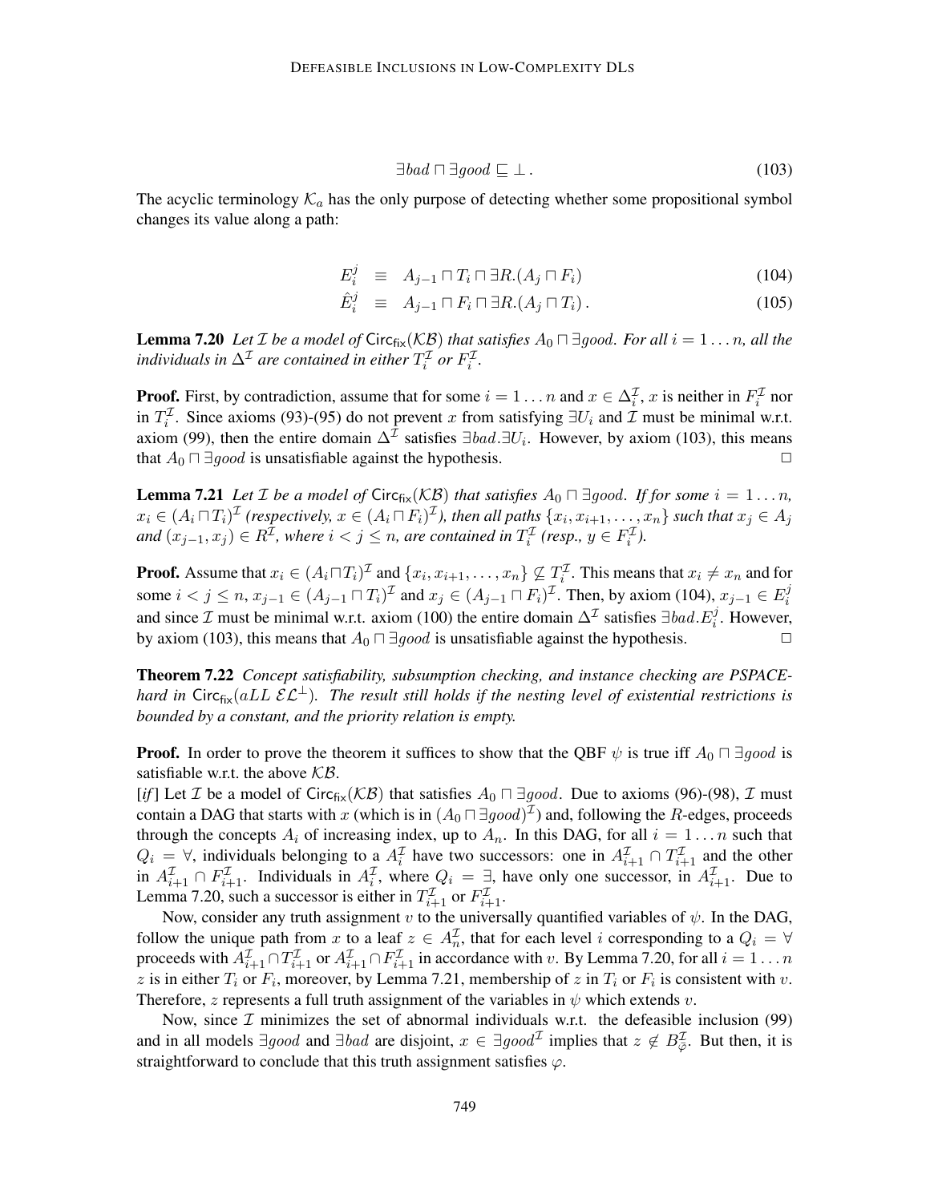$$\exists bad \sqcap \exists good \sqsubseteq \bot \,. \tag{103}$$

The acyclic terminology $\mathcal{K}_a$ has the only purpose of detecting whether some propositional symbol changes its value along a path:

$$E_i^j \quad \equiv \quad A_{j-1} \sqcap T_i \sqcap \exists R.(A_j \sqcap F_i) \tag{104}$$

$$\hat{E}_i^j \quad \equiv \quad A_{j-1} \sqcap F_i \sqcap \exists R.(A_j \sqcap T_i)\,. \tag{105}$$

**Lemma 7.20** *Let $\mathcal{I}$ be a model of $\mathsf{Circ}_{\mathsf{fix}}(\mathcal{KB})$ that satisfies $A_0 \sqcap \exists good$. For all $i = 1 \dots n$, all the individuals in $\Delta^{\mathcal{I}}$ are contained in either $T_i^{\mathcal{I}}$ or $F_i^{\mathcal{I}}$.*

**Proof.** First, by contradiction, assume that for some $i = 1 \dots n$ and $x \in \Delta_i^{\mathcal{I}}$, $x$ is neither in $F_i^{\mathcal{I}}$ nor in $T_i^{\mathcal{I}}$. Since axioms (93)-(95) do not prevent $x$ from satisfying $\exists U_i$ and $\mathcal{I}$ must be minimal w.r.t. axiom (99), then the entire domain $\Delta^{\mathcal{I}}$ satisfies $\exists bad.\exists U_i$. However, by axiom (103), this means that $A_0 \sqcap \exists good$ is unsatisfiable against the hypothesis. $\square$

**Lemma 7.21** *Let $\mathcal{I}$ be a model of $\mathsf{Circ}_{\mathsf{fix}}(\mathcal{KB})$ that satisfies $A_0 \sqcap \exists good$. If for some $i = 1 \dots n$, $x_i \in (A_i \sqcap T_i)^{\mathcal{I}}$ (respectively, $x \in (A_i \sqcap F_i)^{\mathcal{I}}$), then all paths $\{x_i, x_{i+1}, \dots, x_n\}$ such that $x_j \in A_j$ and $(x_{j-1}, x_j) \in R^{\mathcal{I}}$, where $i < j \le n$, are contained in $T_i^{\mathcal{I}}$ (resp., $y \in F_i^{\mathcal{I}}$).*

**Proof.** Assume that $x_i \in (A_i \sqcap T_i)^{\mathcal{I}}$ and $\{x_i, x_{i+1}, \dots, x_n\} \not\subseteq T_i^{\mathcal{I}}$. This means that $x_i \neq x_n$ and for some $i < j \le n$, $x_{j-1} \in (A_{j-1} \sqcap T_i)^{\mathcal{I}}$ and $x_j \in (A_{j-1} \sqcap F_i)^{\mathcal{I}}$. Then, by axiom (104), $x_{j-1} \in E_i^j$ and since $\mathcal{I}$ must be minimal w.r.t. axiom (100) the entire domain $\Delta^{\mathcal{I}}$ satisfies $\exists bad.E_i^j$. However, by axiom (103), this means that $A_0 \sqcap \exists good$ is unsatisfiable against the hypothesis. $\square$

**Theorem 7.22** *Concept satisfiability, subsumption checking, and instance checking are PSPACE-hard in $\mathsf{Circ}_{\mathsf{fix}}(aLL\ \mathcal{EL}^{\bot})$. The result still holds if the nesting level of existential restrictions is bounded by a constant, and the priority relation is empty.*

**Proof.** In order to prove the theorem it suffices to show that the QBF $\psi$ is true iff $A_0 \sqcap \exists good$ is satisfiable w.r.t. the above $\mathcal{KB}$.

[*if*] Let $\mathcal{I}$ be a model of $\mathsf{Circ}_{\mathsf{fix}}(\mathcal{KB})$ that satisfies $A_0 \sqcap \exists good$. Due to axioms (96)-(98), $\mathcal{I}$ must contain a DAG that starts with $x$ (which is in $(A_0 \sqcap \exists good)^{\mathcal{I}}$) and, following the $R$-edges, proceeds through the concepts $A_i$ of increasing index, up to $A_n$. In this DAG, for all $i = 1 \dots n$ such that $Q_i = \forall$, individuals belonging to a $A_i^{\mathcal{I}}$ have two successors: one in $A_{i+1}^{\mathcal{I}} \cap T_{i+1}^{\mathcal{I}}$ and the other in $A_{i+1}^{\mathcal{I}} \cap F_{i+1}^{\mathcal{I}}$. Individuals in $A_i^{\mathcal{I}}$, where $Q_i = \exists$, have only one successor, in $A_{i+1}^{\mathcal{I}}$. Due to Lemma 7.20, such a successor is either in $T_{i+1}^{\mathcal{I}}$ or $F_{i+1}^{\mathcal{I}}$.

Now, consider any truth assignment $v$ to the universally quantified variables of $\psi$. In the DAG, follow the unique path from $x$ to a leaf $z \in A_n^{\mathcal{I}}$, that for each level $i$ corresponding to a $Q_i = \forall$ proceeds with $A_{i+1}^{\mathcal{I}} \cap T_{i+1}^{\mathcal{I}}$ or $A_{i+1}^{\mathcal{I}} \cap F_{i+1}^{\mathcal{I}}$ in accordance with $v$. By Lemma 7.20, for all $i = 1 \dots n$ $z$ is in either $T_i$ or $F_i$, moreover, by Lemma 7.21, membership of $z$ in $T_i$ or $F_i$ is consistent with $v$. Therefore, $z$ represents a full truth assignment of the variables in $\psi$ which extends $v$.

Now, since $\mathcal{I}$ minimizes the set of abnormal individuals w.r.t. the defeasible inclusion (99) and in all models $\exists good$ and $\exists bad$ are disjoint, $x \in \exists good^{\mathcal{I}}$ implies that $z \notin B_{\bar{\varphi}}^{\mathcal{I}}$. But then, it is straightforward to conclude that this truth assignment satisfies $\varphi$.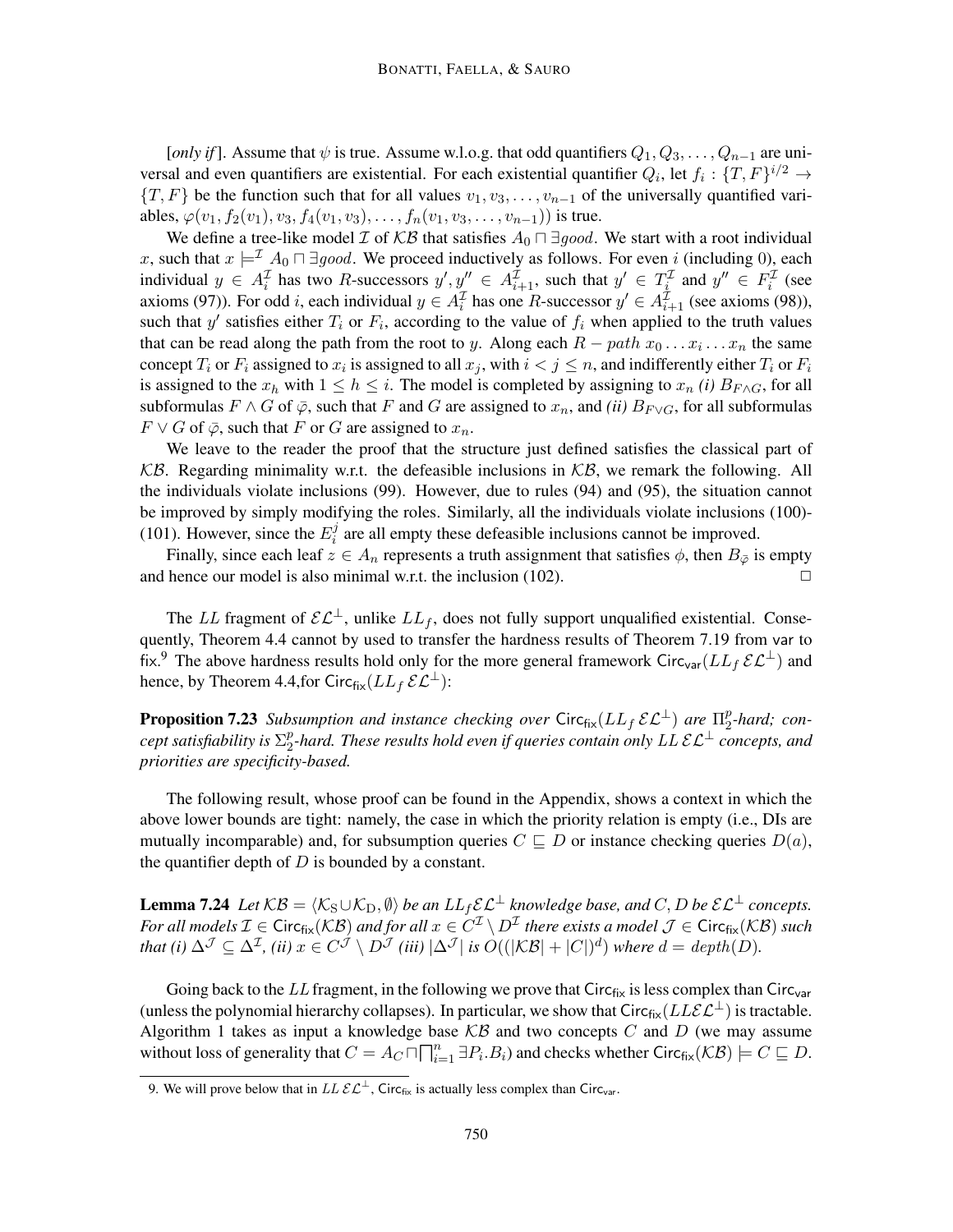[*only if*]. Assume that $\psi$ is true. Assume w.l.o.g. that odd quantifiers $Q_1, Q_3, \ldots, Q_{n-1}$ are universal and even quantifiers are existential. For each existential quantifier $Q_i$, let $f_i : \{T, F\}^{i/2} \rightarrow \{T, F\}$ be the function such that for all values $v_1, v_3, \ldots, v_{n-1}$ of the universally quantified variables, $\varphi(v_1, f_2(v_1), v_3, f_4(v_1, v_3), \ldots, f_n(v_1, v_3, \ldots, v_{n-1}))$ is true.

We define a tree-like model $\mathcal{I}$ of $\mathcal{KB}$ that satisfies $A_0 \sqcap \exists good$. We start with a root individual $x$, such that $x \models^{\mathcal{I}} A_0 \sqcap \exists good$. We proceed inductively as follows. For even $i$ (including 0), each individual $y \in A_i^{\mathcal{I}}$ has two $R$-successors $y', y'' \in A_{i+1}^{\mathcal{I}}$, such that $y' \in T_i^{\mathcal{I}}$ and $y'' \in F_i^{\mathcal{I}}$ (see axioms (97)). For odd $i$, each individual $y \in A_i^{\mathcal{I}}$ has one $R$-successor $y' \in A_{i+1}^{\mathcal{I}}$ (see axioms (98)), such that $y'$ satisfies either $T_i$ or $F_i$, according to the value of $f_i$ when applied to the truth values that can be read along the path from the root to $y$. Along each $R - path\ x_0 \ldots x_i \ldots x_n$ the same concept $T_i$ or $F_i$ assigned to $x_i$ is assigned to all $x_j$, with $i < j \leq n$, and indifferently either $T_i$ or $F_i$ is assigned to the $x_h$ with $1 \leq h \leq i$. The model is completed by assigning to $x_n$ *(i)* $B_{F \wedge G}$, for all subformulas $F \wedge G$ of $\bar{\varphi}$, such that $F$ and $G$ are assigned to $x_n$, and *(ii)* $B_{F \vee G}$, for all subformulas $F \vee G$ of $\bar{\varphi}$, such that $F$ or $G$ are assigned to $x_n$.

We leave to the reader the proof that the structure just defined satisfies the classical part of $\mathcal{KB}$. Regarding minimality w.r.t. the defeasible inclusions in $\mathcal{KB}$, we remark the following. All the individuals violate inclusions (99). However, due to rules (94) and (95), the situation cannot be improved by simply modifying the roles. Similarly, all the individuals violate inclusions (100)-(101). However, since the $E_i^j$ are all empty these defeasible inclusions cannot be improved.

Finally, since each leaf $z \in A_n$ represents a truth assignment that satisfies $\phi$, then $B_{\bar{\varphi}}$ is empty and hence our model is also minimal w.r.t. the inclusion (102). □

The $LL$ fragment of $\mathcal{EL}^{\perp}$, unlike $LL_f$, does not fully support unqualified existential. Consequently, Theorem 4.4 cannot by used to transfer the hardness results of Theorem 7.19 from var to fix.[9] The above hardness results hold only for the more general framework $\mathsf{Circ}_{\mathsf{var}}(LL_f\,\mathcal{EL}^{\perp})$ and hence, by Theorem 4.4,for $\mathsf{Circ}_{\mathsf{fix}}(LL_f\,\mathcal{EL}^{\perp})$:

**Proposition 7.23** *Subsumption and instance checking over $\mathsf{Circ}_{\mathsf{fix}}(LL_f\,\mathcal{EL}^{\perp})$ are $\Pi_2^p$-hard; concept satisfiability is $\Sigma_2^p$-hard. These results hold even if queries contain only $LL\,\mathcal{EL}^{\perp}$ concepts, and priorities are specificity-based.*

The following result, whose proof can be found in the Appendix, shows a context in which the above lower bounds are tight: namely, the case in which the priority relation is empty (i.e., DIs are mutually incomparable) and, for subsumption queries $C \sqsubseteq D$ or instance checking queries $D(a)$, the quantifier depth of $D$ is bounded by a constant.

**Lemma 7.24** *Let $\mathcal{KB} = \langle \mathcal{K}_{\mathrm{S}} \cup \mathcal{K}_{\mathrm{D}}, \emptyset \rangle$ be an $LL_f\mathcal{EL}^{\perp}$ knowledge base, and $C, D$ be $\mathcal{EL}^{\perp}$ concepts. For all models $\mathcal{I} \in \mathsf{Circ}_{\mathsf{fix}}(\mathcal{KB})$ and for all $x \in C^{\mathcal{I}} \setminus D^{\mathcal{I}}$ there exists a model $\mathcal{J} \in \mathsf{Circ}_{\mathsf{fix}}(\mathcal{KB})$ such that (i) $\Delta^{\mathcal{J}} \subseteq \Delta^{\mathcal{I}}$, (ii) $x \in C^{\mathcal{J}} \setminus D^{\mathcal{J}}$ (iii) $|\Delta^{\mathcal{J}}|$ is $O((|\mathcal{KB}| + |C|)^d)$ where $d = depth(D)$.*

Going back to the $LL$ fragment, in the following we prove that $\mathsf{Circ}_{\mathsf{fix}}$ is less complex than $\mathsf{Circ}_{\mathsf{var}}$ (unless the polynomial hierarchy collapses). In particular, we show that $\mathsf{Circ}_{\mathsf{fix}}(LL\mathcal{EL}^{\perp})$ is tractable. Algorithm 1 takes as input a knowledge base $\mathcal{KB}$ and two concepts $C$ and $D$ (we may assume without loss of generality that $C = A_C \sqcap \bigsqcap_{i=1}^{n} \exists P_i.B_i$) and checks whether $\mathsf{Circ}_{\mathsf{fix}}(\mathcal{KB}) \models C \sqsubseteq D$.

9. We will prove below that in $LL\,\mathcal{EL}^{\perp}$, $\mathsf{Circ}_{\mathsf{fix}}$ is actually less complex than $\mathsf{Circ}_{\mathsf{var}}$.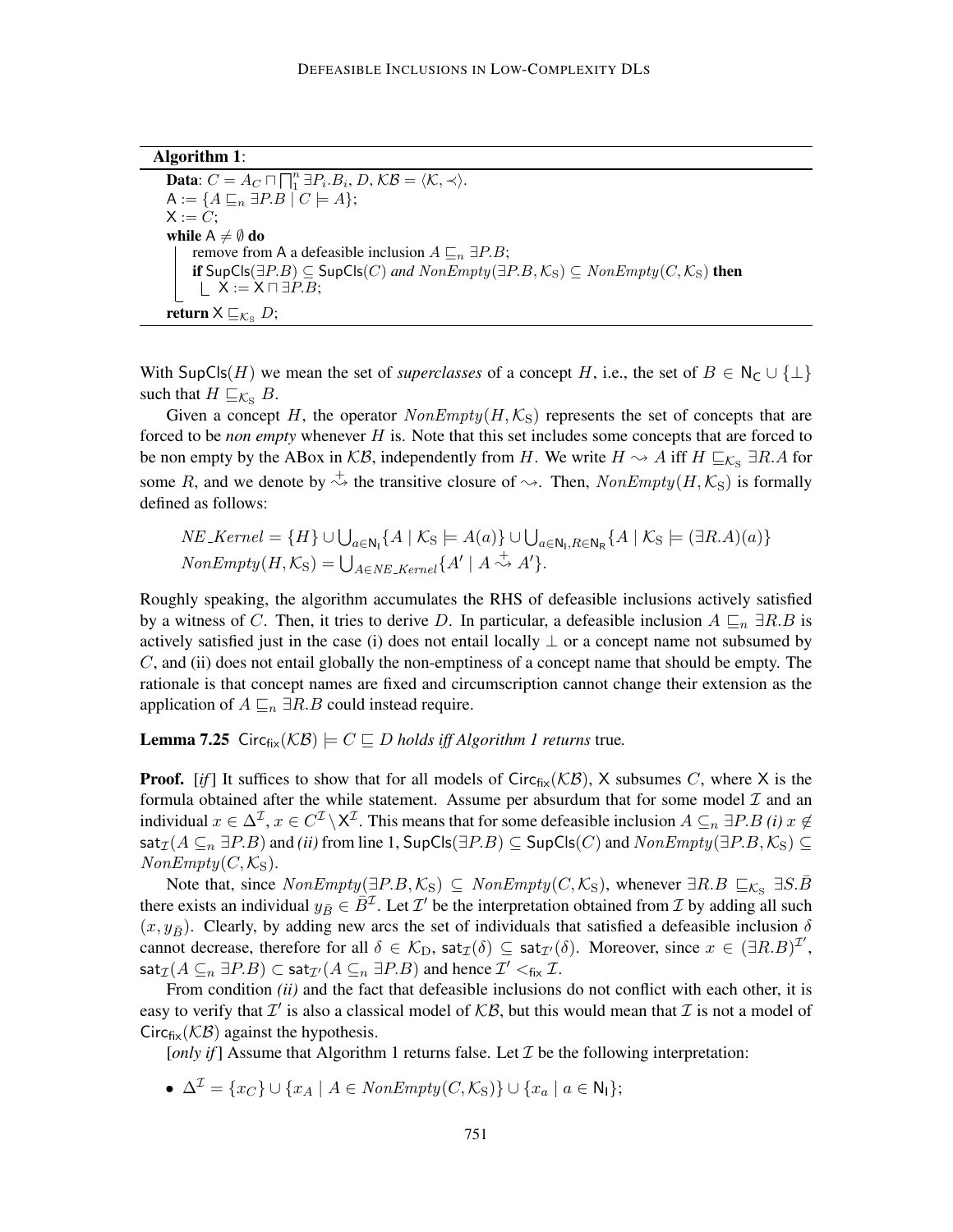**Algorithm 1**:

**Data**: $C = A_C \sqcap \bigcap_1^n \exists P_i.B_i, D, \mathcal{KB} = \langle \mathcal{K}, \prec \rangle$.
$\mathsf{A} := \{A \sqsubseteq_n \exists P.B \mid C \models A\}$;
$\mathsf{X} := C$;
**while** $\mathsf{A} \neq \emptyset$ **do**
  remove from $\mathsf{A}$ a defeasible inclusion $A \sqsubseteq_n \exists P.B$;
  **if** $\mathsf{SupCls}(\exists P.B) \subseteq \mathsf{SupCls}(C)$ *and* $NonEmpty(\exists P.B, \mathcal{K}_\mathrm{S}) \subseteq NonEmpty(C, \mathcal{K}_\mathrm{S})$ **then**
    $\mathsf{X} := \mathsf{X} \sqcap \exists P.B$;
**return** $\mathsf{X} \sqsubseteq_{\mathcal{K}_\mathrm{S}} D$;

With $\mathsf{SupCls}(H)$ we mean the set of *superclasses* of a concept $H$, i.e., the set of $B \in \mathsf{N_C} \cup \{\bot\}$ such that $H \sqsubseteq_{\mathcal{K}_\mathrm{S}} B$.

Given a concept $H$, the operator $NonEmpty(H, \mathcal{K}_\mathrm{S})$ represents the set of concepts that are forced to be *non empty* whenever $H$ is. Note that this set includes some concepts that are forced to be non empty by the ABox in $\mathcal{KB}$, independently from $H$. We write $H \rightsquigarrow A$ iff $H \sqsubseteq_{\mathcal{K}_\mathrm{S}} \exists R.A$ for some $R$, and we denote by $\overset{+}{\rightsquigarrow}$ the transitive closure of $\rightsquigarrow$. Then, $NonEmpty(H, \mathcal{K}_\mathrm{S})$ is formally defined as follows:

$$NE\_Kernel = \{H\} \cup \bigcup_{a \in \mathsf{N_I}} \{A \mid \mathcal{K}_\mathrm{S} \models A(a)\} \cup \bigcup_{a \in \mathsf{N_I}, R \in \mathsf{N_R}} \{A \mid \mathcal{K}_\mathrm{S} \models (\exists R.A)(a)\}$$
$$NonEmpty(H, \mathcal{K}_\mathrm{S}) = \bigcup_{A \in NE\_Kernel} \{A' \mid A \overset{+}{\rightsquigarrow} A'\}.$$

Roughly speaking, the algorithm accumulates the RHS of defeasible inclusions actively satisfied by a witness of $C$. Then, it tries to derive $D$. In particular, a defeasible inclusion $A \sqsubseteq_n \exists R.B$ is actively satisfied just in the case (i) does not entail locally $\bot$ or a concept name not subsumed by $C$, and (ii) does not entail globally the non-emptiness of a concept name that should be empty. The rationale is that concept names are fixed and circumscription cannot change their extension as the application of $A \sqsubseteq_n \exists R.B$ could instead require.

**Lemma 7.25** *$\mathsf{Circ_{fix}}(\mathcal{KB}) \models C \sqsubseteq D$ holds iff Algorithm 1 returns* true*.*

**Proof.** [*if*] It suffices to show that for all models of $\mathsf{Circ_{fix}}(\mathcal{KB})$, $\mathsf{X}$ subsumes $C$, where $\mathsf{X}$ is the formula obtained after the while statement. Assume per absurdum that for some model $\mathcal{I}$ and an individual $x \in \Delta^\mathcal{I}$, $x \in C^\mathcal{I} \setminus \mathsf{X}^\mathcal{I}$. This means that for some defeasible inclusion $A \subseteq_n \exists P.B$ *(i)* $x \notin \mathsf{sat}_\mathcal{I}(A \subseteq_n \exists P.B)$ and *(ii)* from line 1, $\mathsf{SupCls}(\exists P.B) \subseteq \mathsf{SupCls}(C)$ and $NonEmpty(\exists P.B, \mathcal{K}_\mathrm{S}) \subseteq NonEmpty(C, \mathcal{K}_\mathrm{S})$.

Note that, since $NonEmpty(\exists P.B, \mathcal{K}_\mathrm{S}) \subseteq NonEmpty(C, \mathcal{K}_\mathrm{S})$, whenever $\exists R.B \sqsubseteq_{\mathcal{K}_\mathrm{S}} \exists S.\bar{B}$ there exists an individual $y_{\bar{B}} \in \bar{B}^\mathcal{I}$. Let $\mathcal{I}'$ be the interpretation obtained from $\mathcal{I}$ by adding all such $(x, y_{\bar{B}})$. Clearly, by adding new arcs the set of individuals that satisfied a defeasible inclusion $\delta$ cannot decrease, therefore for all $\delta \in \mathcal{K}_\mathrm{D}$, $\mathsf{sat}_\mathcal{I}(\delta) \subseteq \mathsf{sat}_{\mathcal{I}'}(\delta)$. Moreover, since $x \in (\exists R.B)^{\mathcal{I}'}$, $\mathsf{sat}_\mathcal{I}(A \subseteq_n \exists P.B) \subset \mathsf{sat}_{\mathcal{I}'}(A \subseteq_n \exists P.B)$ and hence $\mathcal{I}' <_\mathsf{fix} \mathcal{I}$.

From condition *(ii)* and the fact that defeasible inclusions do not conflict with each other, it is easy to verify that $\mathcal{I}'$ is also a classical model of $\mathcal{KB}$, but this would mean that $\mathcal{I}$ is not a model of $\mathsf{Circ_{fix}}(\mathcal{KB})$ against the hypothesis.

[*only if*] Assume that Algorithm 1 returns false. Let $\mathcal{I}$ be the following interpretation:

- $\Delta^\mathcal{I} = \{x_C\} \cup \{x_A \mid A \in NonEmpty(C, \mathcal{K}_\mathrm{S})\} \cup \{x_a \mid a \in \mathsf{N_I}\}$;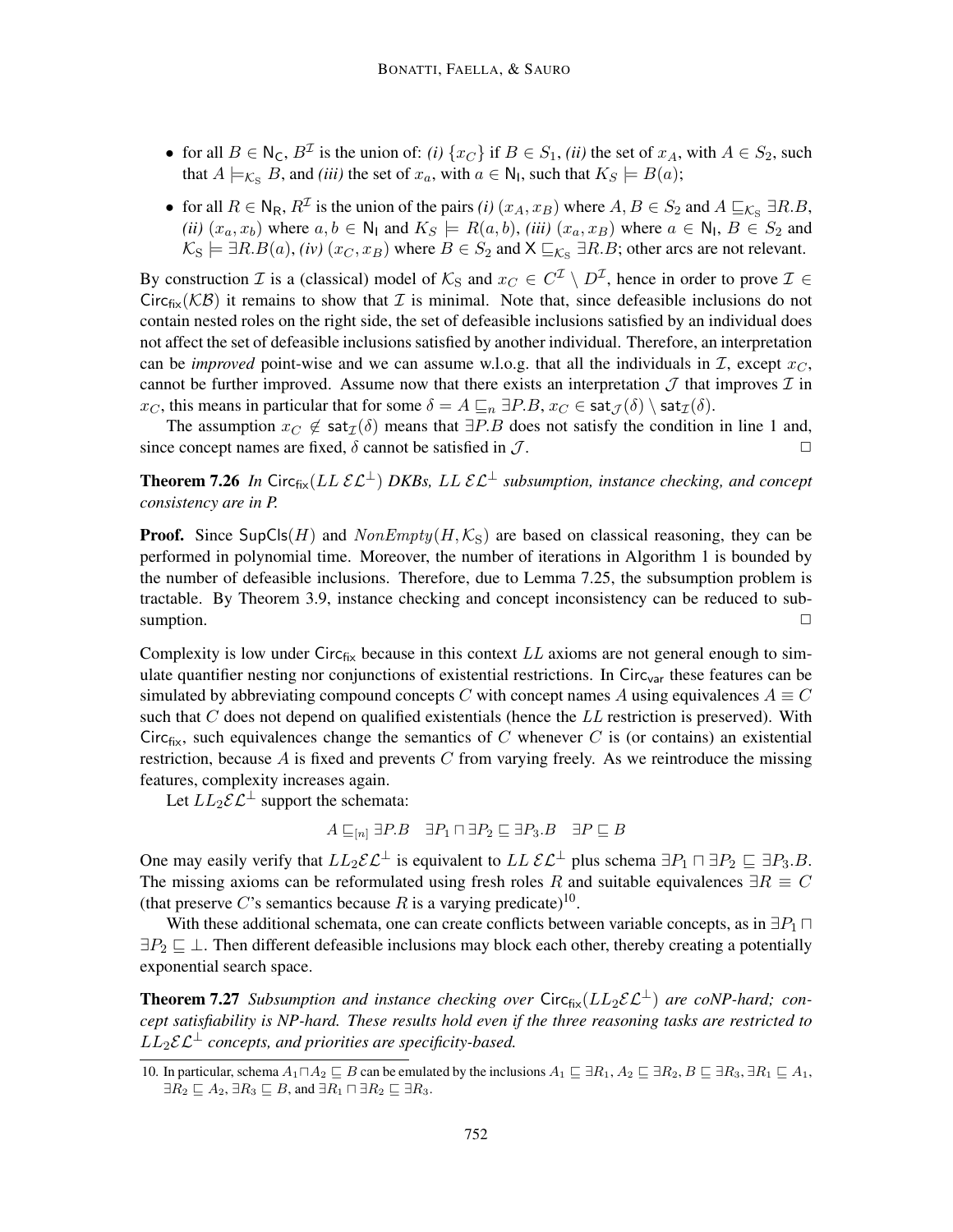- for all $B \in \mathsf{N_C}$, $B^{\mathcal{I}}$ is the union of: *(i)* $\{x_C\}$ if $B \in S_1$, *(ii)* the set of $x_A$, with $A \in S_2$, such that $A \models_{\mathcal{K}_S} B$, and *(iii)* the set of $x_a$, with $a \in \mathsf{N_I}$, such that $K_S \models B(a)$;
- for all $R \in \mathsf{N_R}$, $R^{\mathcal{I}}$ is the union of the pairs *(i)* $(x_A, x_B)$ where $A, B \in S_2$ and $A \sqsubseteq_{\mathcal{K}_S} \exists R.B$, *(ii)* $(x_a, x_b)$ where $a, b \in \mathsf{N_I}$ and $K_S \models R(a,b)$, *(iii)* $(x_a, x_B)$ where $a \in \mathsf{N_I}$, $B \in S_2$ and $\mathcal{K}_S \models \exists R.B(a)$, *(iv)* $(x_C, x_B)$ where $B \in S_2$ and $\mathsf{X} \sqsubseteq_{\mathcal{K}_S} \exists R.B$; other arcs are not relevant.

By construction $\mathcal{I}$ is a (classical) model of $\mathcal{K}_S$ and $x_C \in C^{\mathcal{I}} \setminus D^{\mathcal{I}}$, hence in order to prove $\mathcal{I} \in \mathsf{Circ_{fix}}(\mathcal{KB})$ it remains to show that $\mathcal{I}$ is minimal. Note that, since defeasible inclusions do not contain nested roles on the right side, the set of defeasible inclusions satisfied by an individual does not affect the set of defeasible inclusions satisfied by another individual. Therefore, an interpretation can be *improved* point-wise and we can assume w.l.o.g. that all the individuals in $\mathcal{I}$, except $x_C$, cannot be further improved. Assume now that there exists an interpretation $\mathcal{J}$ that improves $\mathcal{I}$ in $x_C$, this means in particular that for some $\delta = A \sqsubseteq_n \exists P.B$, $x_C \in \mathsf{sat}_{\mathcal{J}}(\delta) \setminus \mathsf{sat}_{\mathcal{I}}(\delta)$.

The assumption $x_C \notin \mathsf{sat}_{\mathcal{I}}(\delta)$ means that $\exists P.B$ does not satisfy the condition in line 1 and, since concept names are fixed, $\delta$ cannot be satisfied in $\mathcal{J}$. $\Box$

**Theorem 7.26** *In $\mathsf{Circ_{fix}}(LL\,\mathcal{EL}^{\bot})$ DKBs, $LL\,\mathcal{EL}^{\bot}$ subsumption, instance checking, and concept consistency are in P.*

**Proof.** Since $\mathsf{SupCls}(H)$ and $NonEmpty(H, \mathcal{K}_S)$ are based on classical reasoning, they can be performed in polynomial time. Moreover, the number of iterations in Algorithm 1 is bounded by the number of defeasible inclusions. Therefore, due to Lemma 7.25, the subsumption problem is tractable. By Theorem 3.9, instance checking and concept inconsistency can be reduced to subsumption. $\Box$

Complexity is low under $\mathsf{Circ_{fix}}$ because in this context $LL$ axioms are not general enough to simulate quantifier nesting nor conjunctions of existential restrictions. In $\mathsf{Circ_{var}}$ these features can be simulated by abbreviating compound concepts $C$ with concept names $A$ using equivalences $A \equiv C$ such that $C$ does not depend on qualified existentials (hence the $LL$ restriction is preserved). With $\mathsf{Circ_{fix}}$, such equivalences change the semantics of $C$ whenever $C$ is (or contains) an existential restriction, because $A$ is fixed and prevents $C$ from varying freely. As we reintroduce the missing features, complexity increases again.

Let $LL_2\mathcal{EL}^{\bot}$ support the schemata:

$$A \sqsubseteq_{[n]} \exists P.B \quad \exists P_1 \sqcap \exists P_2 \sqsubseteq \exists P_3.B \quad \exists P \sqsubseteq B$$

One may easily verify that $LL_2\mathcal{EL}^{\bot}$ is equivalent to $LL\,\mathcal{EL}^{\bot}$ plus schema $\exists P_1 \sqcap \exists P_2 \sqsubseteq \exists P_3.B$. The missing axioms can be reformulated using fresh roles $R$ and suitable equivalences $\exists R \equiv C$ (that preserve $C$'s semantics because $R$ is a varying predicate)[10].

With these additional schemata, one can create conflicts between variable concepts, as in $\exists P_1 \sqcap \exists P_2 \sqsubseteq \bot$. Then different defeasible inclusions may block each other, thereby creating a potentially exponential search space.

**Theorem 7.27** *Subsumption and instance checking over $\mathsf{Circ_{fix}}(LL_2\mathcal{EL}^{\bot})$ are coNP-hard; concept satisfiability is NP-hard. These results hold even if the three reasoning tasks are restricted to $LL_2\mathcal{EL}^{\bot}$ concepts, and priorities are specificity-based.*

10. In particular, schema $A_1 \sqcap A_2 \sqsubseteq B$ can be emulated by the inclusions $A_1 \sqsubseteq \exists R_1$, $A_2 \sqsubseteq \exists R_2$, $B \sqsubseteq \exists R_3$, $\exists R_1 \sqsubseteq A_1$, $\exists R_2 \sqsubseteq A_2$, $\exists R_3 \sqsubseteq B$, and $\exists R_1 \sqcap \exists R_2 \sqsubseteq \exists R_3$.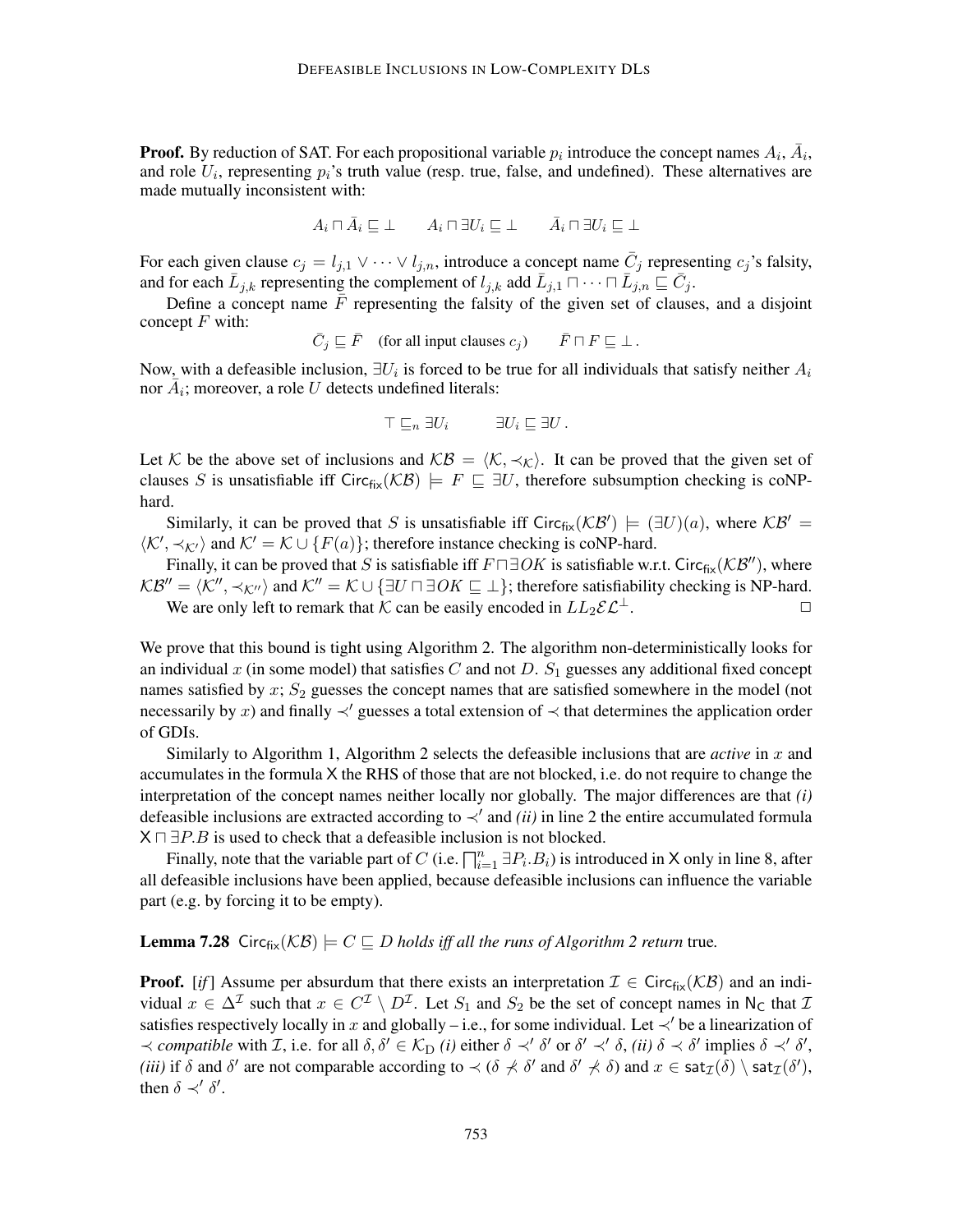**Proof.** By reduction of SAT. For each propositional variable $p_i$ introduce the concept names $A_i$, $\bar{A}_i$, and role $U_i$, representing $p_i$'s truth value (resp. true, false, and undefined). These alternatives are made mutually inconsistent with:

$$A_i \sqcap \bar{A}_i \sqsubseteq \bot \qquad A_i \sqcap \exists U_i \sqsubseteq \bot \qquad \bar{A}_i \sqcap \exists U_i \sqsubseteq \bot$$

For each given clause $c_j = l_{j,1} \vee \cdots \vee l_{j,n}$, introduce a concept name $\bar{C}_j$ representing $c_j$'s falsity, and for each $\bar{L}_{j,k}$ representing the complement of $l_{j,k}$ add $\bar{L}_{j,1} \sqcap \cdots \sqcap \bar{L}_{j,n} \sqsubseteq \bar{C}_j$.

Define a concept name $\bar{F}$ representing the falsity of the given set of clauses, and a disjoint concept $F$ with:

$$\bar{C}_j \sqsubseteq \bar{F} \quad \text{(for all input clauses } c_j\text{)} \qquad \bar{F} \sqcap F \sqsubseteq \bot\,.$$

Now, with a defeasible inclusion, $\exists U_i$ is forced to be true for all individuals that satisfy neither $A_i$ nor $\bar{A}_i$; moreover, a role $U$ detects undefined literals:

$$\top \sqsubseteq_n \exists U_i \qquad \exists U_i \sqsubseteq \exists U\,.$$

Let $\mathcal{K}$ be the above set of inclusions and $\mathcal{KB} = \langle \mathcal{K}, \prec_{\mathcal{K}} \rangle$. It can be proved that the given set of clauses $S$ is unsatisfiable iff $\mathsf{Circ}_{\mathsf{fix}}(\mathcal{KB}) \models F \sqsubseteq \exists U$, therefore subsumption checking is coNP-hard.

Similarly, it can be proved that $S$ is unsatisfiable iff $\mathsf{Circ}_{\mathsf{fix}}(\mathcal{KB}') \models (\exists U)(a)$, where $\mathcal{KB}' = \langle \mathcal{K}', \prec_{\mathcal{K}'} \rangle$ and $\mathcal{K}' = \mathcal{K} \cup \{F(a)\}$; therefore instance checking is coNP-hard.

Finally, it can be proved that $S$ is satisfiable iff $F \sqcap \exists OK$ is satisfiable w.r.t. $\mathsf{Circ}_{\mathsf{fix}}(\mathcal{KB}'')$, where $\mathcal{KB}'' = \langle \mathcal{K}'', \prec_{\mathcal{K}''} \rangle$ and $\mathcal{K}'' = \mathcal{K} \cup \{\exists U \sqcap \exists OK \sqsubseteq \bot\}$; therefore satisfiability checking is NP-hard.

We are only left to remark that $\mathcal{K}$ can be easily encoded in $LL_2\mathcal{EL}^{\bot}$. $\Box$

We prove that this bound is tight using Algorithm 2. The algorithm non-deterministically looks for an individual $x$ (in some model) that satisfies $C$ and not $D$. $S_1$ guesses any additional fixed concept names satisfied by $x$; $S_2$ guesses the concept names that are satisfied somewhere in the model (not necessarily by $x$) and finally $\prec'$ guesses a total extension of $\prec$ that determines the application order of GDIs.

Similarly to Algorithm 1, Algorithm 2 selects the defeasible inclusions that are *active* in $x$ and accumulates in the formula $\mathsf{X}$ the RHS of those that are not blocked, i.e. do not require to change the interpretation of the concept names neither locally nor globally. The major differences are that *(i)* defeasible inclusions are extracted according to $\prec'$ and *(ii)* in line 2 the entire accumulated formula $\mathsf{X} \sqcap \exists P.B$ is used to check that a defeasible inclusion is not blocked.

Finally, note that the variable part of $C$ (i.e. $\bigsqcap_{i=1}^{n} \exists P_i.B_i$) is introduced in $\mathsf{X}$ only in line 8, after all defeasible inclusions have been applied, because defeasible inclusions can influence the variable part (e.g. by forcing it to be empty).

**Lemma 7.28** $\mathsf{Circ}_{\mathsf{fix}}(\mathcal{KB}) \models C \sqsubseteq D$ *holds iff all the runs of Algorithm 2 return* true*.*

**Proof.** [*if*] Assume per absurdum that there exists an interpretation $\mathcal{I} \in \mathsf{Circ}_{\mathsf{fix}}(\mathcal{KB})$ and an individual $x \in \Delta^{\mathcal{I}}$ such that $x \in C^{\mathcal{I}} \setminus D^{\mathcal{I}}$. Let $S_1$ and $S_2$ be the set of concept names in $\mathsf{N_C}$ that $\mathcal{I}$ satisfies respectively locally in $x$ and globally – i.e., for some individual. Let $\prec'$ be a linearization of $\prec$ *compatible* with $\mathcal{I}$, i.e. for all $\delta, \delta' \in \mathcal{K}_{\mathrm{D}}$ *(i)* either $\delta \prec' \delta'$ or $\delta' \prec' \delta$, *(ii)* $\delta \prec \delta'$ implies $\delta \prec' \delta'$, *(iii)* if $\delta$ and $\delta'$ are not comparable according to $\prec$ ($\delta \not\prec \delta'$ and $\delta' \not\prec \delta$) and $x \in \mathsf{sat}_{\mathcal{I}}(\delta) \setminus \mathsf{sat}_{\mathcal{I}}(\delta')$, then $\delta \prec' \delta'$.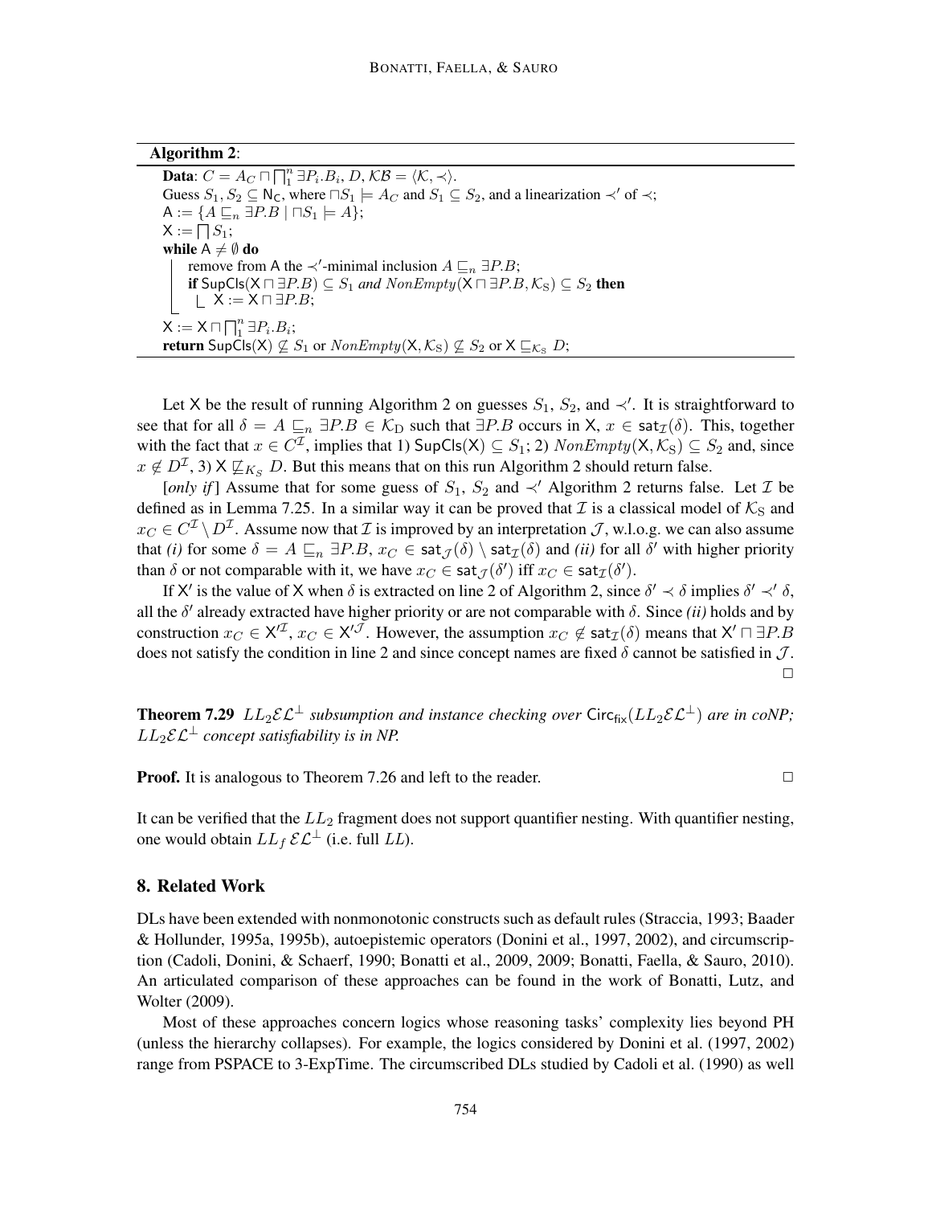**Algorithm 2**:

**Data**: $C = A_C \sqcap \bigsqcap_1^n \exists P_i.B_i$, $D$, $\mathcal{KB} = \langle \mathcal{K}, \prec \rangle$.
Guess $S_1, S_2 \subseteq \mathsf{N_C}$, where $\sqcap S_1 \models A_C$ and $S_1 \subseteq S_2$, and a linearization $\prec'$ of $\prec$;
$\mathsf{A} := \{A \sqsubseteq_n \exists P.B \mid \sqcap S_1 \models A\}$;
$\mathsf{X} := \bigsqcap S_1$;
**while** $\mathsf{A} \neq \emptyset$ **do**
  remove from $\mathsf{A}$ the $\prec'$-minimal inclusion $A \sqsubseteq_n \exists P.B$;
  **if** $\mathsf{SupCls}(\mathsf{X} \sqcap \exists P.B) \subseteq S_1$ *and* $NonEmpty(\mathsf{X} \sqcap \exists P.B, \mathcal{K}_\mathrm{S}) \subseteq S_2$ **then**
    $\mathsf{X} := \mathsf{X} \sqcap \exists P.B$;
$\mathsf{X} := \mathsf{X} \sqcap \bigsqcap_1^n \exists P_i.B_i$;
**return** $\mathsf{SupCls}(\mathsf{X}) \not\subseteq S_1$ or $NonEmpty(\mathsf{X}, \mathcal{K}_\mathrm{S}) \not\subseteq S_2$ or $\mathsf{X} \sqsubseteq_{\mathcal{K}_\mathrm{S}} D$;

Let $\mathsf{X}$ be the result of running Algorithm 2 on guesses $S_1$, $S_2$, and $\prec'$. It is straightforward to see that for all $\delta = A \sqsubseteq_n \exists P.B \in \mathcal{K}_\mathrm{D}$ such that $\exists P.B$ occurs in $\mathsf{X}$, $x \in \mathsf{sat}_\mathcal{I}(\delta)$. This, together with the fact that $x \in C^\mathcal{I}$, implies that 1) $\mathsf{SupCls}(\mathsf{X}) \subseteq S_1$; 2) $NonEmpty(\mathsf{X}, \mathcal{K}_\mathrm{S}) \subseteq S_2$ and, since $x \notin D^\mathcal{I}$, 3) $\mathsf{X} \not\sqsubseteq_{K_S} D$. But this means that on this run Algorithm 2 should return false.

[*only if*] Assume that for some guess of $S_1$, $S_2$ and $\prec'$ Algorithm 2 returns false. Let $\mathcal{I}$ be defined as in Lemma 7.25. In a similar way it can be proved that $\mathcal{I}$ is a classical model of $\mathcal{K}_\mathrm{S}$ and $x_C \in C^\mathcal{I} \setminus D^\mathcal{I}$. Assume now that $\mathcal{I}$ is improved by an interpretation $\mathcal{J}$, w.l.o.g. we can also assume that *(i)* for some $\delta = A \sqsubseteq_n \exists P.B$, $x_C \in \mathsf{sat}_\mathcal{J}(\delta) \setminus \mathsf{sat}_\mathcal{I}(\delta)$ and *(ii)* for all $\delta'$ with higher priority than $\delta$ or not comparable with it, we have $x_C \in \mathsf{sat}_\mathcal{J}(\delta')$ iff $x_C \in \mathsf{sat}_\mathcal{I}(\delta')$.

If $\mathsf{X}'$ is the value of $\mathsf{X}$ when $\delta$ is extracted on line 2 of Algorithm 2, since $\delta' \prec \delta$ implies $\delta' \prec' \delta$, all the $\delta'$ already extracted have higher priority or are not comparable with $\delta$. Since *(ii)* holds and by construction $x_C \in \mathsf{X}'^\mathcal{I}$, $x_C \in \mathsf{X}'^\mathcal{J}$. However, the assumption $x_C \notin \mathsf{sat}_\mathcal{I}(\delta)$ means that $\mathsf{X}' \sqcap \exists P.B$ does not satisfy the condition in line 2 and since concept names are fixed $\delta$ cannot be satisfied in $\mathcal{J}$. □

**Theorem 7.29** *$LL_2\mathcal{EL}^\perp$ subsumption and instance checking over $\mathsf{Circ_{fix}}(LL_2\mathcal{EL}^\perp)$ are in coNP; $LL_2\mathcal{EL}^\perp$ concept satisfiability is in NP.*

**Proof.** It is analogous to Theorem 7.26 and left to the reader. □

It can be verified that the $LL_2$ fragment does not support quantifier nesting. With quantifier nesting, one would obtain $LL_f\,\mathcal{EL}^\perp$ (i.e. full $LL$).

## 8. Related Work

DLs have been extended with nonmonotonic constructs such as default rules (Straccia, 1993; Baader & Hollunder, 1995a, 1995b), autoepistemic operators (Donini et al., 1997, 2002), and circumscription (Cadoli, Donini, & Schaerf, 1990; Bonatti et al., 2009, 2009; Bonatti, Faella, & Sauro, 2010). An articulated comparison of these approaches can be found in the work of Bonatti, Lutz, and Wolter (2009).

Most of these approaches concern logics whose reasoning tasks' complexity lies beyond PH (unless the hierarchy collapses). For example, the logics considered by Donini et al. (1997, 2002) range from PSPACE to 3-ExpTime. The circumscribed DLs studied by Cadoli et al. (1990) as well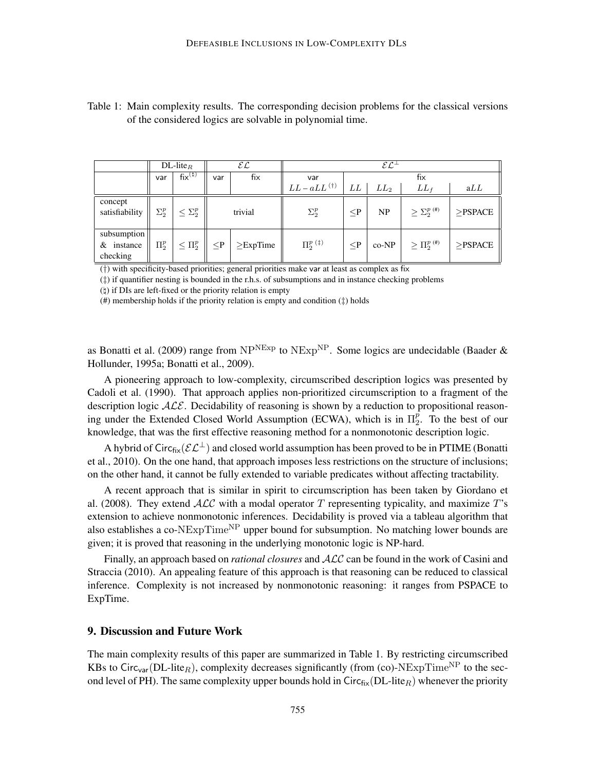Table 1: Main complexity results. The corresponding decision problems for the classical versions of the considered logics are solvable in polynomial time.

| | DL-lite$_R$ | | $\mathcal{EL}$ | | $\mathcal{EL}^\perp$ | | | | |
|---|---|---|---|---|---|---|---|---|---|
| | var | fix$^{(\natural)}$ | var | fix | var | fix | | | |
| | | | | | $LL - aLL^{(\dagger)}$ | $LL$ | $LL_2$ | $LL_f$ | a$LL$ |
| concept satisfiability | $\Sigma_2^p$ | $\leq \Sigma_2^p$ | trivial | | $\Sigma_2^p$ | $\leq$P | NP | $\geq \Sigma_2^{p\ (\#)}$ | $\geq$PSPACE |
| subsumption & instance checking | $\Pi_2^p$ | $\leq \Pi_2^p$ | $\leq$P | $\geq$ExpTime | $\Pi_2^{p\ (\ddagger)}$ | $\leq$P | co-NP | $\geq \Pi_2^{p\ (\#)}$ | $\geq$PSPACE |

(†) with specificity-based priorities; general priorities make var at least as complex as fix

(‡) if quantifier nesting is bounded in the r.h.s. of subsumptions and in instance checking problems

(♮) if DIs are left-fixed or the priority relation is empty

(#) membership holds if the priority relation is empty and condition (‡) holds

as Bonatti et al. (2009) range from $\text{NP}^{\text{NExp}}$ to $\text{NExp}^{\text{NP}}$. Some logics are undecidable (Baader & Hollunder, 1995a; Bonatti et al., 2009).

A pioneering approach to low-complexity, circumscribed description logics was presented by Cadoli et al. (1990). That approach applies non-prioritized circumscription to a fragment of the description logic $\mathcal{ALE}$. Decidability of reasoning is shown by a reduction to propositional reasoning under the Extended Closed World Assumption (ECWA), which is in $\Pi_2^p$. To the best of our knowledge, that was the first effective reasoning method for a nonmonotonic description logic.

A hybrid of $\mathsf{Circ}_{\mathsf{fix}}(\mathcal{EL}^\perp)$ and closed world assumption has been proved to be in PTIME (Bonatti et al., 2010). On the one hand, that approach imposes less restrictions on the structure of inclusions; on the other hand, it cannot be fully extended to variable predicates without affecting tractability.

A recent approach that is similar in spirit to circumscription has been taken by Giordano et al. (2008). They extend $\mathcal{ALC}$ with a modal operator $T$ representing typicality, and maximize $T$'s extension to achieve nonmonotonic inferences. Decidability is proved via a tableau algorithm that also establishes a co-$\text{NExpTime}^{\text{NP}}$ upper bound for subsumption. No matching lower bounds are given; it is proved that reasoning in the underlying monotonic logic is NP-hard.

Finally, an approach based on *rational closures* and $\mathcal{ALC}$ can be found in the work of Casini and Straccia (2010). An appealing feature of this approach is that reasoning can be reduced to classical inference. Complexity is not increased by nonmonotonic reasoning: it ranges from PSPACE to ExpTime.

## 9. Discussion and Future Work

The main complexity results of this paper are summarized in Table 1. By restricting circumscribed KBs to $\mathsf{Circ}_{\mathsf{var}}(\text{DL-lite}_R)$, complexity decreases significantly (from (co)-$\text{NExpTime}^{\text{NP}}$ to the second level of PH). The same complexity upper bounds hold in $\mathsf{Circ}_{\mathsf{fix}}(\text{DL-lite}_R)$ whenever the priority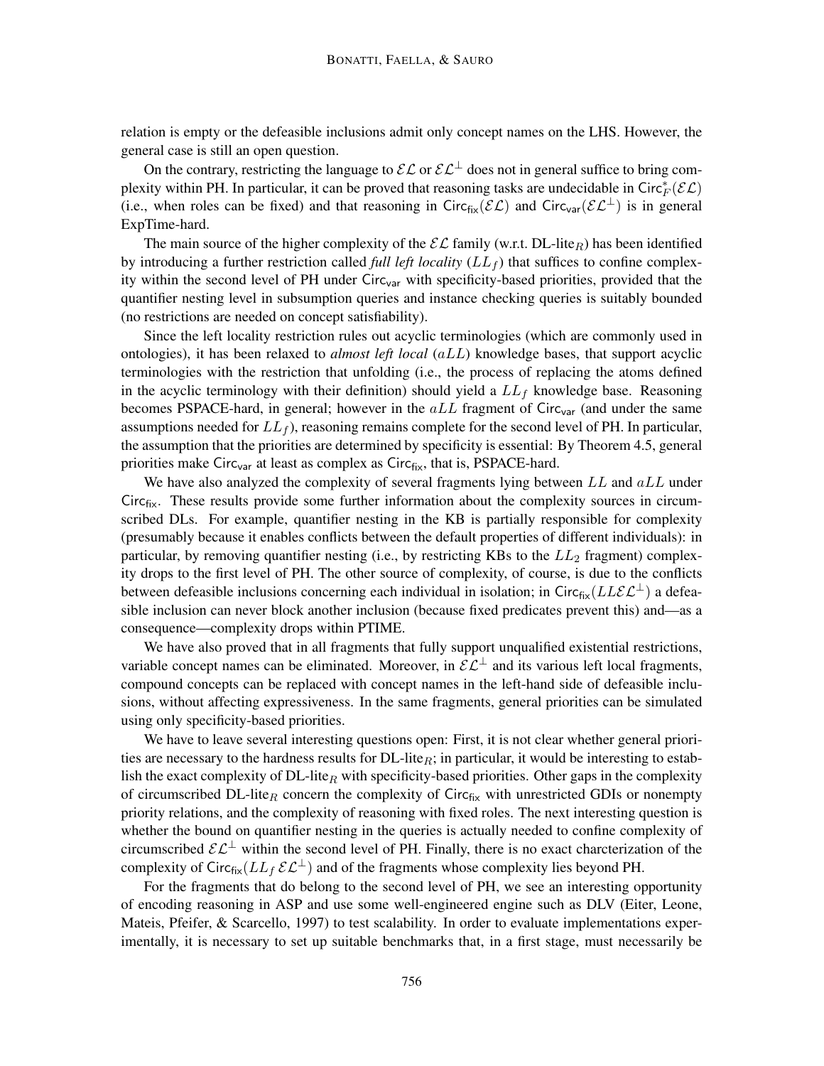relation is empty or the defeasible inclusions admit only concept names on the LHS. However, the general case is still an open question.

On the contrary, restricting the language to $\mathcal{EL}$ or $\mathcal{EL}^{\perp}$ does not in general suffice to bring complexity within PH. In particular, it can be proved that reasoning tasks are undecidable in $\mathsf{Circ}^{*}_{F}(\mathcal{EL})$ (i.e., when roles can be fixed) and that reasoning in $\mathsf{Circ}_{\mathsf{fix}}(\mathcal{EL})$ and $\mathsf{Circ}_{\mathsf{var}}(\mathcal{EL}^{\perp})$ is in general ExpTime-hard.

The main source of the higher complexity of the $\mathcal{EL}$ family (w.r.t. DL-lite$_R$) has been identified by introducing a further restriction called *full left locality* ($LL_f$) that suffices to confine complexity within the second level of PH under $\mathsf{Circ}_{\mathsf{var}}$ with specificity-based priorities, provided that the quantifier nesting level in subsumption queries and instance checking queries is suitably bounded (no restrictions are needed on concept satisfiability).

Since the left locality restriction rules out acyclic terminologies (which are commonly used in ontologies), it has been relaxed to *almost left local* ($aLL$) knowledge bases, that support acyclic terminologies with the restriction that unfolding (i.e., the process of replacing the atoms defined in the acyclic terminology with their definition) should yield a $LL_f$ knowledge base. Reasoning becomes PSPACE-hard, in general; however in the $aLL$ fragment of $\mathsf{Circ}_{\mathsf{var}}$ (and under the same assumptions needed for $LL_f$), reasoning remains complete for the second level of PH. In particular, the assumption that the priorities are determined by specificity is essential: By Theorem 4.5, general priorities make $\mathsf{Circ}_{\mathsf{var}}$ at least as complex as $\mathsf{Circ}_{\mathsf{fix}}$, that is, PSPACE-hard.

We have also analyzed the complexity of several fragments lying between $LL$ and $aLL$ under $\mathsf{Circ}_{\mathsf{fix}}$. These results provide some further information about the complexity sources in circumscribed DLs. For example, quantifier nesting in the KB is partially responsible for complexity (presumably because it enables conflicts between the default properties of different individuals): in particular, by removing quantifier nesting (i.e., by restricting KBs to the $LL_2$ fragment) complexity drops to the first level of PH. The other source of complexity, of course, is due to the conflicts between defeasible inclusions concerning each individual in isolation; in $\mathsf{Circ}_{\mathsf{fix}}(LL\mathcal{EL}^{\perp})$ a defeasible inclusion can never block another inclusion (because fixed predicates prevent this) and—as a consequence—complexity drops within PTIME.

We have also proved that in all fragments that fully support unqualified existential restrictions, variable concept names can be eliminated. Moreover, in $\mathcal{EL}^{\perp}$ and its various left local fragments, compound concepts can be replaced with concept names in the left-hand side of defeasible inclusions, without affecting expressiveness. In the same fragments, general priorities can be simulated using only specificity-based priorities.

We have to leave several interesting questions open: First, it is not clear whether general priorities are necessary to the hardness results for DL-lite$_R$; in particular, it would be interesting to establish the exact complexity of DL-lite$_R$ with specificity-based priorities. Other gaps in the complexity of circumscribed DL-lite$_R$ concern the complexity of $\mathsf{Circ}_{\mathsf{fix}}$ with unrestricted GDIs or nonempty priority relations, and the complexity of reasoning with fixed roles. The next interesting question is whether the bound on quantifier nesting in the queries is actually needed to confine complexity of circumscribed $\mathcal{EL}^{\perp}$ within the second level of PH. Finally, there is no exact charcterization of the complexity of $\mathsf{Circ}_{\mathsf{fix}}(LL_f\,\mathcal{EL}^{\perp})$ and of the fragments whose complexity lies beyond PH.

For the fragments that do belong to the second level of PH, we see an interesting opportunity of encoding reasoning in ASP and use some well-engineered engine such as DLV (Eiter, Leone, Mateis, Pfeifer, & Scarcello, 1997) to test scalability. In order to evaluate implementations experimentally, it is necessary to set up suitable benchmarks that, in a first stage, must necessarily be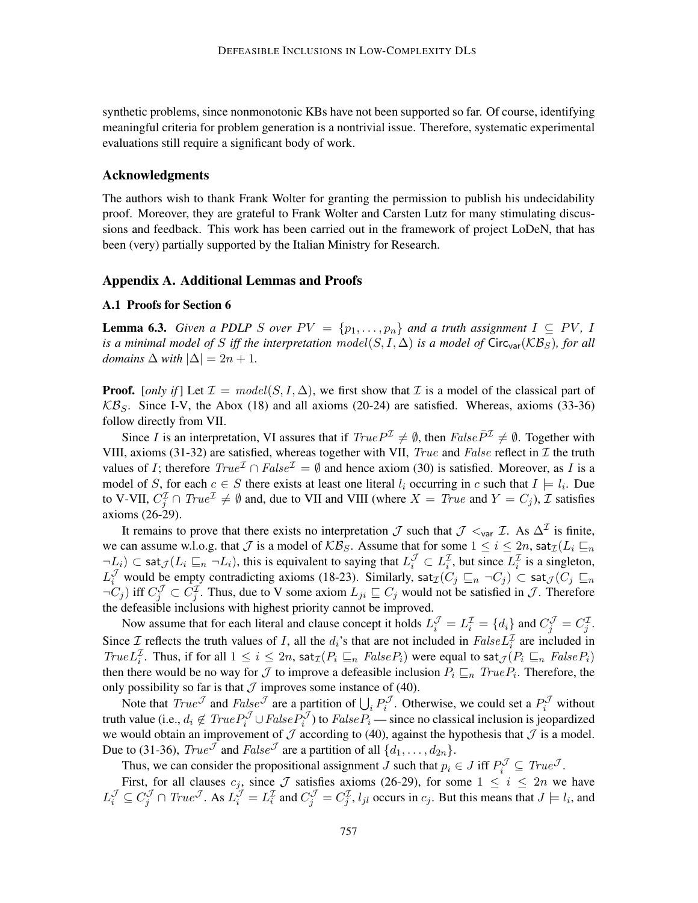synthetic problems, since nonmonotonic KBs have not been supported so far. Of course, identifying meaningful criteria for problem generation is a nontrivial issue. Therefore, systematic experimental evaluations still require a significant body of work.

### Acknowledgments

The authors wish to thank Frank Wolter for granting the permission to publish his undecidability proof. Moreover, they are grateful to Frank Wolter and Carsten Lutz for many stimulating discussions and feedback. This work has been carried out in the framework of project LoDeN, that has been (very) partially supported by the Italian Ministry for Research.

### Appendix A. Additional Lemmas and Proofs

#### A.1 Proofs for Section 6

**Lemma 6.3.** *Given a PDLP $S$ over $PV = \{p_1, \ldots, p_n\}$ and a truth assignment $I \subseteq PV$, $I$ is a minimal model of $S$ iff the interpretation $model(S, I, \Delta)$ is a model of $\mathsf{Circ}_{\mathsf{var}}(\mathcal{KB}_S)$, for all domains $\Delta$ with $|\Delta| = 2n + 1$.*

**Proof.** [*only if*] Let $\mathcal{I} = model(S, I, \Delta)$, we first show that $\mathcal{I}$ is a model of the classical part of $\mathcal{KB}_S$. Since I-V, the Abox (18) and all axioms (20-24) are satisfied. Whereas, axioms (33-36) follow directly from VII.

Since $I$ is an interpretation, VI assures that if $TrueP^{\mathcal{I}} \neq \emptyset$, then $False\bar{P}^{\mathcal{I}} \neq \emptyset$. Together with VIII, axioms (31-32) are satisfied, whereas together with VII, $True$ and $False$ reflect in $\mathcal{I}$ the truth values of $I$; therefore $True^{\mathcal{I}} \cap False^{\mathcal{I}} = \emptyset$ and hence axiom (30) is satisfied. Moreover, as $I$ is a model of $S$, for each $c \in S$ there exists at least one literal $l_i$ occurring in $c$ such that $I \models l_i$. Due to V-VII, $C_j^{\mathcal{I}} \cap True^{\mathcal{I}} \neq \emptyset$ and, due to VII and VIII (where $X = True$ and $Y = C_j$), $\mathcal{I}$ satisfies axioms (26-29).

It remains to prove that there exists no interpretation $\mathcal{J}$ such that $\mathcal{J} <_{\mathsf{var}} \mathcal{I}$. As $\Delta^{\mathcal{I}}$ is finite, we can assume w.l.o.g. that $\mathcal{J}$ is a model of $\mathcal{KB}_S$. Assume that for some $1 \leq i \leq 2n$, $\mathsf{sat}_{\mathcal{I}}(L_i \sqsubseteq_n \neg L_i) \subset \mathsf{sat}_{\mathcal{J}}(L_i \sqsubseteq_n \neg L_i)$, this is equivalent to saying that $L_i^{\mathcal{J}} \subset L_i^{\mathcal{I}}$, but since $L_i^{\mathcal{I}}$ is a singleton, $L_i^{\mathcal{J}}$ would be empty contradicting axioms (18-23). Similarly, $\mathsf{sat}_{\mathcal{I}}(C_j \sqsubseteq_n \neg C_j) \subset \mathsf{sat}_{\mathcal{J}}(C_j \sqsubseteq_n \neg C_j)$ iff $C_j^{\mathcal{J}} \subset C_j^{\mathcal{I}}$. Thus, due to V some axiom $L_{ji} \sqsubseteq C_j$ would not be satisfied in $\mathcal{J}$. Therefore the defeasible inclusions with highest priority cannot be improved.

Now assume that for each literal and clause concept it holds $L_i^{\mathcal{J}} = L_i^{\mathcal{I}} = \{d_i\}$ and $C_j^{\mathcal{J}} = C_j^{\mathcal{I}}$. Since $\mathcal{I}$ reflects the truth values of $I$, all the $d_i$'s that are not included in $FalseL_i^{\mathcal{I}}$ are included in $TrueL_i^{\mathcal{I}}$. Thus, if for all $1 \leq i \leq 2n$, $\mathsf{sat}_{\mathcal{I}}(P_i \sqsubseteq_n FalseP_i)$ were equal to $\mathsf{sat}_{\mathcal{J}}(P_i \sqsubseteq_n FalseP_i)$ then there would be no way for $\mathcal{J}$ to improve a defeasible inclusion $P_i \sqsubseteq_n TrueP_i$. Therefore, the only possibility so far is that $\mathcal{J}$ improves some instance of (40).

Note that $True^{\mathcal{J}}$ and $False^{\mathcal{J}}$ are a partition of $\bigcup_i P_i^{\mathcal{J}}$. Otherwise, we could set a $P_i^{\mathcal{J}}$ without truth value (i.e., $d_i \notin TrueP_i^{\mathcal{J}} \cup FalseP_i^{\mathcal{J}}$) to $FalseP_i$ — since no classical inclusion is jeopardized we would obtain an improvement of $\mathcal{J}$ according to (40), against the hypothesis that $\mathcal{J}$ is a model. Due to (31-36), $True^{\mathcal{J}}$ and $False^{\mathcal{J}}$ are a partition of all $\{d_1, \ldots, d_{2n}\}$.

Thus, we can consider the propositional assignment $J$ such that $p_i \in J$ iff $P_i^{\mathcal{J}} \subseteq True^{\mathcal{J}}$.

First, for all clauses $c_j$, since $\mathcal{J}$ satisfies axioms (26-29), for some $1 \leq i \leq 2n$ we have $L_i^{\mathcal{J}} \subseteq C_j^{\mathcal{J}} \cap True^{\mathcal{J}}$. As $L_i^{\mathcal{J}} = L_i^{\mathcal{I}}$ and $C_j^{\mathcal{J}} = C_j^{\mathcal{I}}$, $l_{jl}$ occurs in $c_j$. But this means that $J \models l_i$, and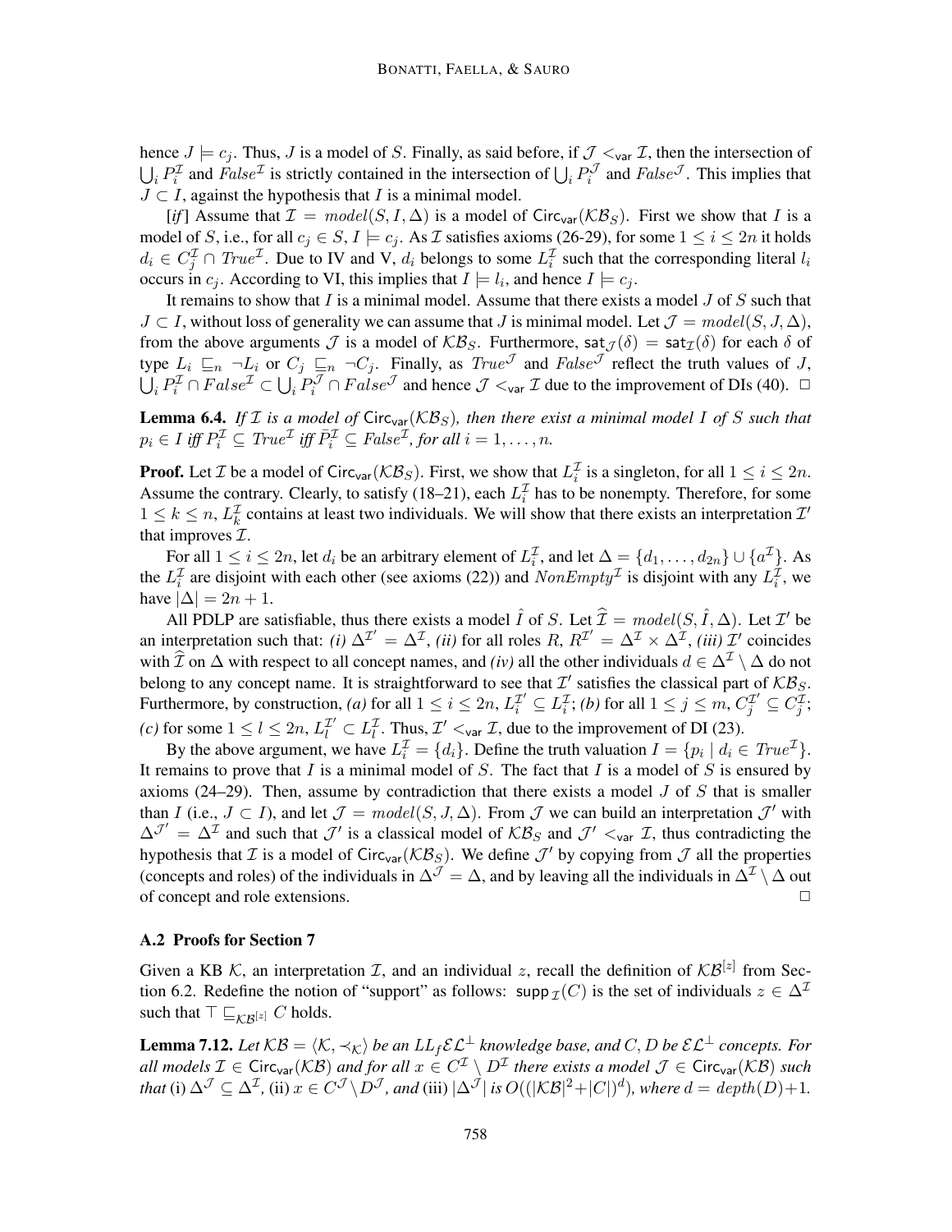hence $J \models c_j$. Thus, $J$ is a model of $S$. Finally, as said before, if $\mathcal{J} <_{\mathsf{var}} \mathcal{I}$, then the intersection of $\bigcup_i P_i^{\mathcal{I}}$ and $\mathit{False}^{\mathcal{I}}$ is strictly contained in the intersection of $\bigcup_i P_i^{\mathcal{J}}$ and $\mathit{False}^{\mathcal{J}}$. This implies that $J \subset I$, against the hypothesis that $I$ is a minimal model.

[*if*] Assume that $\mathcal{I} = \mathit{model}(S, I, \Delta)$ is a model of $\mathsf{Circ}_{\mathsf{var}}(\mathcal{KB}_S)$. First we show that $I$ is a model of $S$, i.e., for all $c_j \in S$, $I \models c_j$. As $\mathcal{I}$ satisfies axioms (26-29), for some $1 \leq i \leq 2n$ it holds $d_i \in C_j^{\mathcal{I}} \cap \mathit{True}^{\mathcal{I}}$. Due to IV and V, $d_i$ belongs to some $L_i^{\mathcal{I}}$ such that the corresponding literal $l_i$ occurs in $c_j$. According to VI, this implies that $I \models l_i$, and hence $I \models c_j$.

It remains to show that $I$ is a minimal model. Assume that there exists a model $J$ of $S$ such that $J \subset I$, without loss of generality we can assume that $J$ is minimal model. Let $\mathcal{J} = \mathit{model}(S, J, \Delta)$, from the above arguments $\mathcal{J}$ is a model of $\mathcal{KB}_S$. Furthermore, $\mathsf{sat}_{\mathcal{J}}(\delta) = \mathsf{sat}_{\mathcal{I}}(\delta)$ for each $\delta$ of type $L_i \sqsubseteq_n \neg L_i$ or $C_j \sqsubseteq_n \neg C_j$. Finally, as $\mathit{True}^{\mathcal{J}}$ and $\mathit{False}^{\mathcal{J}}$ reflect the truth values of $J$, $\bigcup_i P_i^{\mathcal{I}} \cap \mathit{False}^{\mathcal{I}} \subset \bigcup_i P_i^{\mathcal{J}} \cap \mathit{False}^{\mathcal{J}}$ and hence $\mathcal{J} <_{\mathsf{var}} \mathcal{I}$ due to the improvement of DIs (40). $\Box$

**Lemma 6.4.** *If $\mathcal{I}$ is a model of $\mathsf{Circ}_{\mathsf{var}}(\mathcal{KB}_S)$, then there exist a minimal model $I$ of $S$ such that $p_i \in I$ iff $P_i^{\mathcal{I}} \subseteq \mathit{True}^{\mathcal{I}}$ iff $\bar{P}_i^{\mathcal{I}} \subseteq \mathit{False}^{\mathcal{I}}$, for all $i = 1, \ldots, n$.*

**Proof.** Let $\mathcal{I}$ be a model of $\mathsf{Circ}_{\mathsf{var}}(\mathcal{KB}_S)$. First, we show that $L_i^{\mathcal{I}}$ is a singleton, for all $1 \leq i \leq 2n$. Assume the contrary. Clearly, to satisfy (18–21), each $L_i^{\mathcal{I}}$ has to be nonempty. Therefore, for some $1 \leq k \leq n$, $L_k^{\mathcal{I}}$ contains at least two individuals. We will show that there exists an interpretation $\mathcal{I}'$ that improves $\mathcal{I}$.

For all $1 \leq i \leq 2n$, let $d_i$ be an arbitrary element of $L_i^{\mathcal{I}}$, and let $\Delta = \{d_1, \ldots, d_{2n}\} \cup \{a^{\mathcal{I}}\}$. As the $L_i^{\mathcal{I}}$ are disjoint with each other (see axioms (22)) and $\mathit{NonEmpty}^{\mathcal{I}}$ is disjoint with any $L_i^{\mathcal{I}}$, we have $|\Delta| = 2n + 1$.

All PDLP are satisfiable, thus there exists a model $\hat{I}$ of $S$. Let $\widehat{\mathcal{I}} = \mathit{model}(S, \hat{I}, \Delta)$. Let $\mathcal{I}'$ be an interpretation such that: *(i)* $\Delta^{\mathcal{I}'} = \Delta^{\mathcal{I}}$, *(ii)* for all roles $R$, $R^{\mathcal{I}'} = \Delta^{\mathcal{I}} \times \Delta^{\mathcal{I}}$, *(iii)* $\mathcal{I}'$ coincides with $\widehat{\mathcal{I}}$ on $\Delta$ with respect to all concept names, and *(iv)* all the other individuals $d \in \Delta^{\mathcal{I}} \setminus \Delta$ do not belong to any concept name. It is straightforward to see that $\mathcal{I}'$ satisfies the classical part of $\mathcal{KB}_S$. Furthermore, by construction, *(a)* for all $1 \leq i \leq 2n$, $L_i^{\mathcal{I}'} \subseteq L_i^{\mathcal{I}}$; *(b)* for all $1 \leq j \leq m$, $C_j^{\mathcal{I}'} \subseteq C_j^{\mathcal{I}}$; *(c)* for some $1 \leq l \leq 2n$, $L_l^{\mathcal{I}'} \subset L_l^{\mathcal{I}}$. Thus, $\mathcal{I}' <_{\mathsf{var}} \mathcal{I}$, due to the improvement of DI (23).

By the above argument, we have $L_i^{\mathcal{I}} = \{d_i\}$. Define the truth valuation $I = \{p_i \mid d_i \in \mathit{True}^{\mathcal{I}}\}$. It remains to prove that $I$ is a minimal model of $S$. The fact that $I$ is a model of $S$ is ensured by axioms (24–29). Then, assume by contradiction that there exists a model $J$ of $S$ that is smaller than $I$ (i.e., $J \subset I$), and let $\mathcal{J} = \mathit{model}(S, J, \Delta)$. From $\mathcal{J}$ we can build an interpretation $\mathcal{J}'$ with $\Delta^{\mathcal{J}'} = \Delta^{\mathcal{I}}$ and such that $\mathcal{J}'$ is a classical model of $\mathcal{KB}_S$ and $\mathcal{J}' <_{\mathsf{var}} \mathcal{I}$, thus contradicting the hypothesis that $\mathcal{I}$ is a model of $\mathsf{Circ}_{\mathsf{var}}(\mathcal{KB}_S)$. We define $\mathcal{J}'$ by copying from $\mathcal{J}$ all the properties (concepts and roles) of the individuals in $\Delta^{\mathcal{J}} = \Delta$, and by leaving all the individuals in $\Delta^{\mathcal{I}} \setminus \Delta$ out of concept and role extensions. $\Box$

### A.2 Proofs for Section 7

Given a KB $\mathcal{K}$, an interpretation $\mathcal{I}$, and an individual $z$, recall the definition of $\mathcal{KB}^{[z]}$ from Section 6.2. Redefine the notion of "support" as follows: $\mathsf{supp}_{\mathcal{I}}(C)$ is the set of individuals $z \in \Delta^{\mathcal{I}}$ such that $\top \sqsubseteq_{\mathcal{KB}^{[z]}} C$ holds.

**Lemma 7.12.** *Let $\mathcal{KB} = \langle \mathcal{K}, \prec_{\mathcal{K}} \rangle$ be an $LL_f\mathcal{EL}^{\bot}$ knowledge base, and $C, D$ be $\mathcal{EL}^{\bot}$ concepts. For all models $\mathcal{I} \in \mathsf{Circ}_{\mathsf{var}}(\mathcal{KB})$ and for all $x \in C^{\mathcal{I}} \setminus D^{\mathcal{I}}$ there exists a model $\mathcal{J} \in \mathsf{Circ}_{\mathsf{var}}(\mathcal{KB})$ such that* (i) *$\Delta^{\mathcal{J}} \subseteq \Delta^{\mathcal{I}}$,* (ii) *$x \in C^{\mathcal{J}} \setminus D^{\mathcal{J}}$, and* (iii) *$|\Delta^{\mathcal{J}}|$ is $O((|\mathcal{KB}|^2 + |C|)^d)$, where $d = \mathit{depth}(D) + 1$.*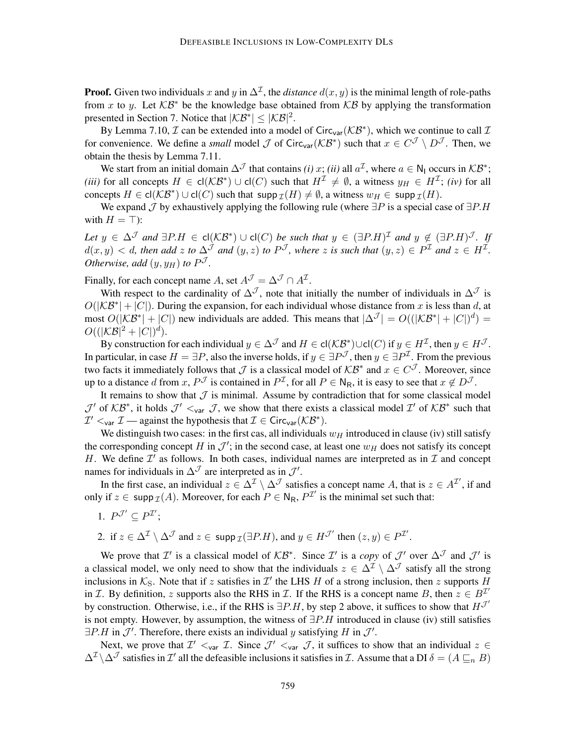**Proof.** Given two individuals $x$ and $y$ in $\Delta^{\mathcal{I}}$, the *distance* $d(x, y)$ is the minimal length of role-paths from $x$ to $y$. Let $\mathcal{KB}^*$ be the knowledge base obtained from $\mathcal{KB}$ by applying the transformation presented in Section 7. Notice that $|\mathcal{KB}^*| \leq |\mathcal{KB}|^2$.

By Lemma 7.10, $\mathcal{I}$ can be extended into a model of $\mathsf{Circ_{var}}(\mathcal{KB}^*)$, which we continue to call $\mathcal{I}$ for convenience. We define a *small* model $\mathcal{J}$ of $\mathsf{Circ_{var}}(\mathcal{KB}^*)$ such that $x \in C^{\mathcal{J}} \setminus D^{\mathcal{J}}$. Then, we obtain the thesis by Lemma 7.11.

We start from an initial domain $\Delta^{\mathcal{J}}$ that contains *(i)* $x$; *(ii)* all $a^{\mathcal{I}}$, where $a \in \mathsf{N_I}$ occurs in $\mathcal{KB}^*$; *(iii)* for all concepts $H \in \mathsf{cl}(\mathcal{KB}^*) \cup \mathsf{cl}(C)$ such that $H^{\mathcal{I}} \neq \emptyset$, a witness $y_H \in H^{\mathcal{I}}$; *(iv)* for all concepts $H \in \mathsf{cl}(\mathcal{KB}^*) \cup \mathsf{cl}(C)$ such that $\mathsf{supp}_{\mathcal{I}}(H) \neq \emptyset$, a witness $w_H \in \mathsf{supp}_{\mathcal{I}}(H)$.

We expand $\mathcal{J}$ by exhaustively applying the following rule (where $\exists P$ is a special case of $\exists P.H$ with $H = \top$):

*Let $y \in \Delta^{\mathcal{J}}$ and $\exists P.H \in \mathsf{cl}(\mathcal{KB}^*) \cup \mathsf{cl}(C)$ be such that $y \in (\exists P.H)^{\mathcal{I}}$ and $y \notin (\exists P.H)^{\mathcal{J}}$. If $d(x, y) < d$, then add $z$ to $\Delta^{\mathcal{J}}$ and $(y, z)$ to $P^{\mathcal{J}}$, where $z$ is such that $(y, z) \in P^{\mathcal{I}}$ and $z \in H^{\mathcal{I}}$. Otherwise, add $(y, y_H)$ to $P^{\mathcal{J}}$.*

Finally, for each concept name $A$, set $A^{\mathcal{J}} = \Delta^{\mathcal{J}} \cap A^{\mathcal{I}}$.

With respect to the cardinality of $\Delta^{\mathcal{J}}$, note that initially the number of individuals in $\Delta^{\mathcal{J}}$ is $O(|\mathcal{KB}^*| + |C|)$. During the expansion, for each individual whose distance from $x$ is less than $d$, at most $O(|\mathcal{KB}^*| + |C|)$ new individuals are added. This means that $|\Delta^{\mathcal{J}}| = O((|\mathcal{KB}^*| + |C|)^d) = O((|\mathcal{KB}|^2 + |C|)^d)$.

By construction for each individual $y \in \Delta^{\mathcal{J}}$ and $H \in \mathsf{cl}(\mathcal{KB}^*) \cup \mathsf{cl}(C)$ if $y \in H^{\mathcal{I}}$, then $y \in H^{\mathcal{J}}$. In particular, in case $H = \exists P$, also the inverse holds, if $y \in \exists P^{\mathcal{J}}$, then $y \in \exists P^{\mathcal{I}}$. From the previous two facts it immediately follows that $\mathcal{J}$ is a classical model of $\mathcal{KB}^*$ and $x \in C^{\mathcal{J}}$. Moreover, since up to a distance $d$ from $x$, $P^{\mathcal{J}}$ is contained in $P^{\mathcal{I}}$, for all $P \in \mathsf{N_R}$, it is easy to see that $x \notin D^{\mathcal{J}}$.

It remains to show that $\mathcal{J}$ is minimal. Assume by contradiction that for some classical model $\mathcal{J}'$ of $\mathcal{KB}^*$, it holds $\mathcal{J}' <_{\mathsf{var}} \mathcal{J}$, we show that there exists a classical model $\mathcal{I}'$ of $\mathcal{KB}^*$ such that $\mathcal{I}' <_{\mathsf{var}} \mathcal{I}$ — against the hypothesis that $\mathcal{I} \in \mathsf{Circ_{var}}(\mathcal{KB}^*)$.

We distinguish two cases: in the first cas, all individuals $w_H$ introduced in clause (iv) still satisfy the corresponding concept $H$ in $\mathcal{J}'$; in the second case, at least one $w_H$ does not satisfy its concept $H$. We define $\mathcal{I}'$ as follows. In both cases, individual names are interpreted as in $\mathcal{I}$ and concept names for individuals in $\Delta^{\mathcal{J}}$ are interpreted as in $\mathcal{J}'$.

In the first case, an individual $z \in \Delta^{\mathcal{I}} \setminus \Delta^{\mathcal{J}}$ satisfies a concept name $A$, that is $z \in A^{\mathcal{I}'}$, if and only if $z \in \mathsf{supp}_{\mathcal{I}}(A)$. Moreover, for each $P \in \mathsf{N_R}$, $P^{\mathcal{I}'}$ is the minimal set such that:

1. $P^{\mathcal{J}'} \subseteq P^{\mathcal{I}'}$;
2. if $z \in \Delta^{\mathcal{I}} \setminus \Delta^{\mathcal{J}}$ and $z \in \mathsf{supp}_{\mathcal{I}}(\exists P.H)$, and $y \in H^{\mathcal{J}'}$ then $(z, y) \in P^{\mathcal{I}'}$.

We prove that $\mathcal{I}'$ is a classical model of $\mathcal{KB}^*$. Since $\mathcal{I}'$ is a *copy* of $\mathcal{J}'$ over $\Delta^{\mathcal{J}}$ and $\mathcal{J}'$ is a classical model, we only need to show that the individuals $z \in \Delta^{\mathcal{I}} \setminus \Delta^{\mathcal{J}}$ satisfy all the strong inclusions in $\mathcal{K}_{\mathrm{S}}$. Note that if $z$ satisfies in $\mathcal{I}'$ the LHS $H$ of a strong inclusion, then $z$ supports $H$ in $\mathcal{I}$. By definition, $z$ supports also the RHS in $\mathcal{I}$. If the RHS is a concept name $B$, then $z \in B^{\mathcal{I}'}$ by construction. Otherwise, i.e., if the RHS is $\exists P.H$, by step 2 above, it suffices to show that $H^{\mathcal{J}'}$ is not empty. However, by assumption, the witness of $\exists P.H$ introduced in clause (iv) still satisfies $\exists P.H$ in $\mathcal{J}'$. Therefore, there exists an individual $y$ satisfying $H$ in $\mathcal{J}'$.

Next, we prove that $\mathcal{I}' <_{\mathsf{var}} \mathcal{I}$. Since $\mathcal{J}' <_{\mathsf{var}} \mathcal{J}$, it suffices to show that an individual $z \in \Delta^{\mathcal{I}} \setminus \Delta^{\mathcal{J}}$ satisfies in $\mathcal{I}'$ all the defeasible inclusions it satisfies in $\mathcal{I}$. Assume that a DI $\delta = (A \sqsubseteq_n B)$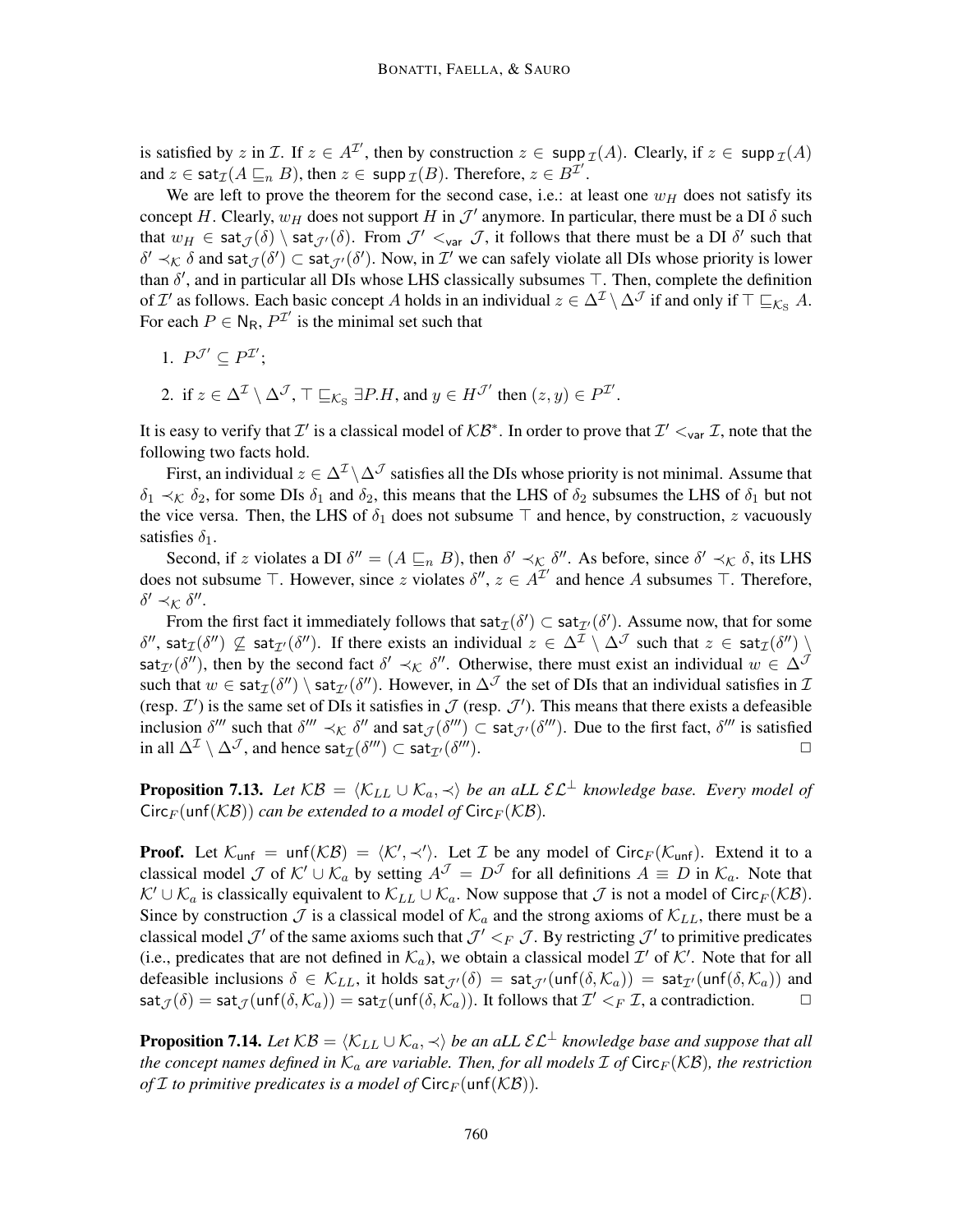is satisfied by $z$ in $\mathcal{I}$. If $z \in A^{\mathcal{I}'}$, then by construction $z \in \mathsf{supp}_{\mathcal{I}}(A)$. Clearly, if $z \in \mathsf{supp}_{\mathcal{I}}(A)$ and $z \in \mathsf{sat}_{\mathcal{I}}(A \sqsubseteq_n B)$, then $z \in \mathsf{supp}_{\mathcal{I}}(B)$. Therefore, $z \in B^{\mathcal{I}'}$.

We are left to prove the theorem for the second case, i.e.: at least one $w_H$ does not satisfy its concept $H$. Clearly, $w_H$ does not support $H$ in $\mathcal{J}'$ anymore. In particular, there must be a DI $\delta$ such that $w_H \in \mathsf{sat}_{\mathcal{J}}(\delta) \setminus \mathsf{sat}_{\mathcal{J}'}(\delta)$. From $\mathcal{J}' <_{\mathsf{var}} \mathcal{J}$, it follows that there must be a DI $\delta'$ such that $\delta' \prec_{\mathcal{K}} \delta$ and $\mathsf{sat}_{\mathcal{J}}(\delta') \subset \mathsf{sat}_{\mathcal{J}'}(\delta')$. Now, in $\mathcal{I}'$ we can safely violate all DIs whose priority is lower than $\delta'$, and in particular all DIs whose LHS classically subsumes $\top$. Then, complete the definition of $\mathcal{I}'$ as follows. Each basic concept $A$ holds in an individual $z \in \Delta^{\mathcal{I}} \setminus \Delta^{\mathcal{J}}$ if and only if $\top \sqsubseteq_{\mathcal{K}_{\mathrm{S}}} A$. For each $P \in \mathsf{N_R}$, $P^{\mathcal{I}'}$ is the minimal set such that

1. $P^{\mathcal{J}'} \subseteq P^{\mathcal{I}'}$;
2. if $z \in \Delta^{\mathcal{I}} \setminus \Delta^{\mathcal{J}}$, $\top \sqsubseteq_{\mathcal{K}_{\mathrm{S}}} \exists P.H$, and $y \in H^{\mathcal{J}'}$ then $(z, y) \in P^{\mathcal{I}'}$.

It is easy to verify that $\mathcal{I}'$ is a classical model of $\mathcal{KB}^*$. In order to prove that $\mathcal{I}' <_{\mathsf{var}} \mathcal{I}$, note that the following two facts hold.

First, an individual $z \in \Delta^{\mathcal{I}} \setminus \Delta^{\mathcal{J}}$ satisfies all the DIs whose priority is not minimal. Assume that $\delta_1 \prec_{\mathcal{K}} \delta_2$, for some DIs $\delta_1$ and $\delta_2$, this means that the LHS of $\delta_2$ subsumes the LHS of $\delta_1$ but not the vice versa. Then, the LHS of $\delta_1$ does not subsume $\top$ and hence, by construction, $z$ vacuously satisfies $\delta_1$.

Second, if $z$ violates a DI $\delta'' = (A \sqsubseteq_n B)$, then $\delta' \prec_{\mathcal{K}} \delta''$. As before, since $\delta' \prec_{\mathcal{K}} \delta$, its LHS does not subsume $\top$. However, since $z$ violates $\delta''$, $z \in A^{\mathcal{I}'}$ and hence $A$ subsumes $\top$. Therefore, $\delta' \prec_{\mathcal{K}} \delta''$.

From the first fact it immediately follows that $\mathsf{sat}_{\mathcal{I}}(\delta') \subset \mathsf{sat}_{\mathcal{I}'}(\delta')$. Assume now, that for some $\delta''$, $\mathsf{sat}_{\mathcal{I}}(\delta'') \not\subseteq \mathsf{sat}_{\mathcal{I}'}(\delta'')$. If there exists an individual $z \in \Delta^{\mathcal{I}} \setminus \Delta^{\mathcal{J}}$ such that $z \in \mathsf{sat}_{\mathcal{I}}(\delta'') \setminus \mathsf{sat}_{\mathcal{I}'}(\delta'')$, then by the second fact $\delta' \prec_{\mathcal{K}} \delta''$. Otherwise, there must exist an individual $w \in \Delta^{\mathcal{J}}$ such that $w \in \mathsf{sat}_{\mathcal{I}}(\delta'') \setminus \mathsf{sat}_{\mathcal{I}'}(\delta'')$. However, in $\Delta^{\mathcal{J}}$ the set of DIs that an individual satisfies in $\mathcal{I}$ (resp. $\mathcal{I}'$) is the same set of DIs it satisfies in $\mathcal{J}$ (resp. $\mathcal{J}'$). This means that there exists a defeasible inclusion $\delta'''$ such that $\delta''' \prec_{\mathcal{K}} \delta''$ and $\mathsf{sat}_{\mathcal{J}}(\delta''') \subset \mathsf{sat}_{\mathcal{J}'}(\delta''')$. Due to the first fact, $\delta'''$ is satisfied in all $\Delta^{\mathcal{I}} \setminus \Delta^{\mathcal{J}}$, and hence $\mathsf{sat}_{\mathcal{I}}(\delta''') \subset \mathsf{sat}_{\mathcal{I}'}(\delta''')$. □

**Proposition 7.13.** *Let $\mathcal{KB} = \langle \mathcal{K}_{LL} \cup \mathcal{K}_a, \prec \rangle$ be an aLL $\mathcal{EL}^{\perp}$ knowledge base. Every model of $\mathsf{Circ}_F(\mathsf{unf}(\mathcal{KB}))$ can be extended to a model of $\mathsf{Circ}_F(\mathcal{KB})$.*

**Proof.** Let $\mathcal{K}_{\mathsf{unf}} = \mathsf{unf}(\mathcal{KB}) = \langle \mathcal{K}', \prec' \rangle$. Let $\mathcal{I}$ be any model of $\mathsf{Circ}_F(\mathcal{K}_{\mathsf{unf}})$. Extend it to a classical model $\mathcal{J}$ of $\mathcal{K}' \cup \mathcal{K}_a$ by setting $A^{\mathcal{J}} = D^{\mathcal{J}}$ for all definitions $A \equiv D$ in $\mathcal{K}_a$. Note that $\mathcal{K}' \cup \mathcal{K}_a$ is classically equivalent to $\mathcal{K}_{LL} \cup \mathcal{K}_a$. Now suppose that $\mathcal{J}$ is not a model of $\mathsf{Circ}_F(\mathcal{KB})$. Since by construction $\mathcal{J}$ is a classical model of $\mathcal{K}_a$ and the strong axioms of $\mathcal{K}_{LL}$, there must be a classical model $\mathcal{J}'$ of the same axioms such that $\mathcal{J}' <_F \mathcal{J}$. By restricting $\mathcal{J}'$ to primitive predicates (i.e., predicates that are not defined in $\mathcal{K}_a$), we obtain a classical model $\mathcal{I}'$ of $\mathcal{K}'$. Note that for all defeasible inclusions $\delta \in \mathcal{K}_{LL}$, it holds $\mathsf{sat}_{\mathcal{J}'}(\delta) = \mathsf{sat}_{\mathcal{J}'}(\mathsf{unf}(\delta, \mathcal{K}_a)) = \mathsf{sat}_{\mathcal{I}'}(\mathsf{unf}(\delta, \mathcal{K}_a))$ and $\mathsf{sat}_{\mathcal{J}}(\delta) = \mathsf{sat}_{\mathcal{J}}(\mathsf{unf}(\delta, \mathcal{K}_a)) = \mathsf{sat}_{\mathcal{I}}(\mathsf{unf}(\delta, \mathcal{K}_a))$. It follows that $\mathcal{I}' <_F \mathcal{I}$, a contradiction. □

**Proposition 7.14.** *Let $\mathcal{KB} = \langle \mathcal{K}_{LL} \cup \mathcal{K}_a, \prec \rangle$ be an aLL $\mathcal{EL}^{\perp}$ knowledge base and suppose that all the concept names defined in $\mathcal{K}_a$ are variable. Then, for all models $\mathcal{I}$ of $\mathsf{Circ}_F(\mathcal{KB})$, the restriction of $\mathcal{I}$ to primitive predicates is a model of $\mathsf{Circ}_F(\mathsf{unf}(\mathcal{KB}))$.*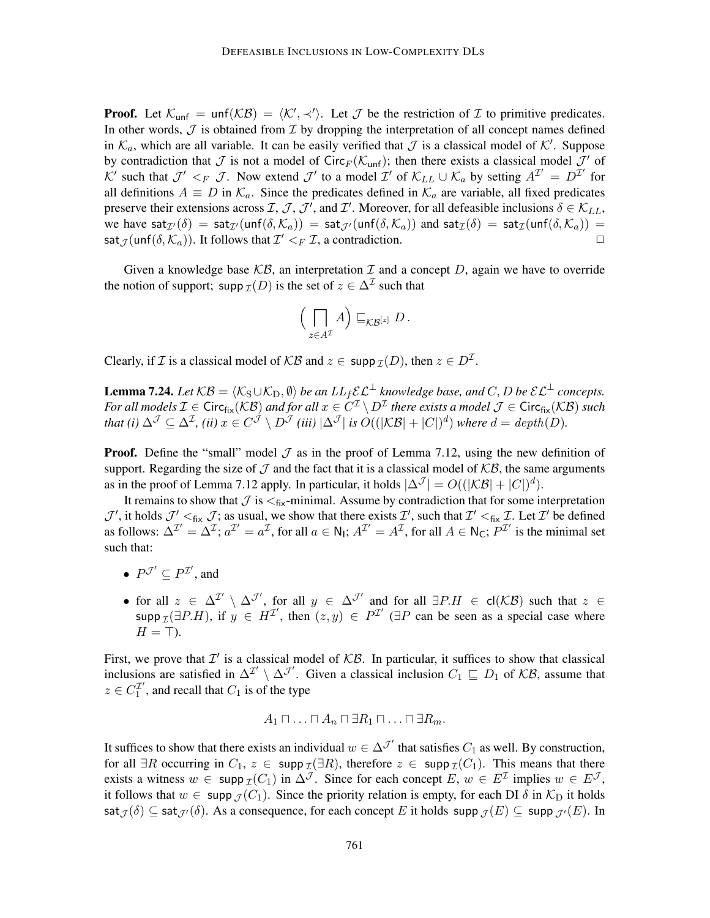**Proof.** Let $\mathcal{K}_{\mathsf{unf}} = \mathsf{unf}(\mathcal{KB}) = \langle \mathcal{K}', \prec' \rangle$. Let $\mathcal{J}$ be the restriction of $\mathcal{I}$ to primitive predicates. In other words, $\mathcal{J}$ is obtained from $\mathcal{I}$ by dropping the interpretation of all concept names defined in $\mathcal{K}_a$, which are all variable. It can be easily verified that $\mathcal{J}$ is a classical model of $\mathcal{K}'$. Suppose by contradiction that $\mathcal{J}$ is not a model of $\mathsf{Circ}_F(\mathcal{K}_{\mathsf{unf}})$; then there exists a classical model $\mathcal{J}'$ of $\mathcal{K}'$ such that $\mathcal{J}' <_F \mathcal{J}$. Now extend $\mathcal{J}'$ to a model $\mathcal{I}'$ of $\mathcal{K}_{LL} \cup \mathcal{K}_a$ by setting $A^{\mathcal{I}'} = D^{\mathcal{I}'}$ for all definitions $A \equiv D$ in $\mathcal{K}_a$. Since the predicates defined in $\mathcal{K}_a$ are variable, all fixed predicates preserve their extensions across $\mathcal{I}$, $\mathcal{J}$, $\mathcal{J}'$, and $\mathcal{I}'$. Moreover, for all defeasible inclusions $\delta \in \mathcal{K}_{LL}$, we have $\mathsf{sat}_{\mathcal{I}'}(\delta) = \mathsf{sat}_{\mathcal{I}'}(\mathsf{unf}(\delta, \mathcal{K}_a)) = \mathsf{sat}_{\mathcal{J}'}(\mathsf{unf}(\delta, \mathcal{K}_a))$ and $\mathsf{sat}_{\mathcal{I}}(\delta) = \mathsf{sat}_{\mathcal{I}}(\mathsf{unf}(\delta, \mathcal{K}_a)) = \mathsf{sat}_{\mathcal{J}}(\mathsf{unf}(\delta, \mathcal{K}_a))$. It follows that $\mathcal{I}' <_F \mathcal{I}$, a contradiction. $\square$

Given a knowledge base $\mathcal{KB}$, an interpretation $\mathcal{I}$ and a concept $D$, again we have to override the notion of support; $\mathsf{supp}_{\mathcal{I}}(D)$ is the set of $z \in \Delta^{\mathcal{I}}$ such that

$$\Big( \prod_{z \in A^{\mathcal{I}}} A \Big) \sqsubseteq_{\mathcal{KB}^{[z]}} D \,.$$

Clearly, if $\mathcal{I}$ is a classical model of $\mathcal{KB}$ and $z \in \mathsf{supp}_{\mathcal{I}}(D)$, then $z \in D^{\mathcal{I}}$.

**Lemma 7.24.** *Let $\mathcal{KB} = \langle \mathcal{K}_{\mathrm{S}} \cup \mathcal{K}_{\mathrm{D}}, \emptyset \rangle$ be an $LL_f\mathcal{EL}^{\bot}$ knowledge base, and $C, D$ be $\mathcal{EL}^{\bot}$ concepts. For all models $\mathcal{I} \in \mathsf{Circ}_{\mathsf{fix}}(\mathcal{KB})$ and for all $x \in C^{\mathcal{I}} \setminus D^{\mathcal{I}}$ there exists a model $\mathcal{J} \in \mathsf{Circ}_{\mathsf{fix}}(\mathcal{KB})$ such that (i) $\Delta^{\mathcal{J}} \subseteq \Delta^{\mathcal{I}}$, (ii) $x \in C^{\mathcal{J}} \setminus D^{\mathcal{J}}$ (iii) $|\Delta^{\mathcal{J}}|$ is $O((|\mathcal{KB}| + |C|)^d)$ where $d = depth(D)$.*

**Proof.** Define the "small" model $\mathcal{J}$ as in the proof of Lemma 7.12, using the new definition of support. Regarding the size of $\mathcal{J}$ and the fact that it is a classical model of $\mathcal{KB}$, the same arguments as in the proof of Lemma 7.12 apply. In particular, it holds $|\Delta^{\mathcal{J}}| = O((|\mathcal{KB}| + |C|)^d)$.

It remains to show that $\mathcal{J}$ is $<_{\mathsf{fix}}$-minimal. Assume by contradiction that for some interpretation $\mathcal{J}'$, it holds $\mathcal{J}' <_{\mathsf{fix}} \mathcal{J}$; as usual, we show that there exists $\mathcal{I}'$, such that $\mathcal{I}' <_{\mathsf{fix}} \mathcal{I}$. Let $\mathcal{I}'$ be defined as follows: $\Delta^{\mathcal{I}'} = \Delta^{\mathcal{I}}$; $a^{\mathcal{I}'} = a^{\mathcal{I}}$, for all $a \in \mathsf{N_I}$; $A^{\mathcal{I}'} = A^{\mathcal{I}}$, for all $A \in \mathsf{N_C}$; $P^{\mathcal{I}'}$ is the minimal set such that:

- $P^{\mathcal{J}'} \subseteq P^{\mathcal{I}'}$, and
- for all $z \in \Delta^{\mathcal{I}'} \setminus \Delta^{\mathcal{J}'}$, for all $y \in \Delta^{\mathcal{J}'}$ and for all $\exists P.H \in \mathsf{cl}(\mathcal{KB})$ such that $z \in \mathsf{supp}_{\mathcal{I}}(\exists P.H)$, if $y \in H^{\mathcal{I}'}$, then $(z, y) \in P^{\mathcal{I}'}$ ($\exists P$ can be seen as a special case where $H = \top$).

First, we prove that $\mathcal{I}'$ is a classical model of $\mathcal{KB}$. In particular, it suffices to show that classical inclusions are satisfied in $\Delta^{\mathcal{I}'} \setminus \Delta^{\mathcal{J}'}$. Given a classical inclusion $C_1 \sqsubseteq D_1$ of $\mathcal{KB}$, assume that $z \in C_1^{\mathcal{I}'}$, and recall that $C_1$ is of the type

$$A_1 \sqcap \ldots \sqcap A_n \sqcap \exists R_1 \sqcap \ldots \sqcap \exists R_m.$$

It suffices to show that there exists an individual $w \in \Delta^{\mathcal{J}'}$ that satisfies $C_1$ as well. By construction, for all $\exists R$ occurring in $C_1$, $z \in \mathsf{supp}_{\mathcal{I}}(\exists R)$, therefore $z \in \mathsf{supp}_{\mathcal{I}}(C_1)$. This means that there exists a witness $w \in \mathsf{supp}_{\mathcal{I}}(C_1)$ in $\Delta^{\mathcal{J}}$. Since for each concept $E$, $w \in E^{\mathcal{I}}$ implies $w \in E^{\mathcal{J}}$, it follows that $w \in \mathsf{supp}_{\mathcal{J}}(C_1)$. Since the priority relation is empty, for each DI $\delta$ in $\mathcal{K}_{\mathrm{D}}$ it holds $\mathsf{sat}_{\mathcal{J}}(\delta) \subseteq \mathsf{sat}_{\mathcal{J}'}(\delta)$. As a consequence, for each concept $E$ it holds $\mathsf{supp}_{\mathcal{J}}(E) \subseteq \mathsf{supp}_{\mathcal{J}'}(E)$. In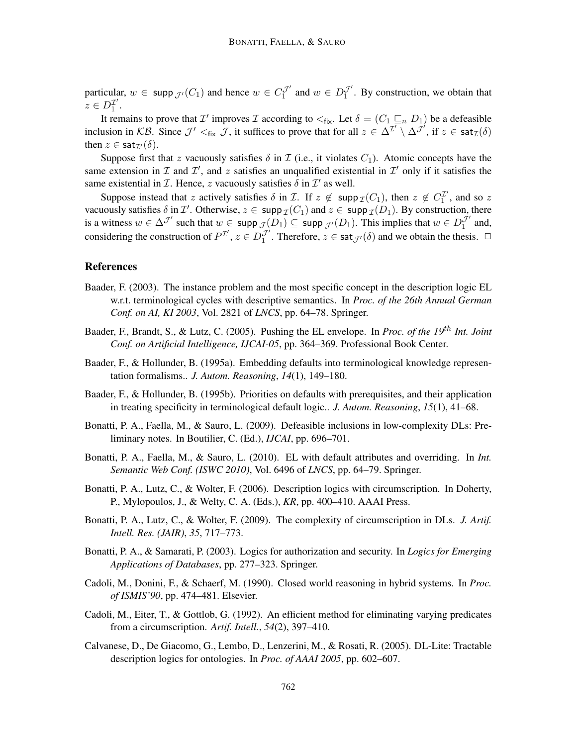particular, $w \in \mathsf{supp}_{\mathcal{J}'}(C_1)$ and hence $w \in C_1^{\mathcal{J}'}$ and $w \in D_1^{\mathcal{J}'}$. By construction, we obtain that $z \in D_1^{\mathcal{I}'}$.

It remains to prove that $\mathcal{I}'$ improves $\mathcal{I}$ according to $<_{\mathsf{fix}}$. Let $\delta = (C_1 \sqsubseteq_n D_1)$ be a defeasible inclusion in $\mathcal{KB}$. Since $\mathcal{J}' <_{\mathsf{fix}} \mathcal{J}$, it suffices to prove that for all $z \in \Delta^{\mathcal{I}'} \setminus \Delta^{\mathcal{J}'}$, if $z \in \mathsf{sat}_{\mathcal{I}}(\delta)$ then $z \in \mathsf{sat}_{\mathcal{I}'}(\delta)$.

Suppose first that $z$ vacuously satisfies $\delta$ in $\mathcal{I}$ (i.e., it violates $C_1$). Atomic concepts have the same extension in $\mathcal{I}$ and $\mathcal{I}'$, and $z$ satisfies an unqualified existential in $\mathcal{I}'$ only if it satisfies the same existential in $\mathcal{I}$. Hence, $z$ vacuously satisfies $\delta$ in $\mathcal{I}'$ as well.

Suppose instead that $z$ actively satisfies $\delta$ in $\mathcal{I}$. If $z \notin \mathsf{supp}_{\mathcal{I}}(C_1)$, then $z \notin C_1^{\mathcal{I}'}$, and so $z$ vacuously satisfies $\delta$ in $\mathcal{I}'$. Otherwise, $z \in \mathsf{supp}_{\mathcal{I}}(C_1)$ and $z \in \mathsf{supp}_{\mathcal{I}}(D_1)$. By construction, there is a witness $w \in \Delta^{\mathcal{J}'}$ such that $w \in \mathsf{supp}_{\mathcal{J}}(D_1) \subseteq \mathsf{supp}_{\mathcal{J}'}(D_1)$. This implies that $w \in D_1^{\mathcal{J}'}$ and, considering the construction of $P^{\mathcal{I}'}$, $z \in D_1^{\mathcal{J}'}$. Therefore, $z \in \mathsf{sat}_{\mathcal{J}'}(\delta)$ and we obtain the thesis. □

## References

Baader, F. (2003). The instance problem and the most specific concept in the description logic EL w.r.t. terminological cycles with descriptive semantics. In *Proc. of the 26th Annual German Conf. on AI, KI 2003*, Vol. 2821 of *LNCS*, pp. 64–78. Springer.

Baader, F., Brandt, S., & Lutz, C. (2005). Pushing the EL envelope. In *Proc. of the 19$^{th}$ Int. Joint Conf. on Artificial Intelligence, IJCAI-05*, pp. 364–369. Professional Book Center.

Baader, F., & Hollunder, B. (1995a). Embedding defaults into terminological knowledge representation formalisms.. *J. Autom. Reasoning*, *14*(1), 149–180.

Baader, F., & Hollunder, B. (1995b). Priorities on defaults with prerequisites, and their application in treating specificity in terminological default logic.. *J. Autom. Reasoning*, *15*(1), 41–68.

Bonatti, P. A., Faella, M., & Sauro, L. (2009). Defeasible inclusions in low-complexity DLs: Preliminary notes. In Boutilier, C. (Ed.), *IJCAI*, pp. 696–701.

Bonatti, P. A., Faella, M., & Sauro, L. (2010). EL with default attributes and overriding. In *Int. Semantic Web Conf. (ISWC 2010)*, Vol. 6496 of *LNCS*, pp. 64–79. Springer.

Bonatti, P. A., Lutz, C., & Wolter, F. (2006). Description logics with circumscription. In Doherty, P., Mylopoulos, J., & Welty, C. A. (Eds.), *KR*, pp. 400–410. AAAI Press.

Bonatti, P. A., Lutz, C., & Wolter, F. (2009). The complexity of circumscription in DLs. *J. Artif. Intell. Res. (JAIR)*, *35*, 717–773.

Bonatti, P. A., & Samarati, P. (2003). Logics for authorization and security. In *Logics for Emerging Applications of Databases*, pp. 277–323. Springer.

Cadoli, M., Donini, F., & Schaerf, M. (1990). Closed world reasoning in hybrid systems. In *Proc. of ISMIS'90*, pp. 474–481. Elsevier.

Cadoli, M., Eiter, T., & Gottlob, G. (1992). An efficient method for eliminating varying predicates from a circumscription. *Artif. Intell.*, *54*(2), 397–410.

Calvanese, D., De Giacomo, G., Lembo, D., Lenzerini, M., & Rosati, R. (2005). DL-Lite: Tractable description logics for ontologies. In *Proc. of AAAI 2005*, pp. 602–607.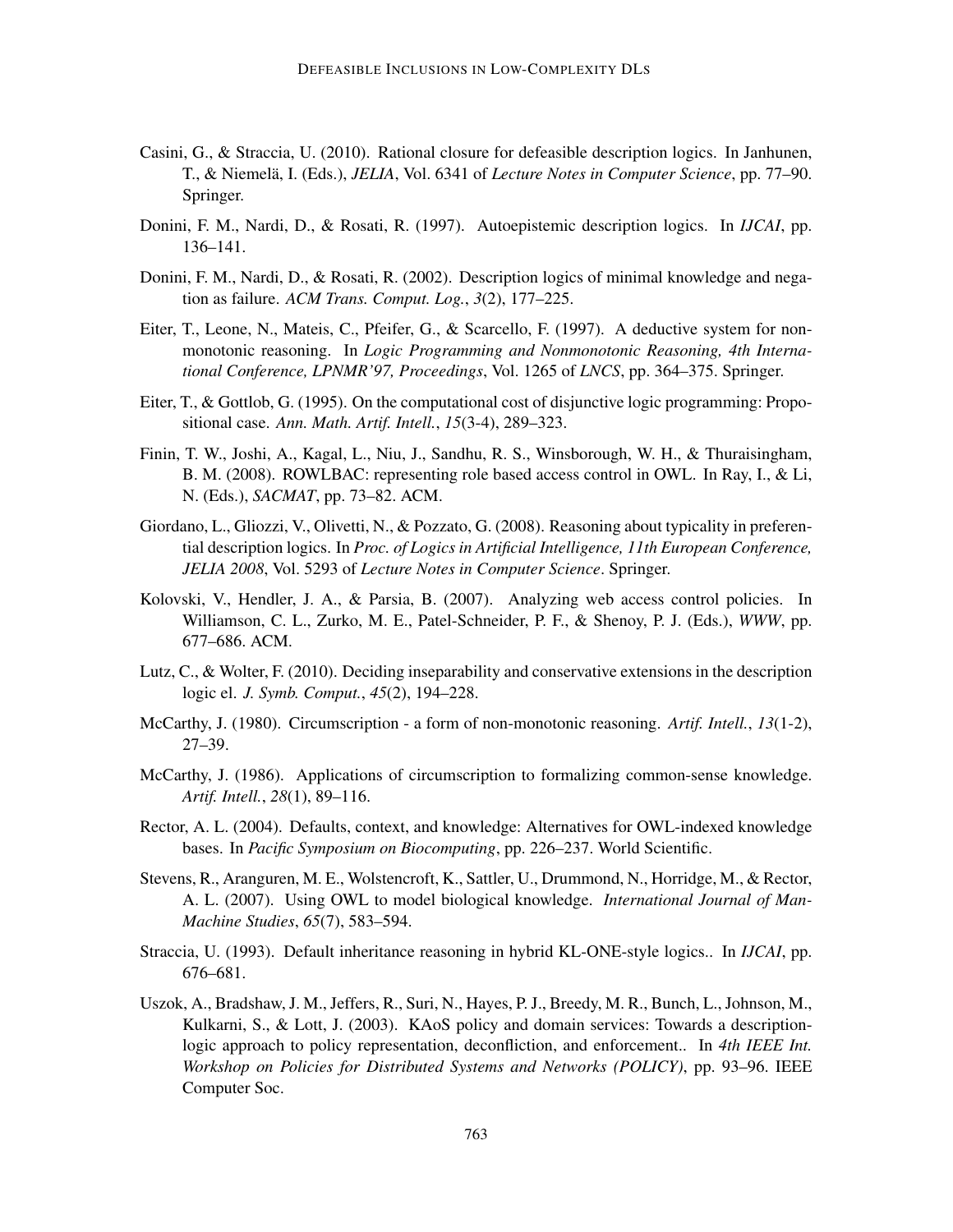Casini, G., & Straccia, U. (2010). Rational closure for defeasible description logics. In Janhunen, T., & Niemelä, I. (Eds.), *JELIA*, Vol. 6341 of *Lecture Notes in Computer Science*, pp. 77–90. Springer.

Donini, F. M., Nardi, D., & Rosati, R. (1997). Autoepistemic description logics. In *IJCAI*, pp. 136–141.

Donini, F. M., Nardi, D., & Rosati, R. (2002). Description logics of minimal knowledge and negation as failure. *ACM Trans. Comput. Log.*, *3*(2), 177–225.

Eiter, T., Leone, N., Mateis, C., Pfeifer, G., & Scarcello, F. (1997). A deductive system for non-monotonic reasoning. In *Logic Programming and Nonmonotonic Reasoning, 4th International Conference, LPNMR'97, Proceedings*, Vol. 1265 of *LNCS*, pp. 364–375. Springer.

Eiter, T., & Gottlob, G. (1995). On the computational cost of disjunctive logic programming: Propositional case. *Ann. Math. Artif. Intell.*, *15*(3-4), 289–323.

Finin, T. W., Joshi, A., Kagal, L., Niu, J., Sandhu, R. S., Winsborough, W. H., & Thuraisingham, B. M. (2008). ROWLBAC: representing role based access control in OWL. In Ray, I., & Li, N. (Eds.), *SACMAT*, pp. 73–82. ACM.

Giordano, L., Gliozzi, V., Olivetti, N., & Pozzato, G. (2008). Reasoning about typicality in preferential description logics. In *Proc. of Logics in Artificial Intelligence, 11th European Conference, JELIA 2008*, Vol. 5293 of *Lecture Notes in Computer Science*. Springer.

Kolovski, V., Hendler, J. A., & Parsia, B. (2007). Analyzing web access control policies. In Williamson, C. L., Zurko, M. E., Patel-Schneider, P. F., & Shenoy, P. J. (Eds.), *WWW*, pp. 677–686. ACM.

Lutz, C., & Wolter, F. (2010). Deciding inseparability and conservative extensions in the description logic el. *J. Symb. Comput.*, *45*(2), 194–228.

McCarthy, J. (1980). Circumscription - a form of non-monotonic reasoning. *Artif. Intell.*, *13*(1-2), 27–39.

McCarthy, J. (1986). Applications of circumscription to formalizing common-sense knowledge. *Artif. Intell.*, *28*(1), 89–116.

Rector, A. L. (2004). Defaults, context, and knowledge: Alternatives for OWL-indexed knowledge bases. In *Pacific Symposium on Biocomputing*, pp. 226–237. World Scientific.

Stevens, R., Aranguren, M. E., Wolstencroft, K., Sattler, U., Drummond, N., Horridge, M., & Rector, A. L. (2007). Using OWL to model biological knowledge. *International Journal of Man-Machine Studies*, *65*(7), 583–594.

Straccia, U. (1993). Default inheritance reasoning in hybrid KL-ONE-style logics.. In *IJCAI*, pp. 676–681.

Uszok, A., Bradshaw, J. M., Jeffers, R., Suri, N., Hayes, P. J., Breedy, M. R., Bunch, L., Johnson, M., Kulkarni, S., & Lott, J. (2003). KAoS policy and domain services: Towards a description-logic approach to policy representation, deconfliction, and enforcement.. In *4th IEEE Int. Workshop on Policies for Distributed Systems and Networks (POLICY)*, pp. 93–96. IEEE Computer Soc.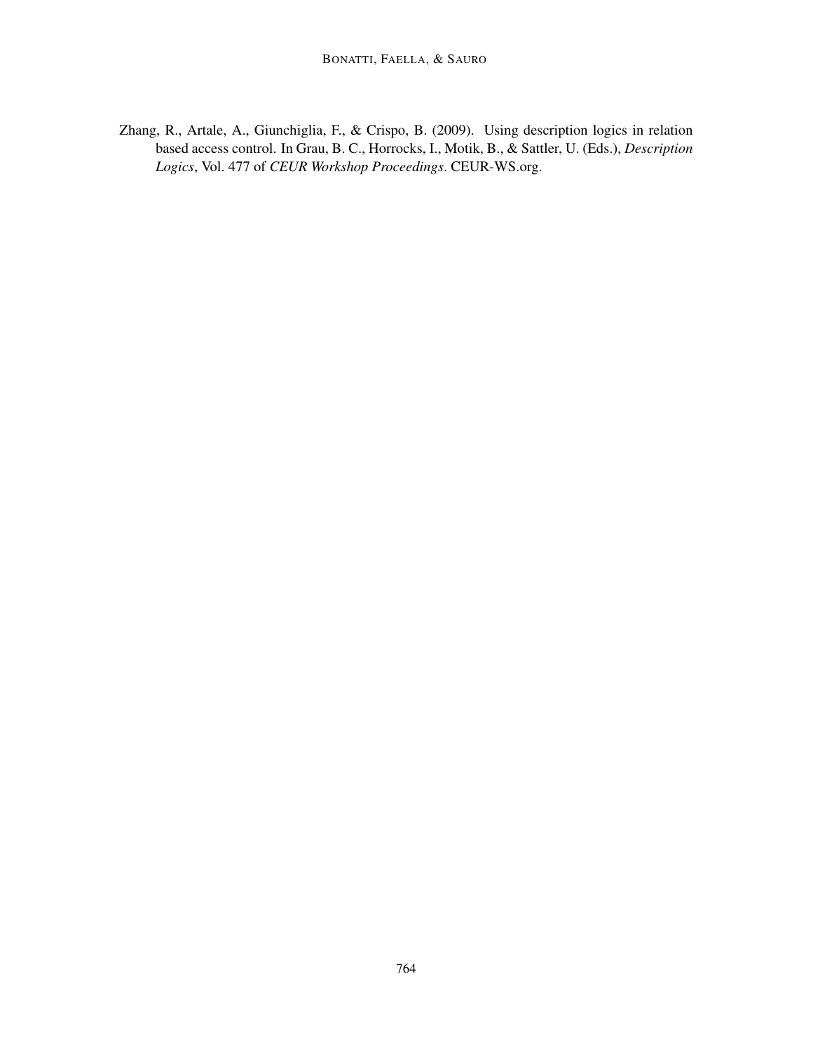Zhang, R., Artale, A., Giunchiglia, F., & Crispo, B. (2009). Using description logics in relation based access control. In Grau, B. C., Horrocks, I., Motik, B., & Sattler, U. (Eds.), *Description Logics*, Vol. 477 of *CEUR Workshop Proceedings*. CEUR-WS.org.